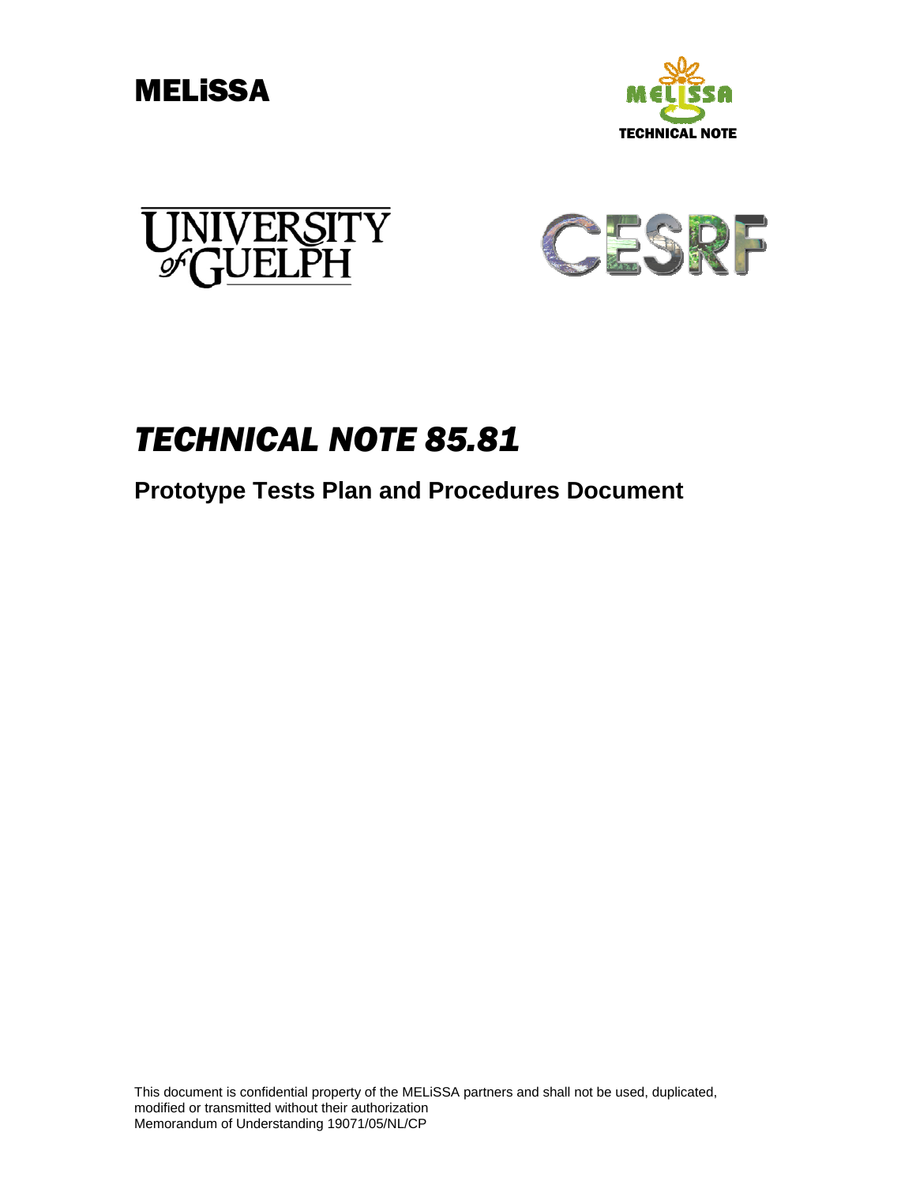MELiSSA

TECHNICAL NOTE

UNIVERSITY of GUELPH

CESRF

# *TECHNICAL NOTE 85.81*

## Prototype Tests Plan and Procedures Document

This document is confidential property of the MELiSSA partners and shall not be used, duplicated, modified or transmitted without their authorization
Memorandum of Understanding 19071/05/NL/CP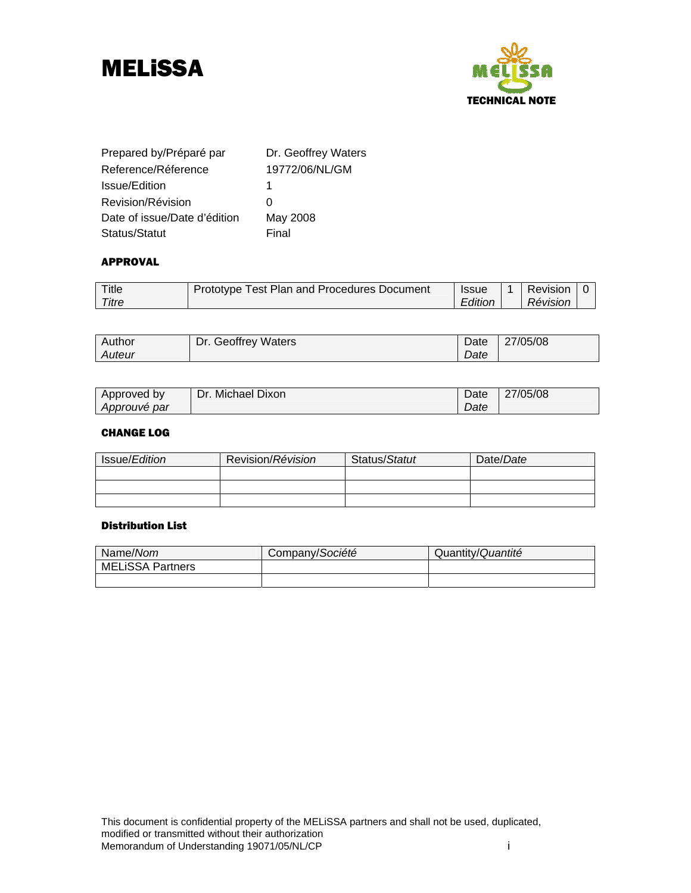# MELiSSA

MELiSSA
TECHNICAL NOTE

| | |
|---|---|
| Prepared by/Préparé par | Dr. Geoffrey Waters |
| Reference/Réference | 19772/06/NL/GM |
| Issue/Edition | 1 |
| Revision/Révision | 0 |
| Date of issue/Date d'édition | May 2008 |
| Status/Statut | Final |

### APPROVAL

| Title *Titre* | Prototype Test Plan and Procedures Document | Issue *Edition* | 1 | Revision *Révision* | 0 |
|---|---|---|---|---|---|

| Author *Auteur* | Dr. Geoffrey Waters | Date *Date* | 27/05/08 |
|---|---|---|---|

| Approved by *Approuvé par* | Dr. Michael Dixon | Date *Date* | 27/05/08 |
|---|---|---|---|

### CHANGE LOG

| Issue/*Edition* | Revision/*Révision* | Status/*Statut* | Date/*Date* |
|---|---|---|---|
| | | | |
| | | | |
| | | | |

### Distribution List

| Name/*Nom* | Company/*Société* | Quantity/*Quantité* |
|---|---|---|
| MELiSSA Partners | | |
| | | |

This document is confidential property of the MELiSSA partners and shall not be used, duplicated, modified or transmitted without their authorization
Memorandum of Understanding 19071/05/NL/CP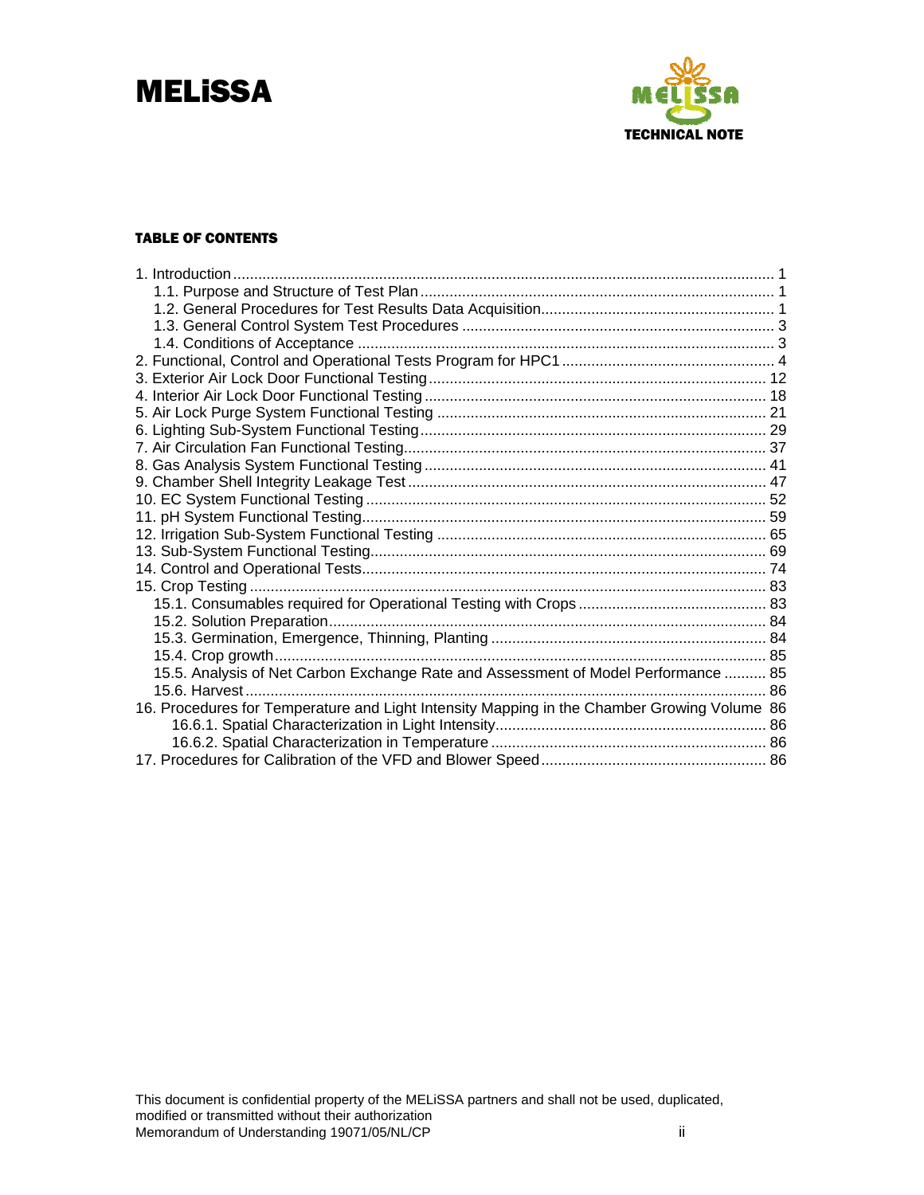#### TABLE OF CONTENTS

1. Introduction ... 1
   - 1.1. Purpose and Structure of Test Plan ... 1
   - 1.2. General Procedures for Test Results Data Acquisition ... 1
   - 1.3. General Control System Test Procedures ... 3
   - 1.4. Conditions of Acceptance ... 3
2. Functional, Control and Operational Tests Program for HPC1 ... 4
3. Exterior Air Lock Door Functional Testing ... 12
4. Interior Air Lock Door Functional Testing ... 18
5. Air Lock Purge System Functional Testing ... 21
6. Lighting Sub-System Functional Testing ... 29
7. Air Circulation Fan Functional Testing ... 37
8. Gas Analysis System Functional Testing ... 41
9. Chamber Shell Integrity Leakage Test ... 47
10. EC System Functional Testing ... 52
11. pH System Functional Testing ... 59
12. Irrigation Sub-System Functional Testing ... 65
13. Sub-System Functional Testing ... 69
14. Control and Operational Tests ... 74
15. Crop Testing ... 83
    - 15.1. Consumables required for Operational Testing with Crops ... 83
    - 15.2. Solution Preparation ... 84
    - 15.3. Germination, Emergence, Thinning, Planting ... 84
    - 15.4. Crop growth ... 85
    - 15.5. Analysis of Net Carbon Exchange Rate and Assessment of Model Performance ... 85
    - 15.6. Harvest ... 86
16. Procedures for Temperature and Light Intensity Mapping in the Chamber Growing Volume 86
    - 16.6.1. Spatial Characterization in Light Intensity ... 86
    - 16.6.2. Spatial Characterization in Temperature ... 86
17. Procedures for Calibration of the VFD and Blower Speed ... 86

This document is confidential property of the MELiSSA partners and shall not be used, duplicated, modified or transmitted without their authorization
Memorandum of Understanding 19071/05/NL/CP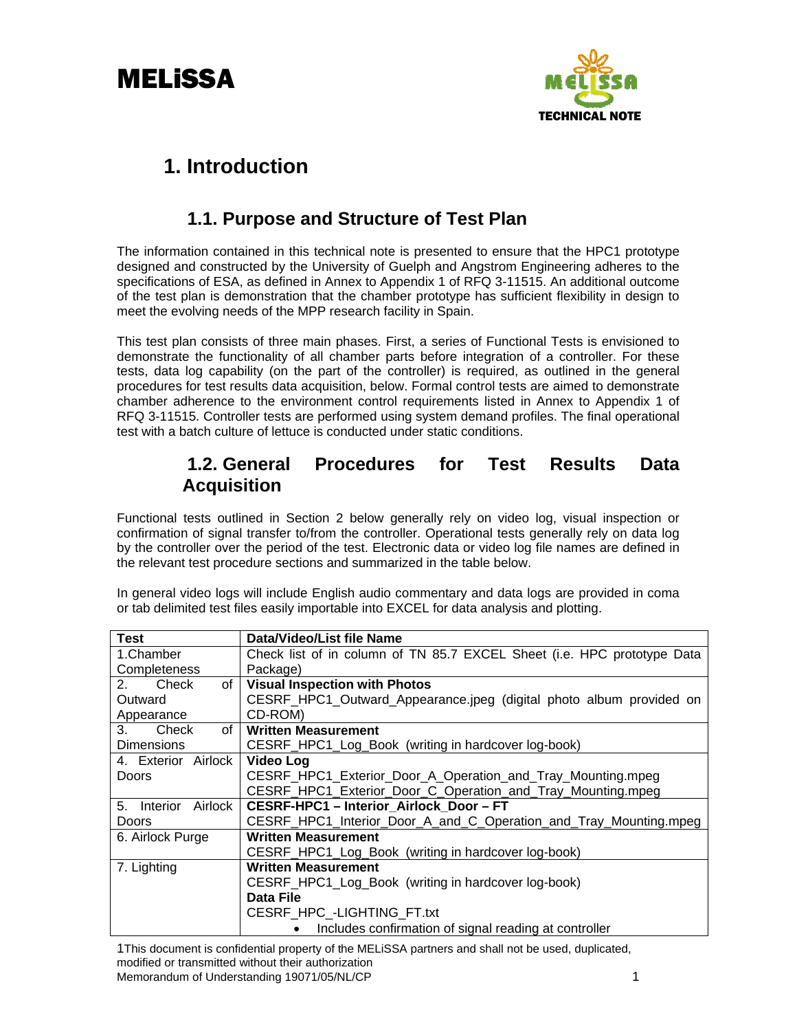# 1. Introduction

## 1.1. Purpose and Structure of Test Plan

The information contained in this technical note is presented to ensure that the HPC1 prototype designed and constructed by the University of Guelph and Angstrom Engineering adheres to the specifications of ESA, as defined in Annex to Appendix 1 of RFQ 3-11515. An additional outcome of the test plan is demonstration that the chamber prototype has sufficient flexibility in design to meet the evolving needs of the MPP research facility in Spain.

This test plan consists of three main phases. First, a series of Functional Tests is envisioned to demonstrate the functionality of all chamber parts before integration of a controller. For these tests, data log capability (on the part of the controller) is required, as outlined in the general procedures for test results data acquisition, below. Formal control tests are aimed to demonstrate chamber adherence to the environment control requirements listed in Annex to Appendix 1 of RFQ 3-11515. Controller tests are performed using system demand profiles. The final operational test with a batch culture of lettuce is conducted under static conditions.

## 1.2. General Procedures for Test Results Data Acquisition

Functional tests outlined in Section 2 below generally rely on video log, visual inspection or confirmation of signal transfer to/from the controller. Operational tests generally rely on data log by the controller over the period of the test. Electronic data or video log file names are defined in the relevant test procedure sections and summarized in the table below.

In general video logs will include English audio commentary and data logs are provided in coma or tab delimited test files easily importable into EXCEL for data analysis and plotting.

| Test | Data/Video/List file Name |
|---|---|
| 1.Chamber Completeness | Check list of in column of TN 85.7 EXCEL Sheet (i.e. HPC prototype Data Package) |
| 2. Check of Outward Appearance | **Visual Inspection with Photos**<br>CESRF_HPC1_Outward_Appearance.jpeg (digital photo album provided on CD-ROM) |
| 3. Check of Dimensions | **Written Measurement**<br>CESRF_HPC1_Log_Book (writing in hardcover log-book) |
| 4. Exterior Airlock Doors | **Video Log**<br>CESRF_HPC1_Exterior_Door_A_Operation_and_Tray_Mounting.mpeg<br>CESRF_HPC1_Exterior_Door_C_Operation_and_Tray_Mounting.mpeg |
| 5. Interior Airlock Doors | **CESRF-HPC1 – Interior_Airlock_Door – FT**<br>CESRF_HPC1_Interior_Door_A_and_C_Operation_and_Tray_Mounting.mpeg |
| 6. Airlock Purge | **Written Measurement**<br>CESRF_HPC1_Log_Book (writing in hardcover log-book) |
| 7. Lighting | **Written Measurement**<br>CESRF_HPC1_Log_Book (writing in hardcover log-book)<br>**Data File**<br>CESRF_HPC_-LIGHTING_FT.txt<br>• Includes confirmation of signal reading at controller |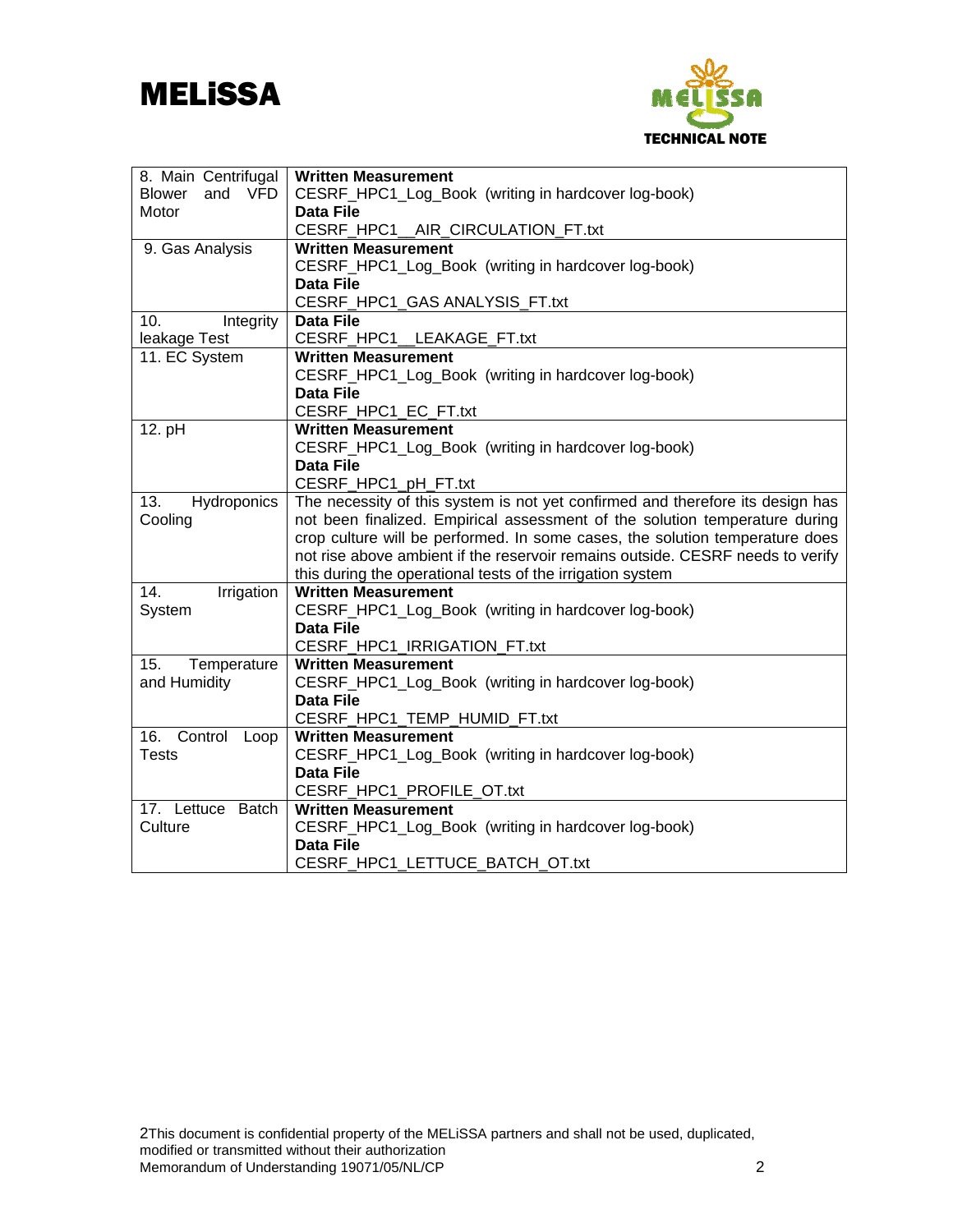| | |
|---|---|
| 8. Main Centrifugal Blower and VFD Motor | **Written Measurement**<br>CESRF_HPC1_Log_Book (writing in hardcover log-book)<br>**Data File**<br>CESRF_HPC1__AIR_CIRCULATION_FT.txt |
| 9. Gas Analysis | **Written Measurement**<br>CESRF_HPC1_Log_Book (writing in hardcover log-book)<br>**Data File**<br>CESRF_HPC1_GAS ANALYSIS_FT.txt |
| 10. Integrity leakage Test | **Data File**<br>CESRF_HPC1__LEAKAGE_FT.txt |
| 11. EC System | **Written Measurement**<br>CESRF_HPC1_Log_Book (writing in hardcover log-book)<br>**Data File**<br>CESRF_HPC1_EC_FT.txt |
| 12. pH | **Written Measurement**<br>CESRF_HPC1_Log_Book (writing in hardcover log-book)<br>**Data File**<br>CESRF_HPC1_pH_FT.txt |
| 13. Hydroponics Cooling | The necessity of this system is not yet confirmed and therefore its design has not been finalized. Empirical assessment of the solution temperature during crop culture will be performed. In some cases, the solution temperature does not rise above ambient if the reservoir remains outside. CESRF needs to verify this during the operational tests of the irrigation system |
| 14. Irrigation System | **Written Measurement**<br>CESRF_HPC1_Log_Book (writing in hardcover log-book)<br>**Data File**<br>CESRF_HPC1_IRRIGATION_FT.txt |
| 15. Temperature and Humidity | **Written Measurement**<br>CESRF_HPC1_Log_Book (writing in hardcover log-book)<br>**Data File**<br>CESRF_HPC1_TEMP_HUMID_FT.txt |
| 16. Control Loop Tests | **Written Measurement**<br>CESRF_HPC1_Log_Book (writing in hardcover log-book)<br>**Data File**<br>CESRF_HPC1_PROFILE_OT.txt |
| 17. Lettuce Batch Culture | **Written Measurement**<br>CESRF_HPC1_Log_Book (writing in hardcover log-book)<br>**Data File**<br>CESRF_HPC1_LETTUCE_BATCH_OT.txt |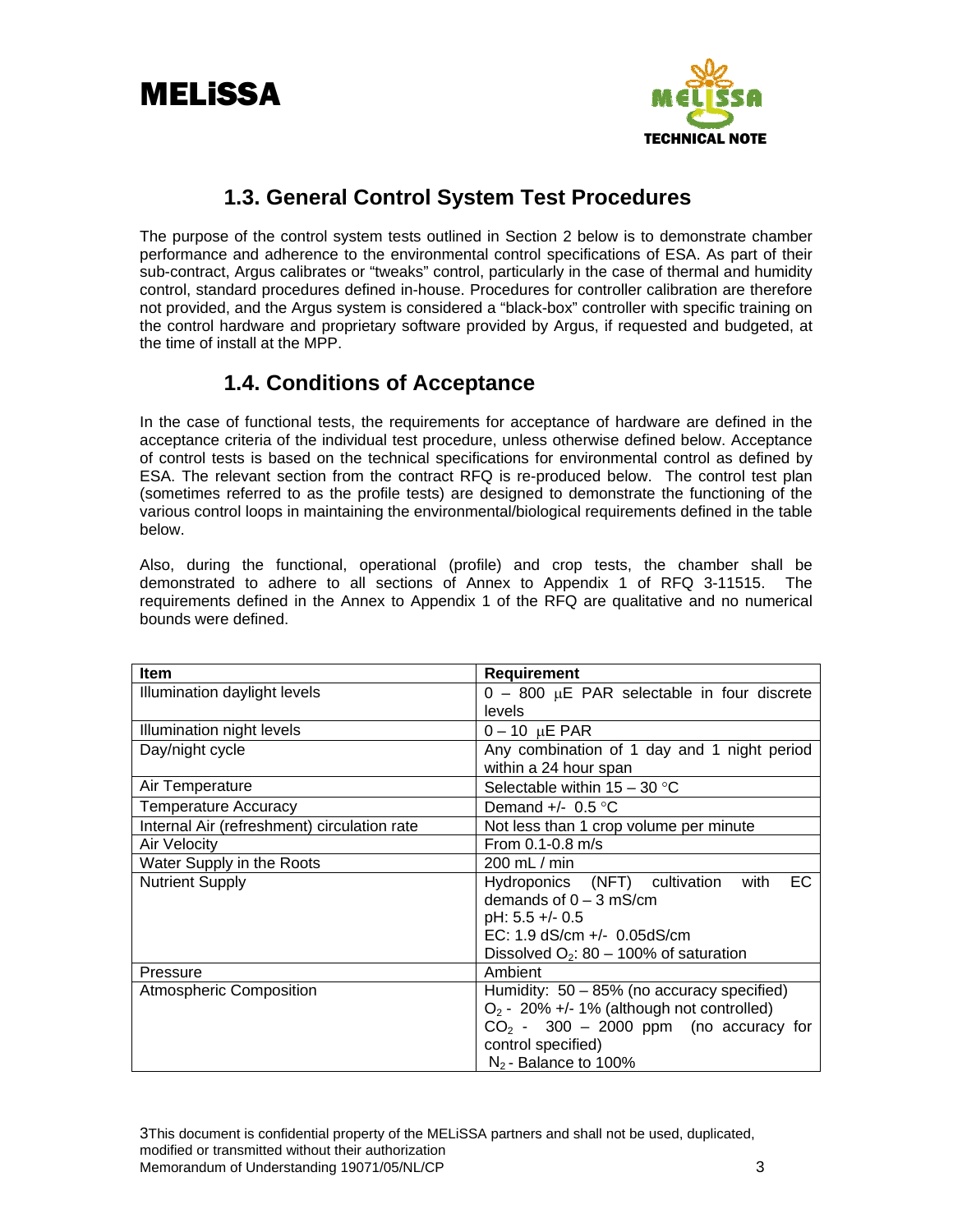## 1.3. General Control System Test Procedures

The purpose of the control system tests outlined in Section 2 below is to demonstrate chamber performance and adherence to the environmental control specifications of ESA. As part of their sub-contract, Argus calibrates or "tweaks" control, particularly in the case of thermal and humidity control, standard procedures defined in-house. Procedures for controller calibration are therefore not provided, and the Argus system is considered a "black-box" controller with specific training on the control hardware and proprietary software provided by Argus, if requested and budgeted, at the time of install at the MPP.

## 1.4. Conditions of Acceptance

In the case of functional tests, the requirements for acceptance of hardware are defined in the acceptance criteria of the individual test procedure, unless otherwise defined below. Acceptance of control tests is based on the technical specifications for environmental control as defined by ESA. The relevant section from the contract RFQ is re-produced below. The control test plan (sometimes referred to as the profile tests) are designed to demonstrate the functioning of the various control loops in maintaining the environmental/biological requirements defined in the table below.

Also, during the functional, operational (profile) and crop tests, the chamber shall be demonstrated to adhere to all sections of Annex to Appendix 1 of RFQ 3-11515. The requirements defined in the Annex to Appendix 1 of the RFQ are qualitative and no numerical bounds were defined.

| Item | Requirement |
|---|---|
| Illumination daylight levels | 0 – 800 μE PAR selectable in four discrete levels |
| Illumination night levels | 0 – 10 μE PAR |
| Day/night cycle | Any combination of 1 day and 1 night period within a 24 hour span |
| Air Temperature | Selectable within 15 – 30 °C |
| Temperature Accuracy | Demand +/- 0.5 °C |
| Internal Air (refreshment) circulation rate | Not less than 1 crop volume per minute |
| Air Velocity | From 0.1-0.8 m/s |
| Water Supply in the Roots | 200 mL / min |
| Nutrient Supply | Hydroponics (NFT) cultivation with EC demands of 0 – 3 mS/cm<br>pH: 5.5 +/- 0.5<br>EC: 1.9 dS/cm +/- 0.05dS/cm<br>Dissolved $O_2$: 80 – 100% of saturation |
| Pressure | Ambient |
| Atmospheric Composition | Humidity: 50 – 85% (no accuracy specified)<br>$O_2$ - 20% +/- 1% (although not controlled)<br>$CO_2$ - 300 – 2000 ppm (no accuracy for control specified)<br>$N_2$ - Balance to 100% |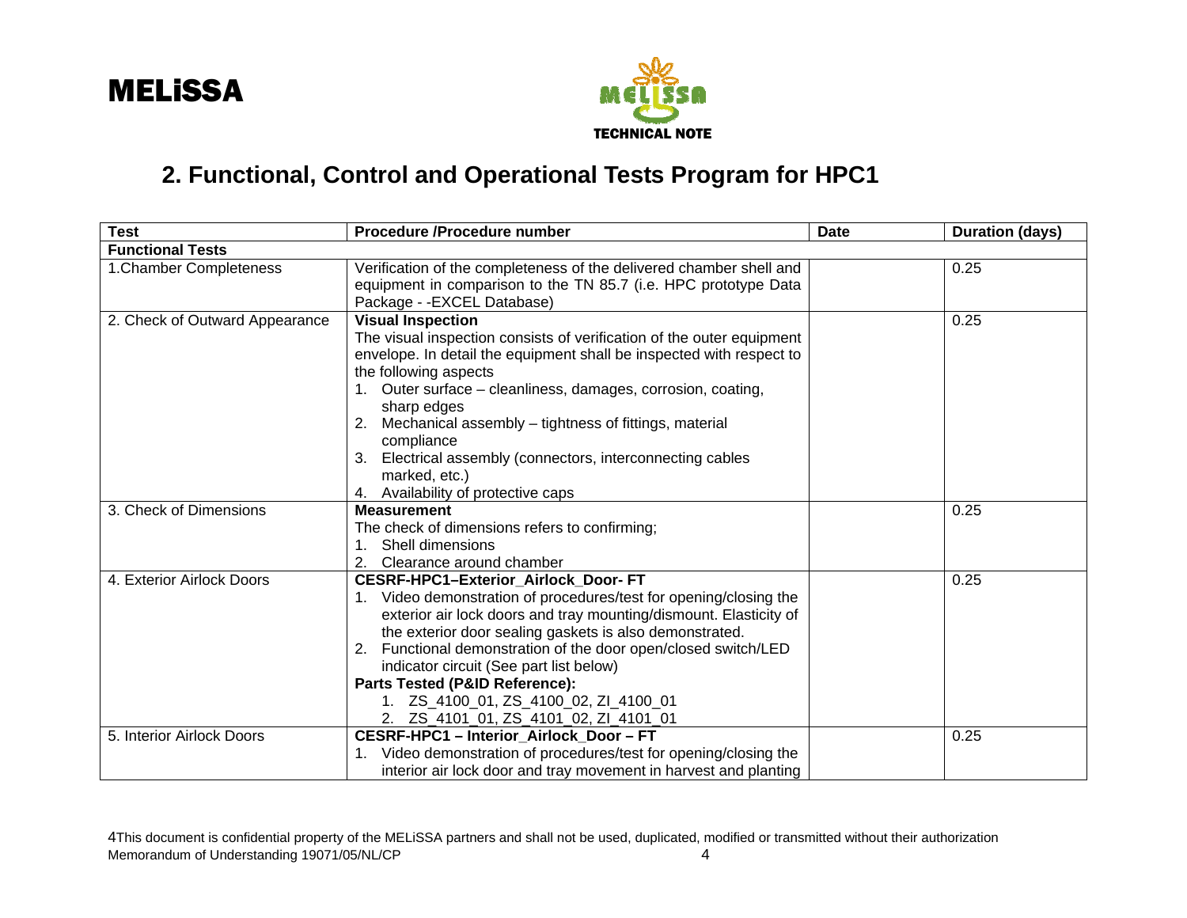## 2. Functional, Control and Operational Tests Program for HPC1

| Test | Procedure /Procedure number | Date | Duration (days) |
|---|---|---|---|
| **Functional Tests** | | | |
| 1.Chamber Completeness | Verification of the completeness of the delivered chamber shell and equipment in comparison to the TN 85.7 (i.e. HPC prototype Data Package - -EXCEL Database) | | 0.25 |
| 2. Check of Outward Appearance | **Visual Inspection**<br>The visual inspection consists of verification of the outer equipment envelope. In detail the equipment shall be inspected with respect to the following aspects<br>1. Outer surface – cleanliness, damages, corrosion, coating, sharp edges<br>2. Mechanical assembly – tightness of fittings, material compliance<br>3. Electrical assembly (connectors, interconnecting cables marked, etc.)<br>4. Availability of protective caps | | 0.25 |
| 3. Check of Dimensions | **Measurement**<br>The check of dimensions refers to confirming;<br>1. Shell dimensions<br>2. Clearance around chamber | | 0.25 |
| 4. Exterior Airlock Doors | **CESRF-HPC1–Exterior_Airlock_Door- FT**<br>1. Video demonstration of procedures/test for opening/closing the exterior air lock doors and tray mounting/dismount. Elasticity of the exterior door sealing gaskets is also demonstrated.<br>2. Functional demonstration of the door open/closed switch/LED indicator circuit (See part list below)<br>**Parts Tested (P&ID Reference):**<br>1. ZS_4100_01, ZS_4100_02, ZI_4100_01<br>2. ZS_4101_01, ZS_4101_02, ZI_4101_01 | | 0.25 |
| 5. Interior Airlock Doors | **CESRF-HPC1 – Interior_Airlock_Door – FT**<br>1. Video demonstration of procedures/test for opening/closing the interior air lock door and tray movement in harvest and planting | | 0.25 |

4This document is confidential property of the MELiSSA partners and shall not be used, duplicated, modified or transmitted without their authorization
Memorandum of Understanding 19071/05/NL/CP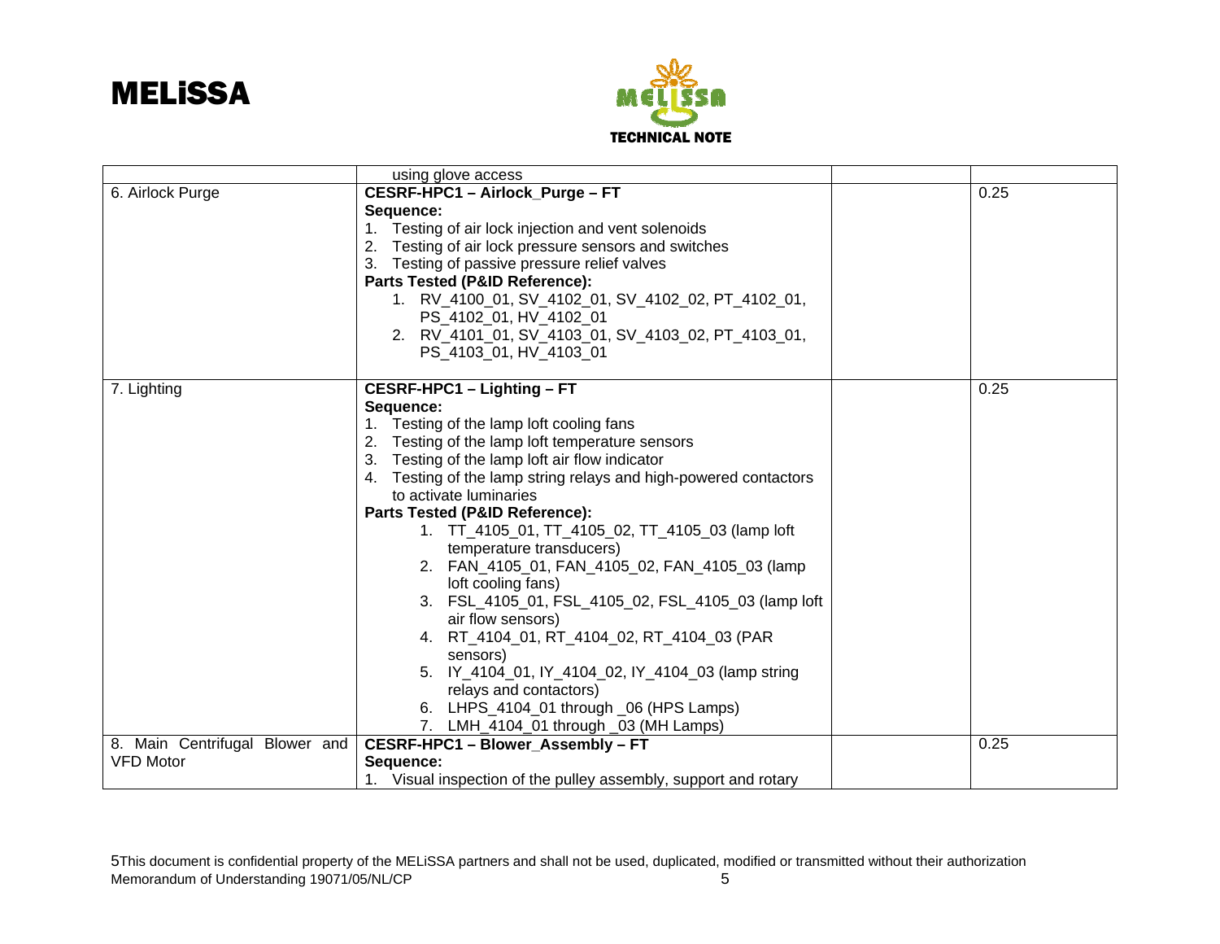| | | | |
|---|---|---|---|
| | using glove access | | |
| 6. Airlock Purge | **CESRF-HPC1 – Airlock_Purge – FT**<br>**Sequence:**<br>1. Testing of air lock injection and vent solenoids<br>2. Testing of air lock pressure sensors and switches<br>3. Testing of passive pressure relief valves<br>**Parts Tested (P&ID Reference):**<br>1. RV_4100_01, SV_4102_01, SV_4102_02, PT_4102_01, PS_4102_01, HV_4102_01<br>2. RV_4101_01, SV_4103_01, SV_4103_02, PT_4103_01, PS_4103_01, HV_4103_01 | | 0.25 |
| 7. Lighting | **CESRF-HPC1 – Lighting – FT**<br>**Sequence:**<br>1. Testing of the lamp loft cooling fans<br>2. Testing of the lamp loft temperature sensors<br>3. Testing of the lamp loft air flow indicator<br>4. Testing of the lamp string relays and high-powered contactors to activate luminaries<br>**Parts Tested (P&ID Reference):**<br>1. TT_4105_01, TT_4105_02, TT_4105_03 (lamp loft temperature transducers)<br>2. FAN_4105_01, FAN_4105_02, FAN_4105_03 (lamp loft cooling fans)<br>3. FSL_4105_01, FSL_4105_02, FSL_4105_03 (lamp loft air flow sensors)<br>4. RT_4104_01, RT_4104_02, RT_4104_03 (PAR sensors)<br>5. IY_4104_01, IY_4104_02, IY_4104_03 (lamp string relays and contactors)<br>6. LHPS_4104_01 through _06 (HPS Lamps)<br>7. LMH_4104_01 through _03 (MH Lamps) | | 0.25 |
| 8. Main Centrifugal Blower and VFD Motor | **CESRF-HPC1 – Blower_Assembly – FT**<br>**Sequence:**<br>1. Visual inspection of the pulley assembly, support and rotary | | 0.25 |

5This document is confidential property of the MELiSSA partners and shall not be used, duplicated, modified or transmitted without their authorization
Memorandum of Understanding 19071/05/NL/CP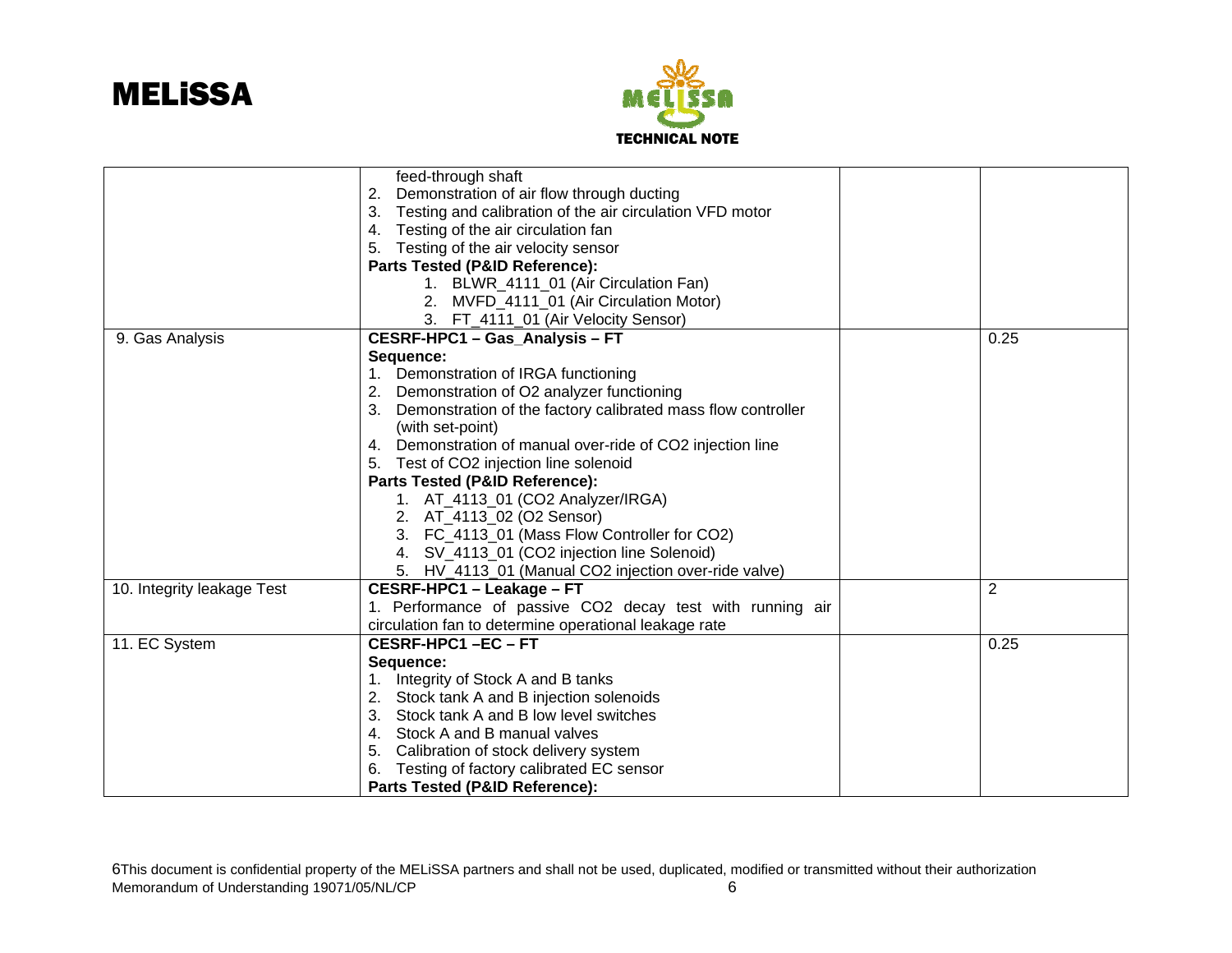| | | | |
|---|---|---|---|
| | feed-through shaft<br>2. Demonstration of air flow through ducting<br>3. Testing and calibration of the air circulation VFD motor<br>4. Testing of the air circulation fan<br>5. Testing of the air velocity sensor<br>**Parts Tested (P&ID Reference):**<br>1. BLWR_4111_01 (Air Circulation Fan)<br>2. MVFD_4111_01 (Air Circulation Motor)<br>3. FT_4111_01 (Air Velocity Sensor) | | |
| 9. Gas Analysis | **CESRF-HPC1 – Gas_Analysis – FT**<br>**Sequence:**<br>1. Demonstration of IRGA functioning<br>2. Demonstration of O2 analyzer functioning<br>3. Demonstration of the factory calibrated mass flow controller (with set-point)<br>4. Demonstration of manual over-ride of CO2 injection line<br>5. Test of CO2 injection line solenoid<br>**Parts Tested (P&ID Reference):**<br>1. AT_4113_01 (CO2 Analyzer/IRGA)<br>2. AT_4113_02 (O2 Sensor)<br>3. FC_4113_01 (Mass Flow Controller for CO2)<br>4. SV_4113_01 (CO2 injection line Solenoid)<br>5. HV_4113_01 (Manual CO2 injection over-ride valve) | | 0.25 |
| 10. Integrity leakage Test | **CESRF-HPC1 – Leakage – FT**<br>1. Performance of passive CO2 decay test with running air circulation fan to determine operational leakage rate | | 2 |
| 11. EC System | **CESRF-HPC1 –EC – FT**<br>**Sequence:**<br>1. Integrity of Stock A and B tanks<br>2. Stock tank A and B injection solenoids<br>3. Stock tank A and B low level switches<br>4. Stock A and B manual valves<br>5. Calibration of stock delivery system<br>6. Testing of factory calibrated EC sensor<br>**Parts Tested (P&ID Reference):** | | 0.25 |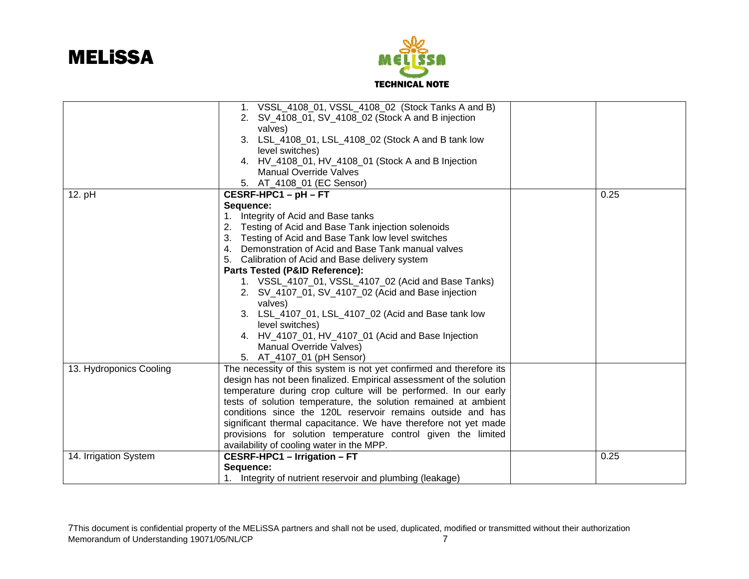|  |  |  |  |
|---|---|---|---|
|  | 1. VSSL_4108_01, VSSL_4108_02 (Stock Tanks A and B)<br>2. SV_4108_01, SV_4108_02 (Stock A and B injection valves)<br>3. LSL_4108_01, LSL_4108_02 (Stock A and B tank low level switches)<br>4. HV_4108_01, HV_4108_01 (Stock A and B Injection Manual Override Valves<br>5. AT_4108_01 (EC Sensor) |  |  |
| 12. pH | **CESRF-HPC1 – pH – FT**<br>**Sequence:**<br>1. Integrity of Acid and Base tanks<br>2. Testing of Acid and Base Tank injection solenoids<br>3. Testing of Acid and Base Tank low level switches<br>4. Demonstration of Acid and Base Tank manual valves<br>5. Calibration of Acid and Base delivery system<br>**Parts Tested (P&ID Reference):**<br>1. VSSL_4107_01, VSSL_4107_02 (Acid and Base Tanks)<br>2. SV_4107_01, SV_4107_02 (Acid and Base injection valves)<br>3. LSL_4107_01, LSL_4107_02 (Acid and Base tank low level switches)<br>4. HV_4107_01, HV_4107_01 (Acid and Base Injection Manual Override Valves)<br>5. AT_4107_01 (pH Sensor) |  | 0.25 |
| 13. Hydroponics Cooling | The necessity of this system is not yet confirmed and therefore its design has not been finalized. Empirical assessment of the solution temperature during crop culture will be performed. In our early tests of solution temperature, the solution remained at ambient conditions since the 120L reservoir remains outside and has significant thermal capacitance. We have therefore not yet made provisions for solution temperature control given the limited availability of cooling water in the MPP. |  |  |
| 14. Irrigation System | **CESRF-HPC1 – Irrigation – FT**<br>**Sequence:**<br>1. Integrity of nutrient reservoir and plumbing (leakage) |  | 0.25 |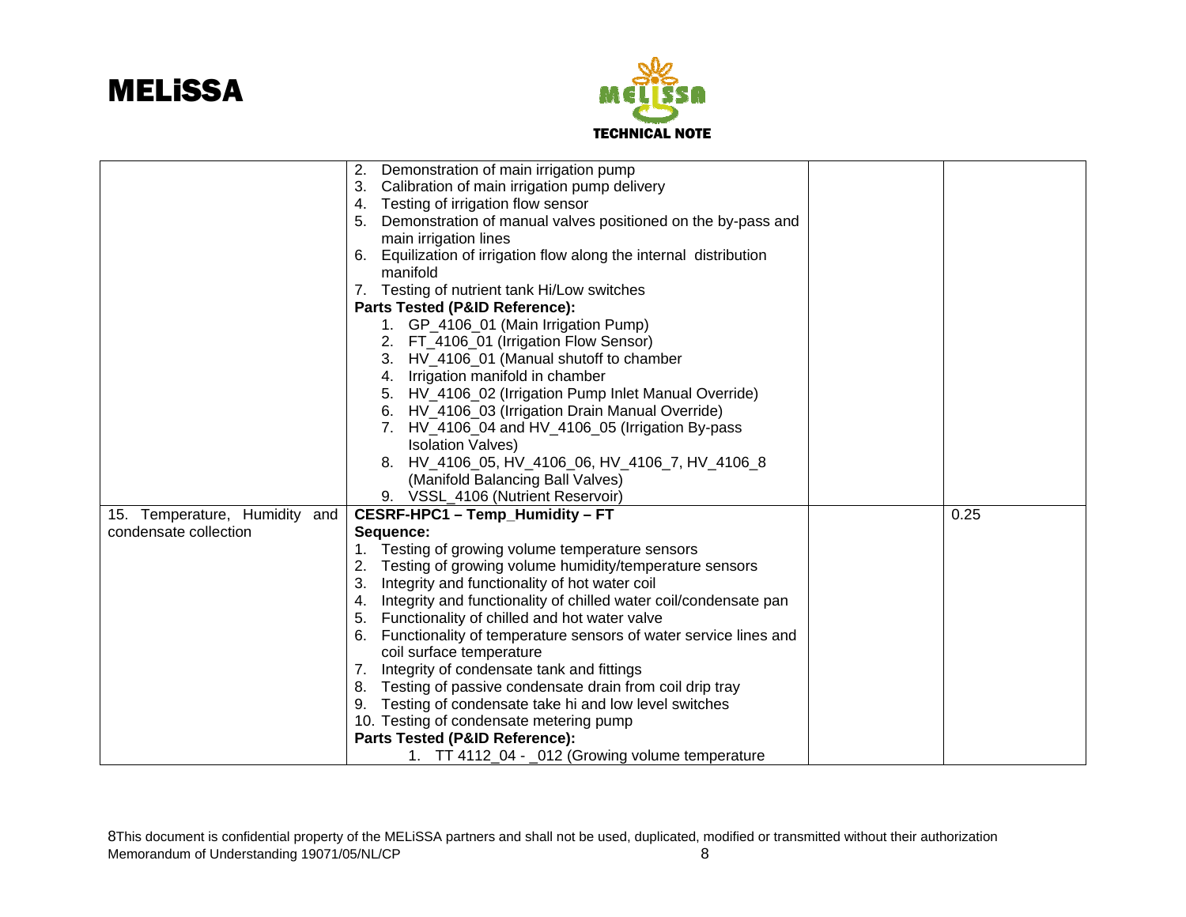| | | | |
|---|---|---|---|
| | 2. Demonstration of main irrigation pump<br>3. Calibration of main irrigation pump delivery<br>4. Testing of irrigation flow sensor<br>5. Demonstration of manual valves positioned on the by-pass and main irrigation lines<br>6. Equilization of irrigation flow along the internal distribution manifold<br>7. Testing of nutrient tank Hi/Low switches<br>**Parts Tested (P&ID Reference):**<br>1. GP_4106_01 (Main Irrigation Pump)<br>2. FT_4106_01 (Irrigation Flow Sensor)<br>3. HV_4106_01 (Manual shutoff to chamber<br>4. Irrigation manifold in chamber<br>5. HV_4106_02 (Irrigation Pump Inlet Manual Override)<br>6. HV_4106_03 (Irrigation Drain Manual Override)<br>7. HV_4106_04 and HV_4106_05 (Irrigation By-pass Isolation Valves)<br>8. HV_4106_05, HV_4106_06, HV_4106_7, HV_4106_8 (Manifold Balancing Ball Valves)<br>9. VSSL_4106 (Nutrient Reservoir) | | |
| 15. Temperature, Humidity and condensate collection | **CESRF-HPC1 – Temp_Humidity – FT**<br>**Sequence:**<br>1. Testing of growing volume temperature sensors<br>2. Testing of growing volume humidity/temperature sensors<br>3. Integrity and functionality of hot water coil<br>4. Integrity and functionality of chilled water coil/condensate pan<br>5. Functionality of chilled and hot water valve<br>6. Functionality of temperature sensors of water service lines and coil surface temperature<br>7. Integrity of condensate tank and fittings<br>8. Testing of passive condensate drain from coil drip tray<br>9. Testing of condensate take hi and low level switches<br>10. Testing of condensate metering pump<br>**Parts Tested (P&ID Reference):**<br>1. TT 4112_04 - _012 (Growing volume temperature | | 0.25 |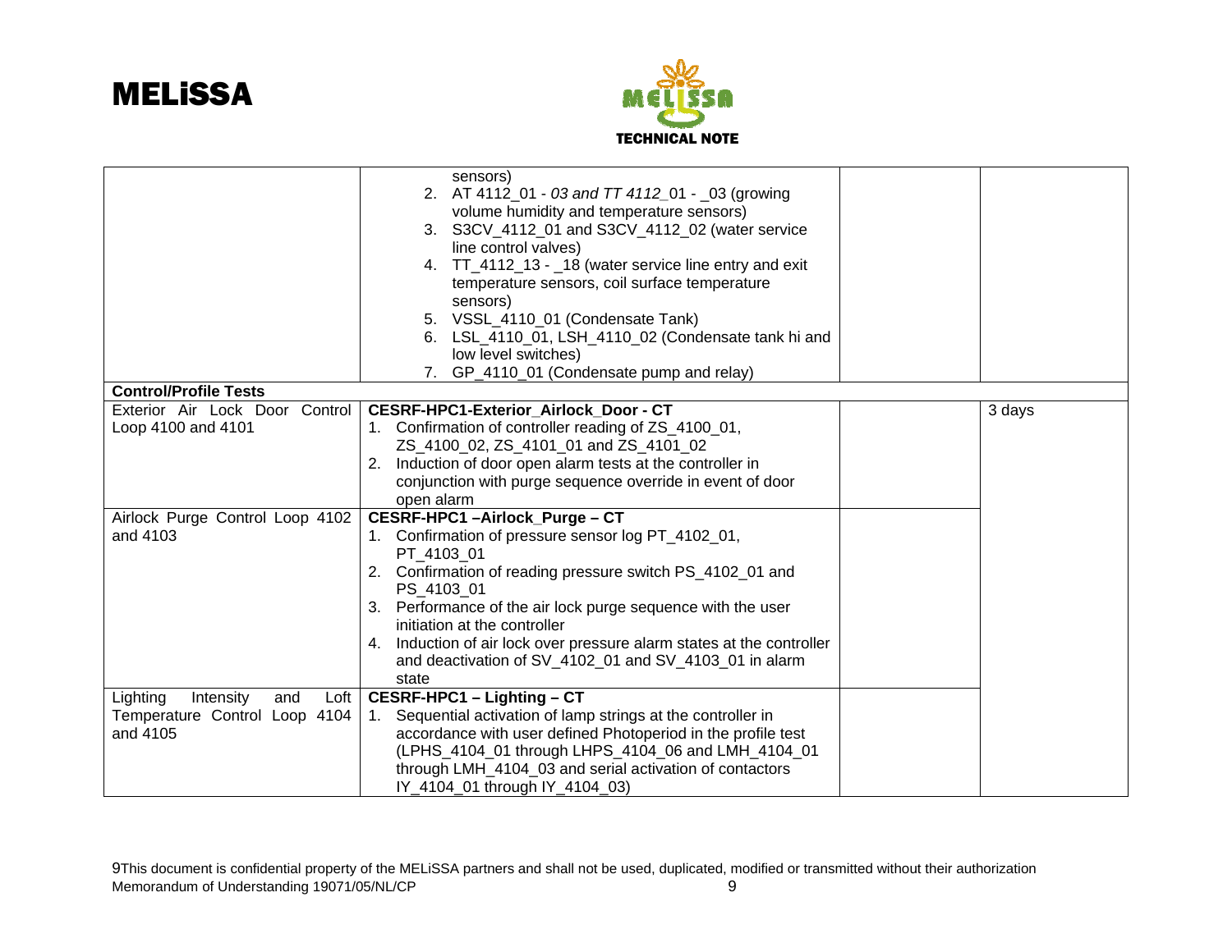| | | | |
|---|---|---|---|
| | sensors)<br>2. AT 4112_01 - *03 and TT 4112*_01 - _03 (growing volume humidity and temperature sensors)<br>3. S3CV_4112_01 and S3CV_4112_02 (water service line control valves)<br>4. TT_4112_13 - _18 (water service line entry and exit temperature sensors, coil surface temperature sensors)<br>5. VSSL_4110_01 (Condensate Tank)<br>6. LSL_4110_01, LSH_4110_02 (Condensate tank hi and low level switches)<br>7. GP_4110_01 (Condensate pump and relay) | | |
| **Control/Profile Tests** | | | |
| Exterior Air Lock Door Control Loop 4100 and 4101 | **CESRF-HPC1-Exterior_Airlock_Door - CT**<br>1. Confirmation of controller reading of ZS_4100_01, ZS_4100_02, ZS_4101_01 and ZS_4101_02<br>2. Induction of door open alarm tests at the controller in conjunction with purge sequence override in event of door open alarm | | 3 days |
| Airlock Purge Control Loop 4102 and 4103 | **CESRF-HPC1 –Airlock_Purge – CT**<br>1. Confirmation of pressure sensor log PT_4102_01, PT_4103_01<br>2. Confirmation of reading pressure switch PS_4102_01 and PS_4103_01<br>3. Performance of the air lock purge sequence with the user initiation at the controller<br>4. Induction of air lock over pressure alarm states at the controller and deactivation of SV_4102_01 and SV_4103_01 in alarm state | | |
| Lighting Intensity and Loft Temperature Control Loop 4104 and 4105 | **CESRF-HPC1 – Lighting – CT**<br>1. Sequential activation of lamp strings at the controller in accordance with user defined Photoperiod in the profile test (LPHS_4104_01 through LHPS_4104_06 and LMH_4104_01 through LMH_4104_03 and serial activation of contactors IY_4104_01 through IY_4104_03) | | |

9This document is confidential property of the MELiSSA partners and shall not be used, duplicated, modified or transmitted without their authorization
Memorandum of Understanding 19071/05/NL/CP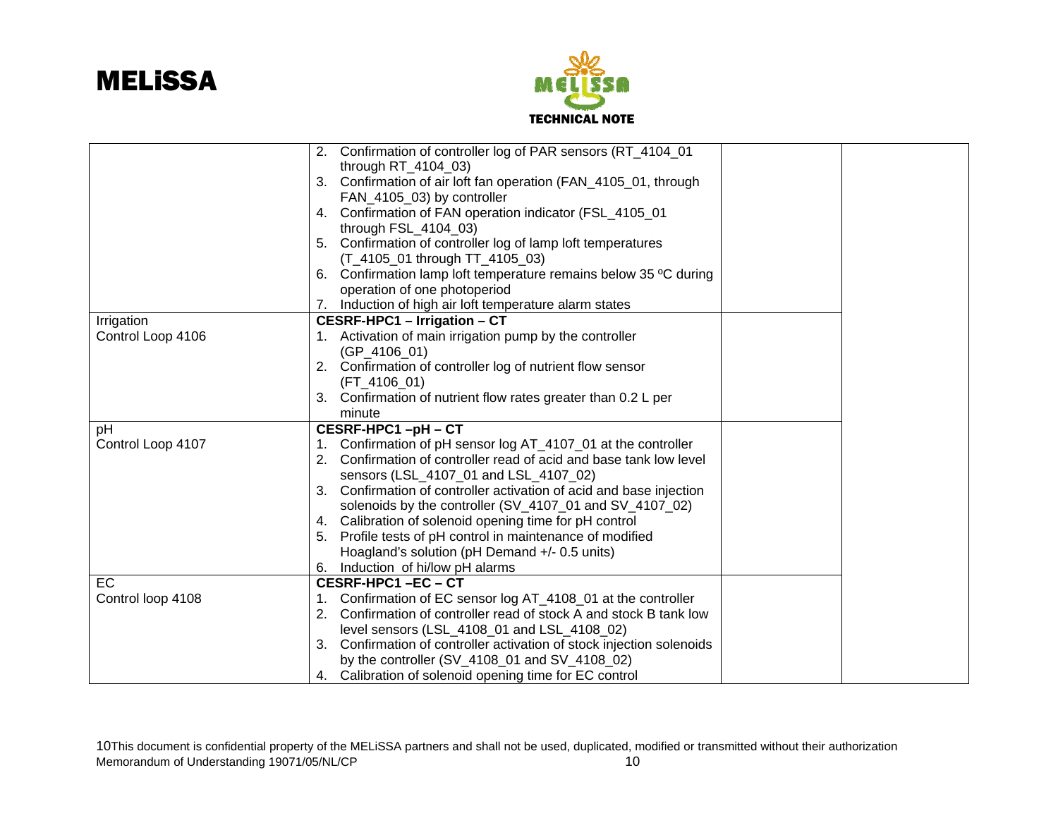| | | | |
|---|---|---|---|
| | 2. Confirmation of controller log of PAR sensors (RT_4104_01 through RT_4104_03)<br>3. Confirmation of air loft fan operation (FAN_4105_01, through FAN_4105_03) by controller<br>4. Confirmation of FAN operation indicator (FSL_4105_01 through FSL_4104_03)<br>5. Confirmation of controller log of lamp loft temperatures (T_4105_01 through TT_4105_03)<br>6. Confirmation lamp loft temperature remains below 35 ºC during operation of one photoperiod<br>7. Induction of high air loft temperature alarm states | | |
| Irrigation<br>Control Loop 4106 | **CESRF-HPC1 – Irrigation – CT**<br>1. Activation of main irrigation pump by the controller (GP_4106_01)<br>2. Confirmation of controller log of nutrient flow sensor (FT_4106_01)<br>3. Confirmation of nutrient flow rates greater than 0.2 L per minute | | |
| pH<br>Control Loop 4107 | **CESRF-HPC1 –pH – CT**<br>1. Confirmation of pH sensor log AT_4107_01 at the controller<br>2. Confirmation of controller read of acid and base tank low level sensors (LSL_4107_01 and LSL_4107_02)<br>3. Confirmation of controller activation of acid and base injection solenoids by the controller (SV_4107_01 and SV_4107_02)<br>4. Calibration of solenoid opening time for pH control<br>5. Profile tests of pH control in maintenance of modified Hoagland's solution (pH Demand +/- 0.5 units)<br>6. Induction of hi/low pH alarms | | |
| EC<br>Control loop 4108 | **CESRF-HPC1 –EC – CT**<br>1. Confirmation of EC sensor log AT_4108_01 at the controller<br>2. Confirmation of controller read of stock A and stock B tank low level sensors (LSL_4108_01 and LSL_4108_02)<br>3. Confirmation of controller activation of stock injection solenoids by the controller (SV_4108_01 and SV_4108_02)<br>4. Calibration of solenoid opening time for EC control | | |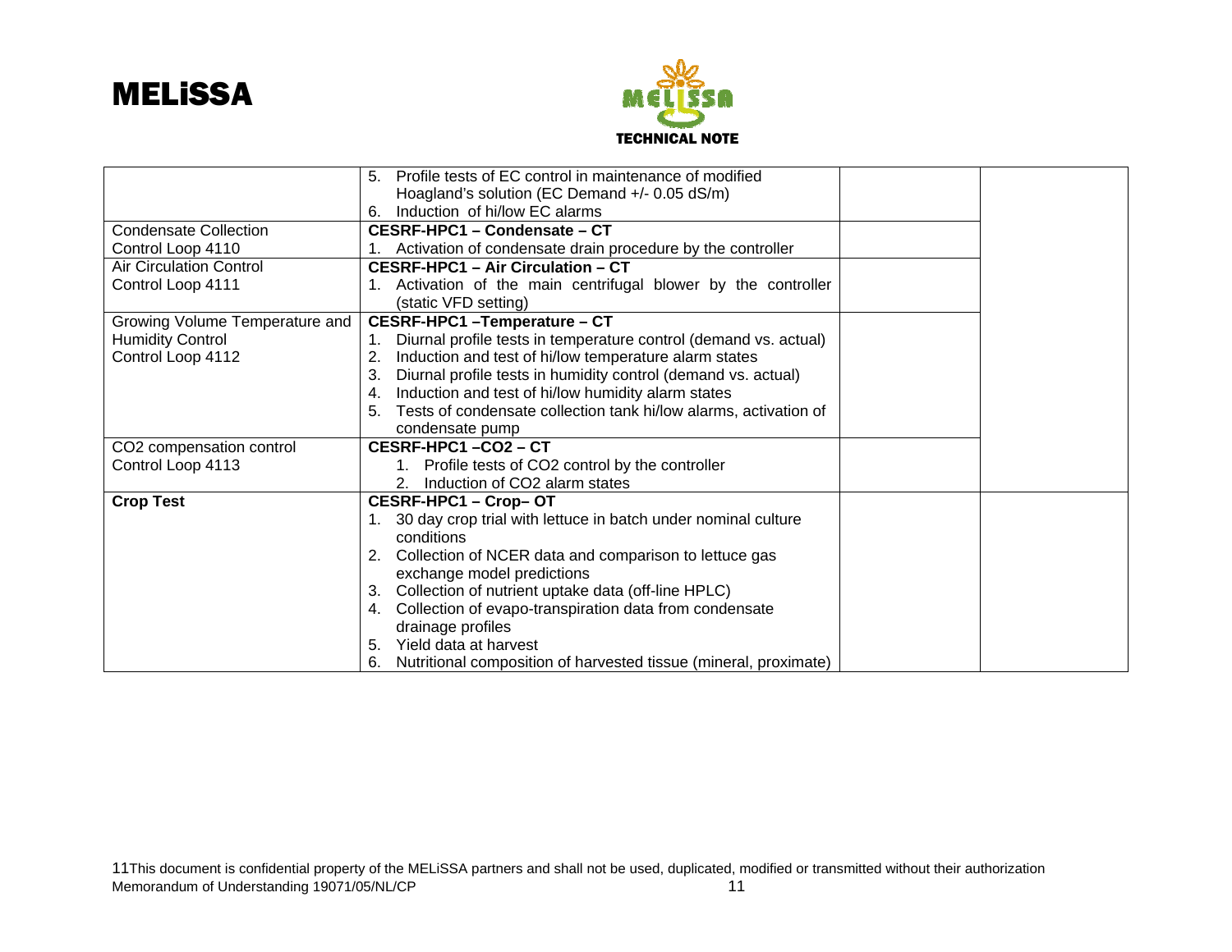|  |  |  |  |
|---|---|---|---|
|  | 5. Profile tests of EC control in maintenance of modified Hoagland's solution (EC Demand +/- 0.05 dS/m)<br>6. Induction of hi/low EC alarms |  |  |
| Condensate Collection<br>Control Loop 4110 | **CESRF-HPC1 – Condensate – CT**<br>1. Activation of condensate drain procedure by the controller |  |  |
| Air Circulation Control<br>Control Loop 4111 | **CESRF-HPC1 – Air Circulation – CT**<br>1. Activation of the main centrifugal blower by the controller (static VFD setting) |  |  |
| Growing Volume Temperature and Humidity Control<br>Control Loop 4112 | **CESRF-HPC1 –Temperature – CT**<br>1. Diurnal profile tests in temperature control (demand vs. actual)<br>2. Induction and test of hi/low temperature alarm states<br>3. Diurnal profile tests in humidity control (demand vs. actual)<br>4. Induction and test of hi/low humidity alarm states<br>5. Tests of condensate collection tank hi/low alarms, activation of condensate pump |  |  |
| $CO_2$ compensation control<br>Control Loop 4113 | **CESRF-HPC1 –$CO_2$ – CT**<br>1. Profile tests of $CO_2$ control by the controller<br>2. Induction of $CO_2$ alarm states |  |  |
| **Crop Test** | **CESRF-HPC1 – Crop– OT**<br>1. 30 day crop trial with lettuce in batch under nominal culture conditions<br>2. Collection of NCER data and comparison to lettuce gas exchange model predictions<br>3. Collection of nutrient uptake data (off-line HPLC)<br>4. Collection of evapo-transpiration data from condensate drainage profiles<br>5. Yield data at harvest<br>6. Nutritional composition of harvested tissue (mineral, proximate) |  |  |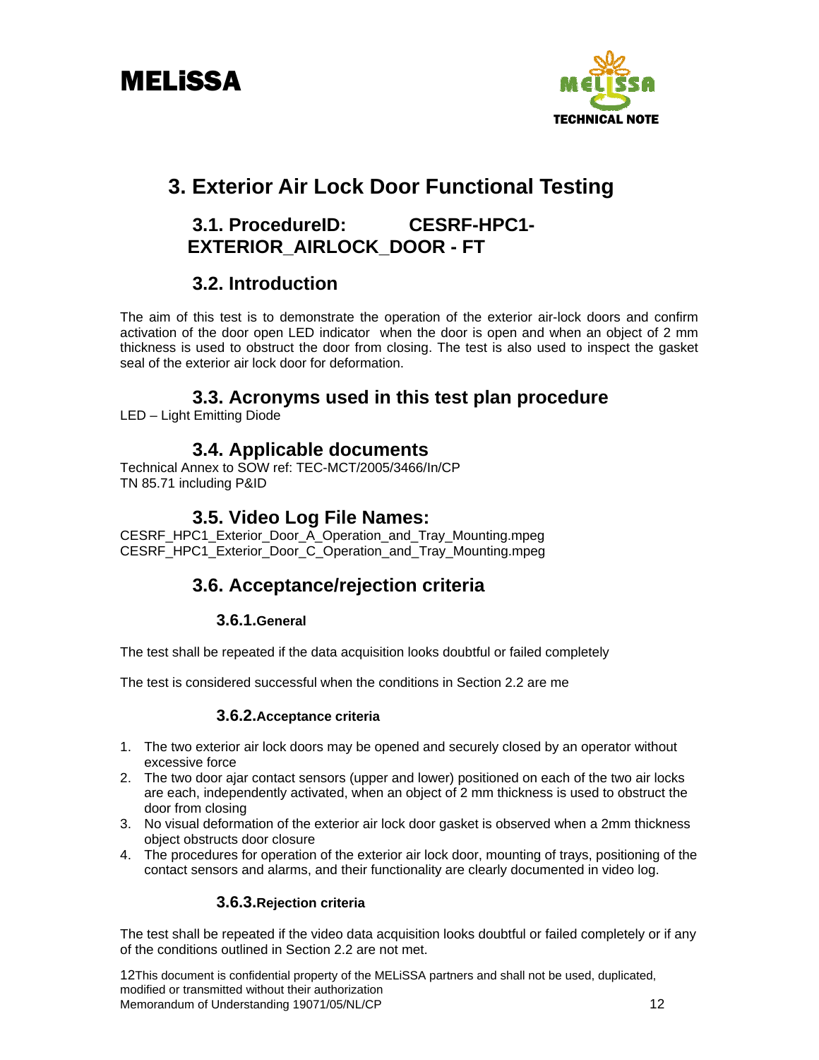// Page 15 of 90 (document 4ef33372e319)
# 3. Exterior Air Lock Door Functional Testing

## 3.1. ProcedureID: CESRF-HPC1-EXTERIOR_AIRLOCK_DOOR - FT

## 3.2. Introduction

The aim of this test is to demonstrate the operation of the exterior air-lock doors and confirm activation of the door open LED indicator when the door is open and when an object of 2 mm thickness is used to obstruct the door from closing. The test is also used to inspect the gasket seal of the exterior air lock door for deformation.

## 3.3. Acronyms used in this test plan procedure

LED – Light Emitting Diode

## 3.4. Applicable documents

Technical Annex to SOW ref: TEC-MCT/2005/3466/In/CP
TN 85.71 including P&ID

## 3.5. Video Log File Names:

CESRF_HPC1_Exterior_Door_A_Operation_and_Tray_Mounting.mpeg
CESRF_HPC1_Exterior_Door_C_Operation_and_Tray_Mounting.mpeg

## 3.6. Acceptance/rejection criteria

### 3.6.1. General

The test shall be repeated if the data acquisition looks doubtful or failed completely

The test is considered successful when the conditions in Section 2.2 are me

### 3.6.2. Acceptance criteria

1. The two exterior air lock doors may be opened and securely closed by an operator without excessive force
2. The two door ajar contact sensors (upper and lower) positioned on each of the two air locks are each, independently activated, when an object of 2 mm thickness is used to obstruct the door from closing
3. No visual deformation of the exterior air lock door gasket is observed when a 2mm thickness object obstructs door closure
4. The procedures for operation of the exterior air lock door, mounting of trays, positioning of the contact sensors and alarms, and their functionality are clearly documented in video log.

### 3.6.3. Rejection criteria

The test shall be repeated if the video data acquisition looks doubtful or failed completely or if any of the conditions outlined in Section 2.2 are not met.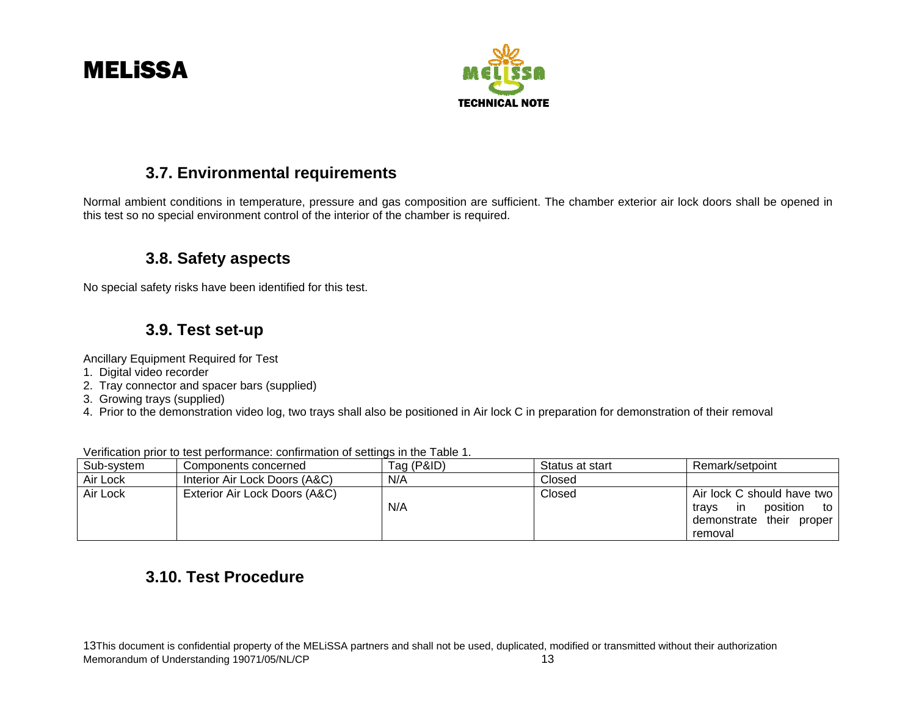### 3.7. Environmental requirements

Normal ambient conditions in temperature, pressure and gas composition are sufficient. The chamber exterior air lock doors shall be opened in this test so no special environment control of the interior of the chamber is required.

### 3.8. Safety aspects

No special safety risks have been identified for this test.

### 3.9. Test set-up

Ancillary Equipment Required for Test

1. Digital video recorder
2. Tray connector and spacer bars (supplied)
3. Growing trays (supplied)
4. Prior to the demonstration video log, two trays shall also be positioned in Air lock C in preparation for demonstration of their removal

Verification prior to test performance: confirmation of settings in the Table 1.

| Sub-system | Components concerned | Tag (P&ID) | Status at start | Remark/setpoint |
|---|---|---|---|---|
| Air Lock | Interior Air Lock Doors (A&C) | N/A | Closed | |
| Air Lock | Exterior Air Lock Doors (A&C) | N/A | Closed | Air lock C should have two trays in position to demonstrate their proper removal |

### 3.10. Test Procedure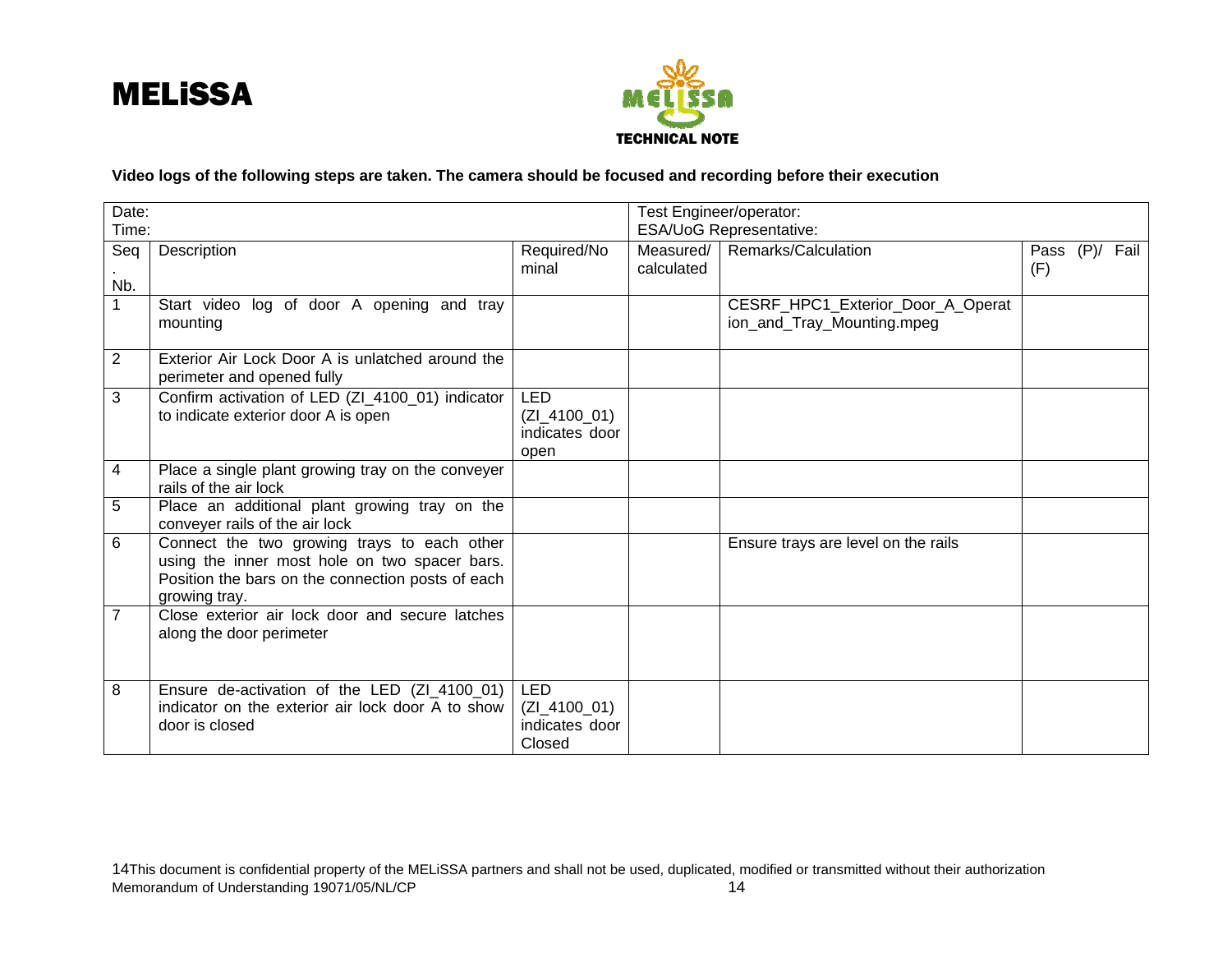**Video logs of the following steps are taken. The camera should be focused and recording before their execution**

| Date:<br>Time: | | | Test Engineer/operator:<br>ESA/UoG Representative: | | |
|---|---|---|---|---|---|
| Seq. Nb. | Description | Required/Nominal | Measured/ calculated | Remarks/Calculation | Pass (P)/ Fail (F) |
| 1 | Start video log of door A opening and tray mounting | | | CESRF_HPC1_Exterior_Door_A_Operation_and_Tray_Mounting.mpeg | |
| 2 | Exterior Air Lock Door A is unlatched around the perimeter and opened fully | | | | |
| 3 | Confirm activation of LED (ZI_4100_01) indicator to indicate exterior door A is open | LED (ZI_4100_01) indicates door open | | | |
| 4 | Place a single plant growing tray on the conveyer rails of the air lock | | | | |
| 5 | Place an additional plant growing tray on the conveyer rails of the air lock | | | | |
| 6 | Connect the two growing trays to each other using the inner most hole on two spacer bars. Position the bars on the connection posts of each growing tray. | | | Ensure trays are level on the rails | |
| 7 | Close exterior air lock door and secure latches along the door perimeter | | | | |
| 8 | Ensure de-activation of the LED (ZI_4100_01) indicator on the exterior air lock door A to show door is closed | LED (ZI_4100_01) indicates door Closed | | | |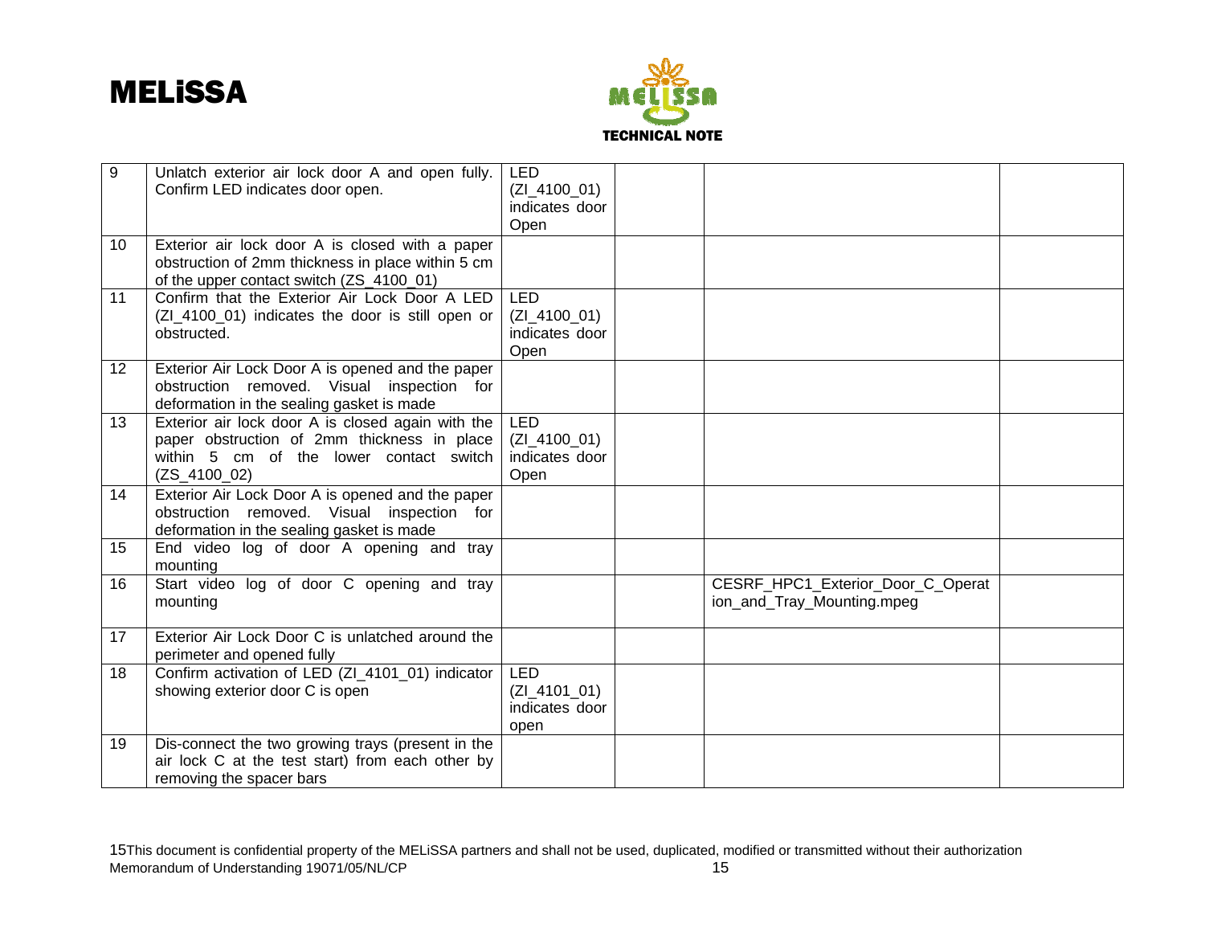| | | | | | |
|---|---|---|---|---|---|
| 9 | Unlatch exterior air lock door A and open fully. Confirm LED indicates door open. | LED (ZI_4100_01) indicates door Open | | | |
| 10 | Exterior air lock door A is closed with a paper obstruction of 2mm thickness in place within 5 cm of the upper contact switch (ZS_4100_01) | | | | |
| 11 | Confirm that the Exterior Air Lock Door A LED (ZI_4100_01) indicates the door is still open or obstructed. | LED (ZI_4100_01) indicates door Open | | | |
| 12 | Exterior Air Lock Door A is opened and the paper obstruction removed. Visual inspection for deformation in the sealing gasket is made | | | | |
| 13 | Exterior air lock door A is closed again with the paper obstruction of 2mm thickness in place within 5 cm of the lower contact switch (ZS_4100_02) | LED (ZI_4100_01) indicates door Open | | | |
| 14 | Exterior Air Lock Door A is opened and the paper obstruction removed. Visual inspection for deformation in the sealing gasket is made | | | | |
| 15 | End video log of door A opening and tray mounting | | | | |
| 16 | Start video log of door C opening and tray mounting | | | CESRF_HPC1_Exterior_Door_C_Operation_and_Tray_Mounting.mpeg | |
| 17 | Exterior Air Lock Door C is unlatched around the perimeter and opened fully | | | | |
| 18 | Confirm activation of LED (ZI_4101_01) indicator showing exterior door C is open | LED (ZI_4101_01) indicates door open | | | |
| 19 | Dis-connect the two growing trays (present in the air lock C at the test start) from each other by removing the spacer bars | | | | |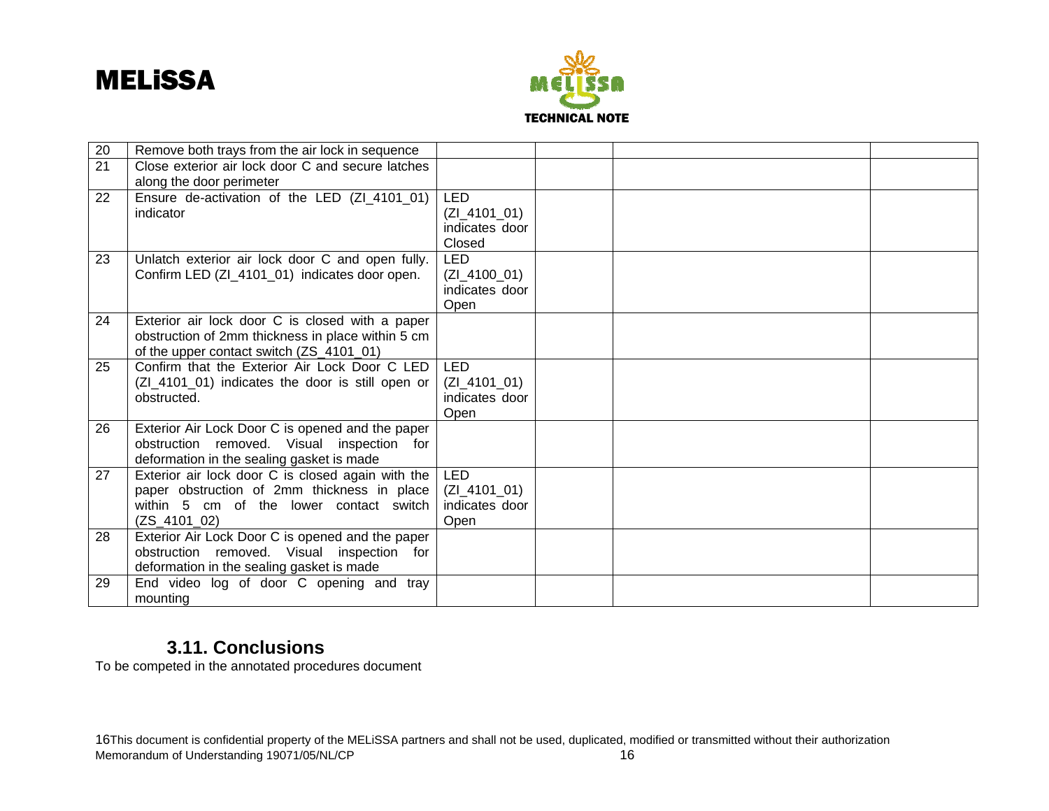| | | | | | |
|---|---|---|---|---|---|
| 20 | Remove both trays from the air lock in sequence | | | | |
| 21 | Close exterior air lock door C and secure latches along the door perimeter | | | | |
| 22 | Ensure de-activation of the LED (ZI_4101_01) indicator | LED (ZI_4101_01) indicates door Closed | | | |
| 23 | Unlatch exterior air lock door C and open fully. Confirm LED (ZI_4101_01) indicates door open. | LED (ZI_4100_01) indicates door Open | | | |
| 24 | Exterior air lock door C is closed with a paper obstruction of 2mm thickness in place within 5 cm of the upper contact switch (ZS_4101_01) | | | | |
| 25 | Confirm that the Exterior Air Lock Door C LED (ZI_4101_01) indicates the door is still open or obstructed. | LED (ZI_4101_01) indicates door Open | | | |
| 26 | Exterior Air Lock Door C is opened and the paper obstruction removed. Visual inspection for deformation in the sealing gasket is made | | | | |
| 27 | Exterior air lock door C is closed again with the paper obstruction of 2mm thickness in place within 5 cm of the lower contact switch (ZS_4101_02) | LED (ZI_4101_01) indicates door Open | | | |
| 28 | Exterior Air Lock Door C is opened and the paper obstruction removed. Visual inspection for deformation in the sealing gasket is made | | | | |
| 29 | End video log of door C opening and tray mounting | | | | |

### 3.11. Conclusions

To be competed in the annotated procedures document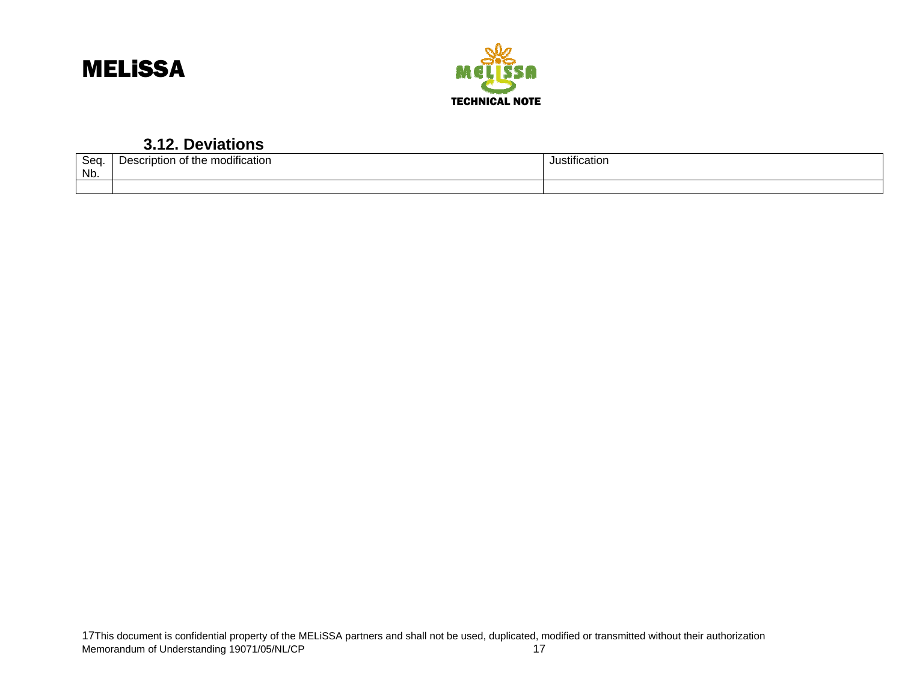### 3.12. Deviations

| Seq. Nb. | Description of the modification | Justification |
|---|---|---|
| | | |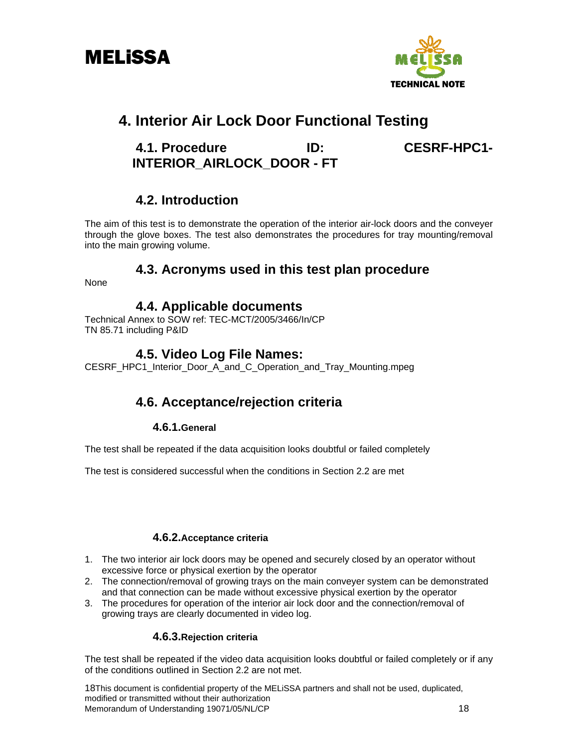# 4. Interior Air Lock Door Functional Testing

## 4.1. Procedure ID: CESRF-HPC1-INTERIOR_AIRLOCK_DOOR - FT

## 4.2. Introduction

The aim of this test is to demonstrate the operation of the interior air-lock doors and the conveyer through the glove boxes. The test also demonstrates the procedures for tray mounting/removal into the main growing volume.

## 4.3. Acronyms used in this test plan procedure

None

## 4.4. Applicable documents

Technical Annex to SOW ref: TEC-MCT/2005/3466/In/CP
TN 85.71 including P&ID

## 4.5. Video Log File Names:

CESRF_HPC1_Interior_Door_A_and_C_Operation_and_Tray_Mounting.mpeg

## 4.6. Acceptance/rejection criteria

### 4.6.1. General

The test shall be repeated if the data acquisition looks doubtful or failed completely

The test is considered successful when the conditions in Section 2.2 are met

### 4.6.2. Acceptance criteria

1. The two interior air lock doors may be opened and securely closed by an operator without excessive force or physical exertion by the operator
2. The connection/removal of growing trays on the main conveyer system can be demonstrated and that connection can be made without excessive physical exertion by the operator
3. The procedures for operation of the interior air lock door and the connection/removal of growing trays are clearly documented in video log.

### 4.6.3. Rejection criteria

The test shall be repeated if the video data acquisition looks doubtful or failed completely or if any of the conditions outlined in Section 2.2 are not met.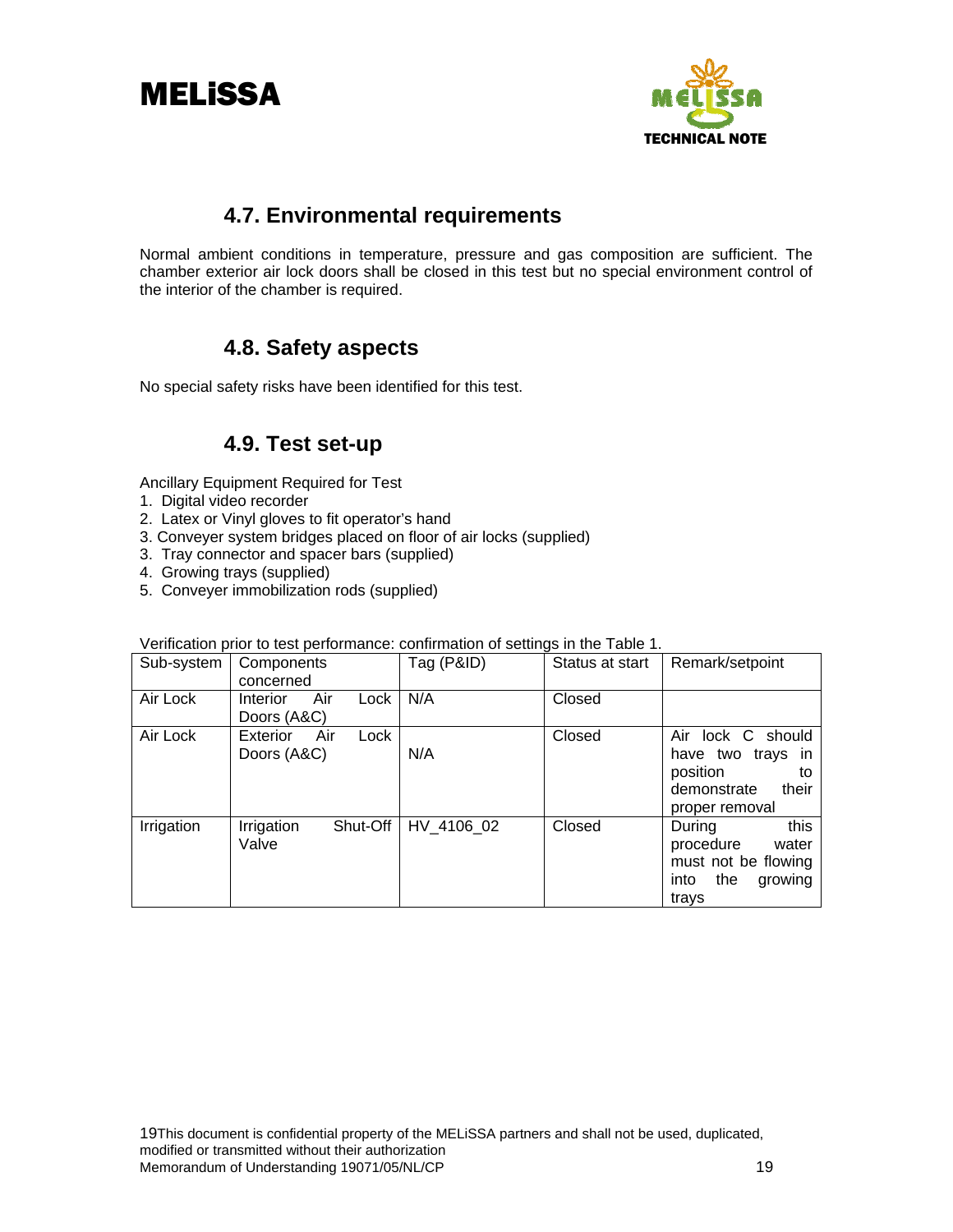## 4.7. Environmental requirements

Normal ambient conditions in temperature, pressure and gas composition are sufficient. The chamber exterior air lock doors shall be closed in this test but no special environment control of the interior of the chamber is required.

## 4.8. Safety aspects

No special safety risks have been identified for this test.

## 4.9. Test set-up

Ancillary Equipment Required for Test

1. Digital video recorder
2. Latex or Vinyl gloves to fit operator's hand
3. Conveyer system bridges placed on floor of air locks (supplied)
3. Tray connector and spacer bars (supplied)
4. Growing trays (supplied)
5. Conveyer immobilization rods (supplied)

Verification prior to test performance: confirmation of settings in the Table 1.

| Sub-system | Components concerned | Tag (P&ID) | Status at start | Remark/setpoint |
|---|---|---|---|---|
| Air Lock | Interior Air Lock Doors (A&C) | N/A | Closed | |
| Air Lock | Exterior Air Lock Doors (A&C) | N/A | Closed | Air lock C should have two trays in position to demonstrate their proper removal |
| Irrigation | Irrigation Shut-Off Valve | HV_4106_02 | Closed | During this procedure water must not be flowing into the growing trays |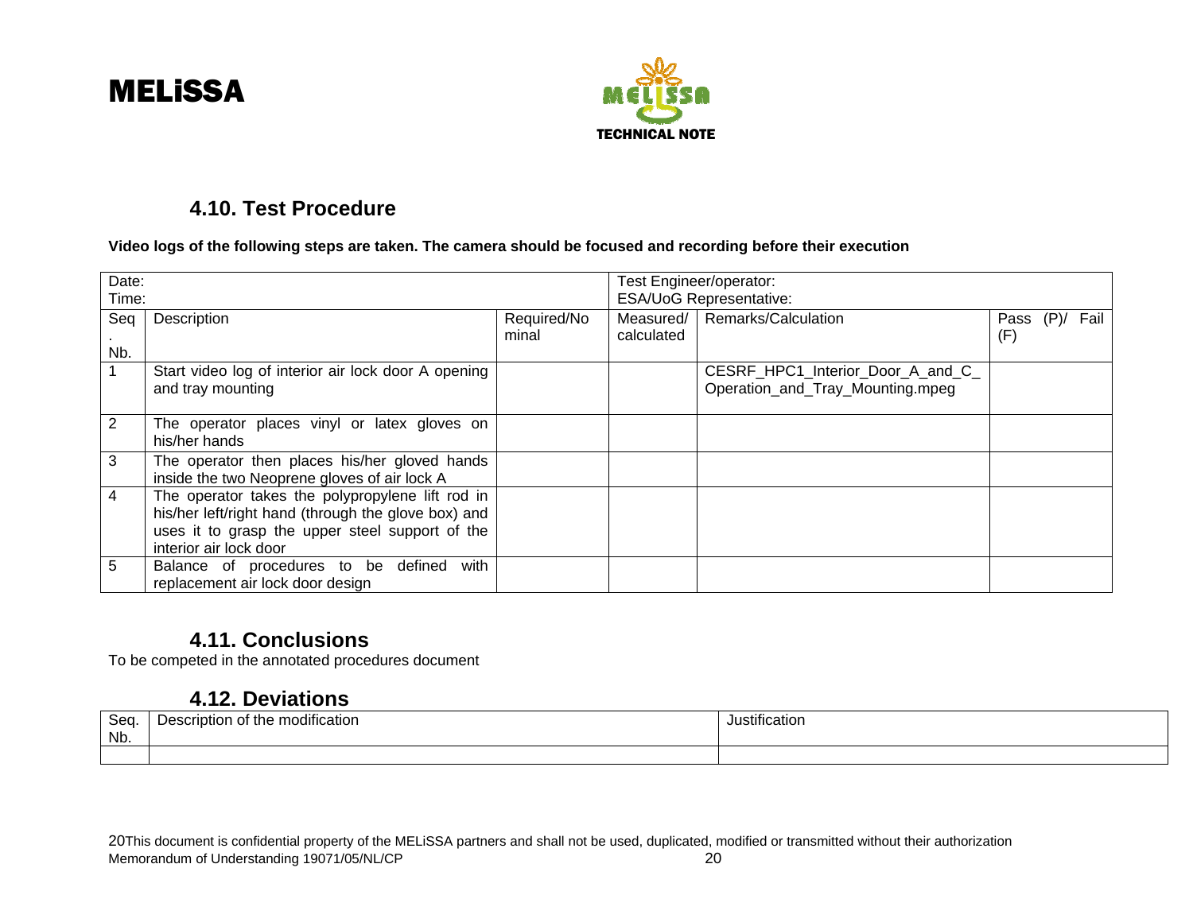## 4.10. Test Procedure

**Video logs of the following steps are taken. The camera should be focused and recording before their execution**

| Date:<br>Time: | | | Test Engineer/operator:<br>ESA/UoG Representative: | | |
|---|---|---|---|---|---|
| Seq. Nb. | Description | Required/Nominal | Measured/ calculated | Remarks/Calculation | Pass (P)/ Fail (F) |
| 1 | Start video log of interior air lock door A opening and tray mounting | | | CESRF_HPC1_Interior_Door_A_and_C_Operation_and_Tray_Mounting.mpeg | |
| 2 | The operator places vinyl or latex gloves on his/her hands | | | | |
| 3 | The operator then places his/her gloved hands inside the two Neoprene gloves of air lock A | | | | |
| 4 | The operator takes the polypropylene lift rod in his/her left/right hand (through the glove box) and uses it to grasp the upper steel support of the interior air lock door | | | | |
| 5 | Balance of procedures to be defined with replacement air lock door design | | | | |

## 4.11. Conclusions

To be competed in the annotated procedures document

## 4.12. Deviations

| Seq. Nb. | Description of the modification | Justification |
|---|---|---|
| | | |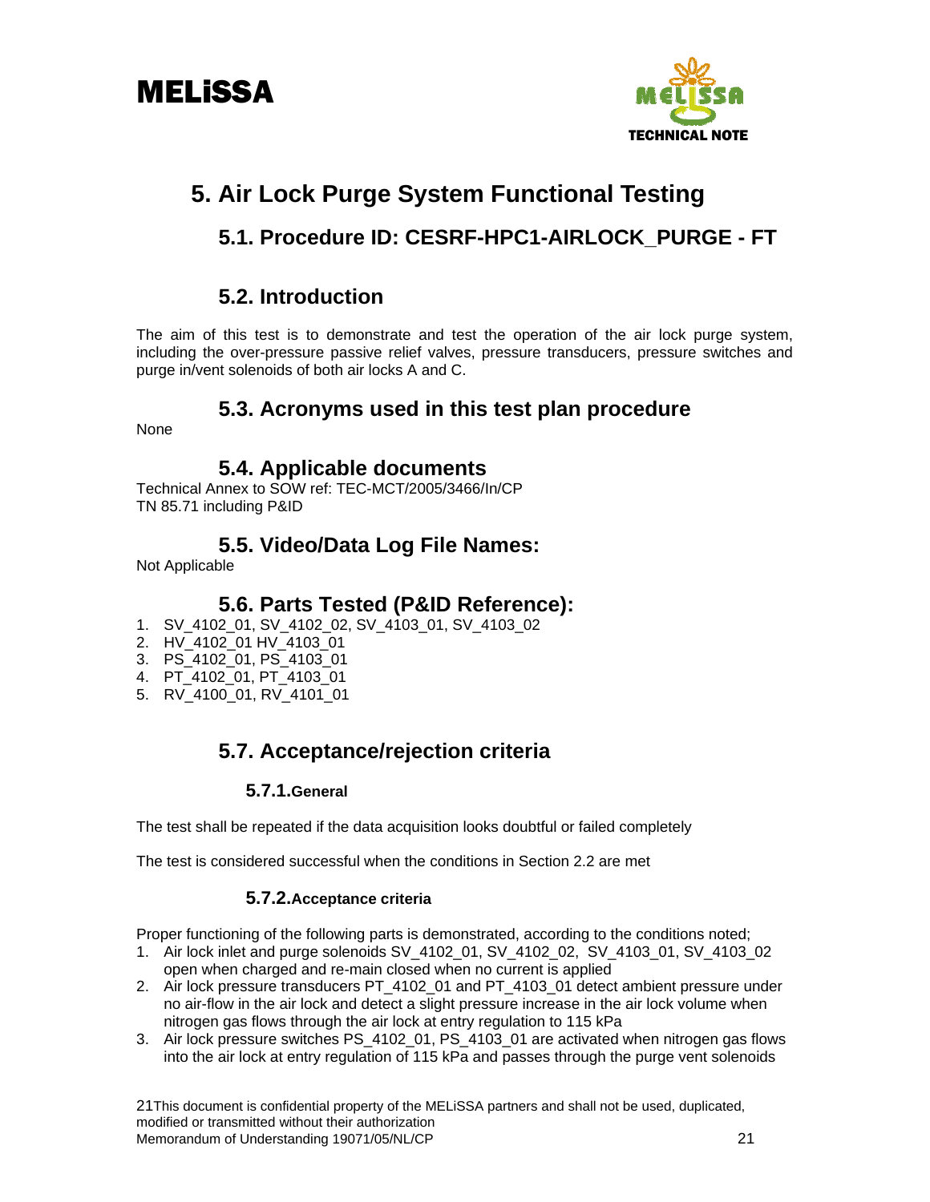# 5. Air Lock Purge System Functional Testing

## 5.1. Procedure ID: CESRF-HPC1-AIRLOCK_PURGE - FT

## 5.2. Introduction

The aim of this test is to demonstrate and test the operation of the air lock purge system, including the over-pressure passive relief valves, pressure transducers, pressure switches and purge in/vent solenoids of both air locks A and C.

## 5.3. Acronyms used in this test plan procedure

None

## 5.4. Applicable documents

Technical Annex to SOW ref: TEC-MCT/2005/3466/In/CP
TN 85.71 including P&ID

## 5.5. Video/Data Log File Names:

Not Applicable

## 5.6. Parts Tested (P&ID Reference):

1. SV_4102_01, SV_4102_02, SV_4103_01, SV_4103_02
2. HV_4102_01 HV_4103_01
3. PS_4102_01, PS_4103_01
4. PT_4102_01, PT_4103_01
5. RV_4100_01, RV_4101_01

## 5.7. Acceptance/rejection criteria

### 5.7.1. General

The test shall be repeated if the data acquisition looks doubtful or failed completely

The test is considered successful when the conditions in Section 2.2 are met

### 5.7.2. Acceptance criteria

Proper functioning of the following parts is demonstrated, according to the conditions noted;

1. Air lock inlet and purge solenoids SV_4102_01, SV_4102_02, SV_4103_01, SV_4103_02 open when charged and re-main closed when no current is applied
2. Air lock pressure transducers PT_4102_01 and PT_4103_01 detect ambient pressure under no air-flow in the air lock and detect a slight pressure increase in the air lock volume when nitrogen gas flows through the air lock at entry regulation to 115 kPa
3. Air lock pressure switches PS_4102_01, PS_4103_01 are activated when nitrogen gas flows into the air lock at entry regulation of 115 kPa and passes through the purge vent solenoids

21This document is confidential property of the MELiSSA partners and shall not be used, duplicated, modified or transmitted without their authorization
Memorandum of Understanding 19071/05/NL/CP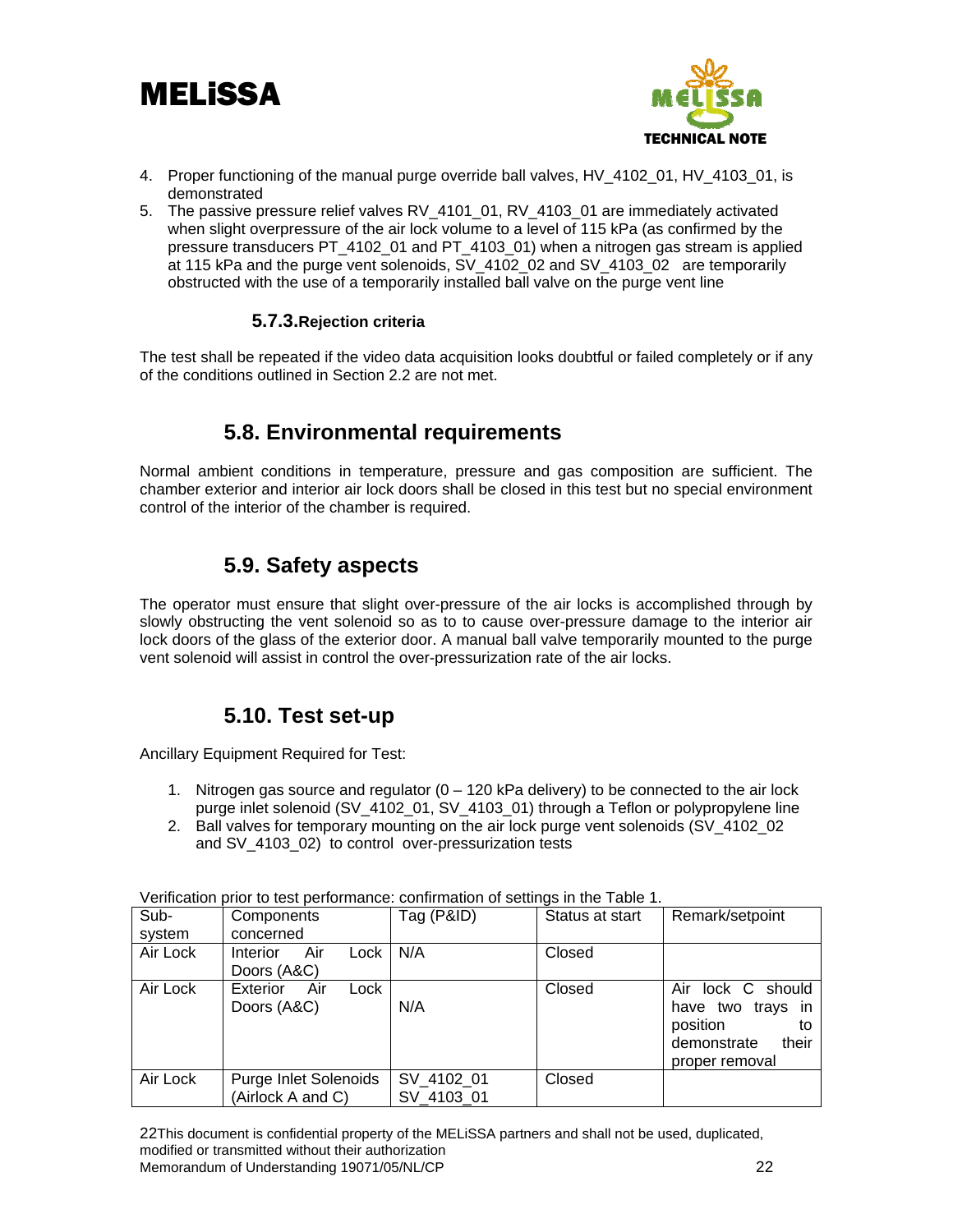4. Proper functioning of the manual purge override ball valves, HV_4102_01, HV_4103_01, is demonstrated
5. The passive pressure relief valves RV_4101_01, RV_4103_01 are immediately activated when slight overpressure of the air lock volume to a level of 115 kPa (as confirmed by the pressure transducers PT_4102_01 and PT_4103_01) when a nitrogen gas stream is applied at 115 kPa and the purge vent solenoids, SV_4102_02 and SV_4103_02 are temporarily obstructed with the use of a temporarily installed ball valve on the purge vent line

#### 5.7.3. Rejection criteria

The test shall be repeated if the video data acquisition looks doubtful or failed completely or if any of the conditions outlined in Section 2.2 are not met.

## 5.8. Environmental requirements

Normal ambient conditions in temperature, pressure and gas composition are sufficient. The chamber exterior and interior air lock doors shall be closed in this test but no special environment control of the interior of the chamber is required.

## 5.9. Safety aspects

The operator must ensure that slight over-pressure of the air locks is accomplished through by slowly obstructing the vent solenoid so as to to cause over-pressure damage to the interior air lock doors of the glass of the exterior door. A manual ball valve temporarily mounted to the purge vent solenoid will assist in control the over-pressurization rate of the air locks.

## 5.10. Test set-up

Ancillary Equipment Required for Test:

1. Nitrogen gas source and regulator (0 – 120 kPa delivery) to be connected to the air lock purge inlet solenoid (SV_4102_01, SV_4103_01) through a Teflon or polypropylene line
2. Ball valves for temporary mounting on the air lock purge vent solenoids (SV_4102_02 and SV_4103_02) to control over-pressurization tests

Verification prior to test performance: confirmation of settings in the Table 1.

| Sub-system | Components concerned | Tag (P&ID) | Status at start | Remark/setpoint |
|---|---|---|---|---|
| Air Lock | Interior Air Lock Doors (A&C) | N/A | Closed | |
| Air Lock | Exterior Air Lock Doors (A&C) | N/A | Closed | Air lock C should have two trays in position to demonstrate their proper removal |
| Air Lock | Purge Inlet Solenoids (Airlock A and C) | SV_4102_01 SV_4103_01 | Closed | |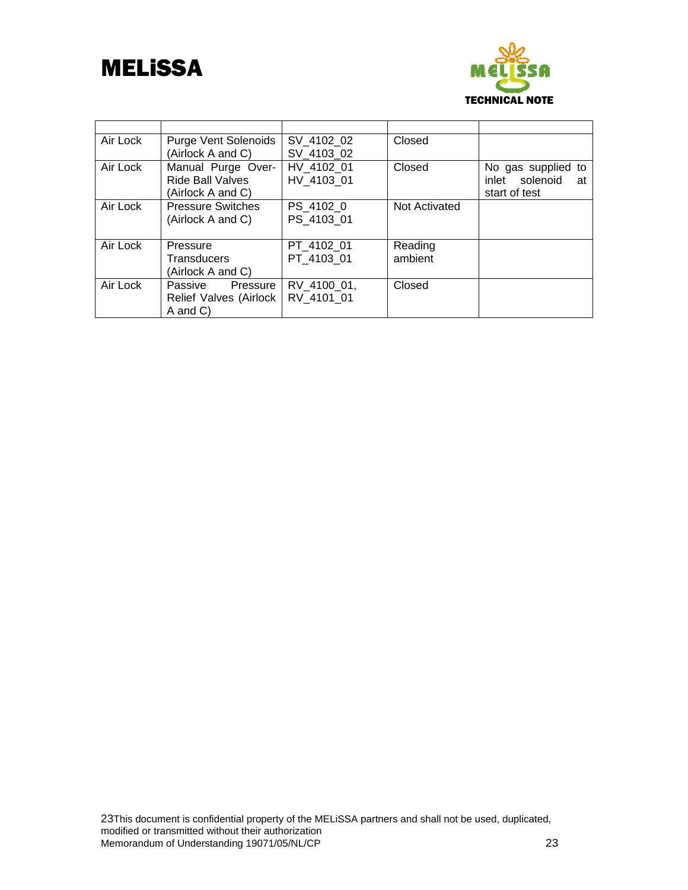| | | | | |
|---|---|---|---|---|
| Air Lock | Purge Vent Solenoids (Airlock A and C) | SV_4102_02 SV_4103_02 | Closed | |
| Air Lock | Manual Purge Over-Ride Ball Valves (Airlock A and C) | HV_4102_01 HV_4103_01 | Closed | No gas supplied to inlet solenoid at start of test |
| Air Lock | Pressure Switches (Airlock A and C) | PS_4102_0 PS_4103_01 | Not Activated | |
| Air Lock | Pressure Transducers (Airlock A and C) | PT_4102_01 PT_4103_01 | Reading ambient | |
| Air Lock | Passive Pressure Relief Valves (Airlock A and C) | RV_4100_01, RV_4101_01 | Closed | |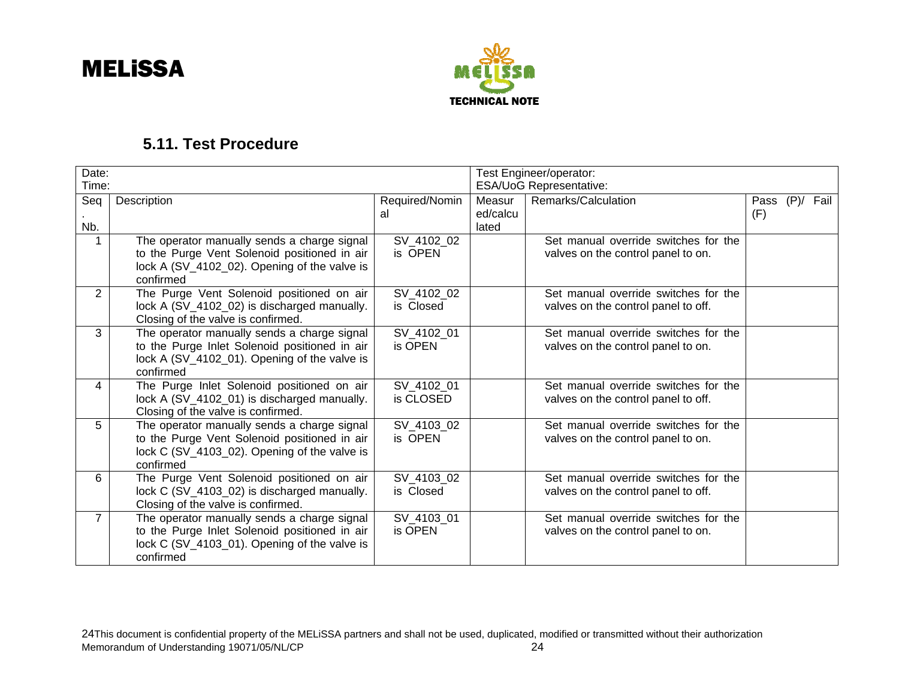### 5.11. Test Procedure

| Date:<br>Time: | | | Test Engineer/operator:<br>ESA/UoG Representative: | | |
|---|---|---|---|---|---|
| Seq. Nb. | Description | Required/Nominal | Measured/calculated | Remarks/Calculation | Pass (P)/ Fail (F) |
| 1 | The operator manually sends a charge signal to the Purge Vent Solenoid positioned in air lock A (SV_4102_02). Opening of the valve is confirmed | SV_4102_02 is OPEN | | Set manual override switches for the valves on the control panel to on. | |
| 2 | The Purge Vent Solenoid positioned on air lock A (SV_4102_02) is discharged manually. Closing of the valve is confirmed. | SV_4102_02 is Closed | | Set manual override switches for the valves on the control panel to off. | |
| 3 | The operator manually sends a charge signal to the Purge Inlet Solenoid positioned in air lock A (SV_4102_01). Opening of the valve is confirmed | SV_4102_01 is OPEN | | Set manual override switches for the valves on the control panel to on. | |
| 4 | The Purge Inlet Solenoid positioned on air lock A (SV_4102_01) is discharged manually. Closing of the valve is confirmed. | SV_4102_01 is CLOSED | | Set manual override switches for the valves on the control panel to off. | |
| 5 | The operator manually sends a charge signal to the Purge Vent Solenoid positioned in air lock C (SV_4103_02). Opening of the valve is confirmed | SV_4103_02 is OPEN | | Set manual override switches for the valves on the control panel to on. | |
| 6 | The Purge Vent Solenoid positioned on air lock C (SV_4103_02) is discharged manually. Closing of the valve is confirmed. | SV_4103_02 is Closed | | Set manual override switches for the valves on the control panel to off. | |
| 7 | The operator manually sends a charge signal to the Purge Inlet Solenoid positioned in air lock C (SV_4103_01). Opening of the valve is confirmed | SV_4103_01 is OPEN | | Set manual override switches for the valves on the control panel to on. | |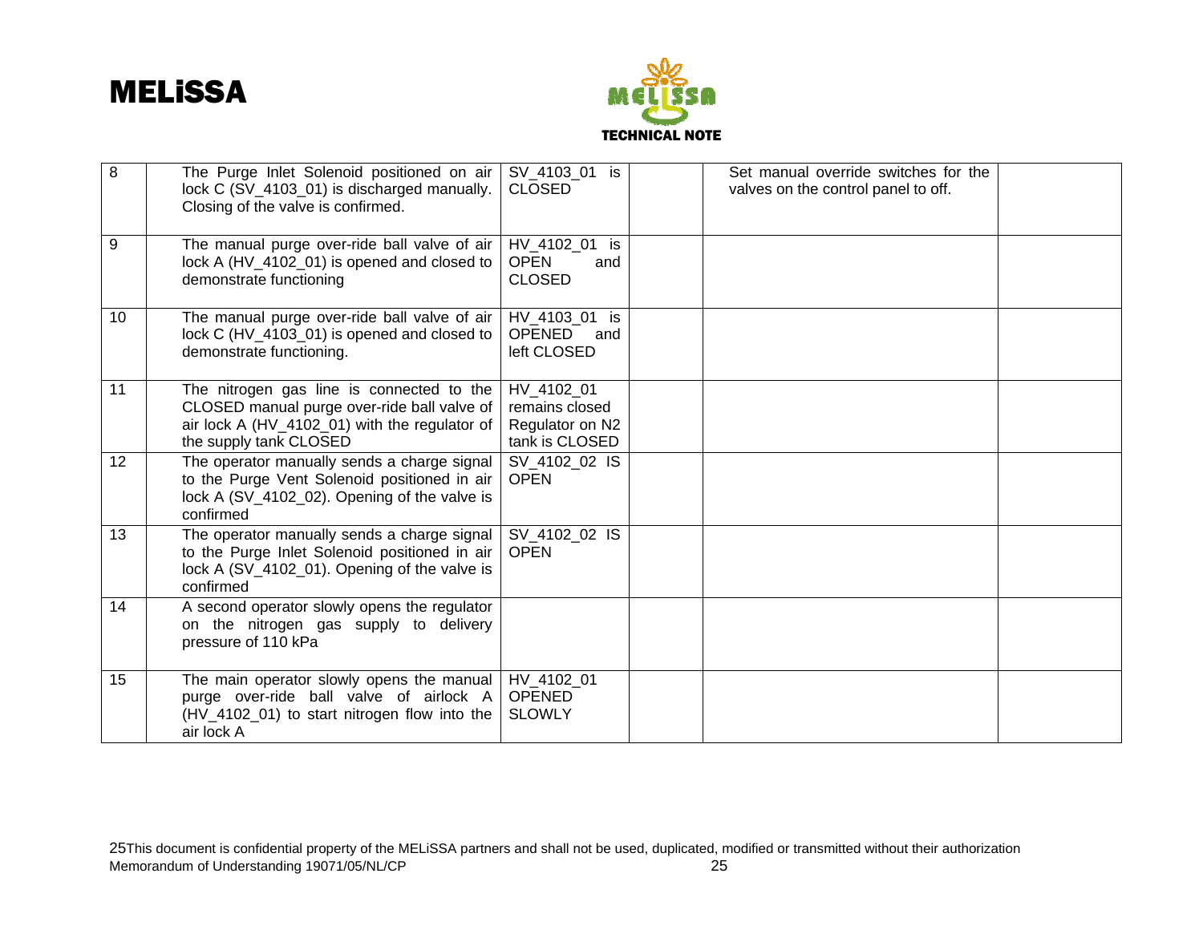| | | | | | |
|---|---|---|---|---|---|
| 8 | The Purge Inlet Solenoid positioned on air lock C (SV_4103_01) is discharged manually. Closing of the valve is confirmed. | SV_4103_01 is CLOSED | | Set manual override switches for the valves on the control panel to off. | |
| 9 | The manual purge over-ride ball valve of air lock A (HV_4102_01) is opened and closed to demonstrate functioning | HV_4102_01 is OPEN and CLOSED | | | |
| 10 | The manual purge over-ride ball valve of air lock C (HV_4103_01) is opened and closed to demonstrate functioning. | HV_4103_01 is OPENED and left CLOSED | | | |
| 11 | The nitrogen gas line is connected to the CLOSED manual purge over-ride ball valve of air lock A (HV_4102_01) with the regulator of the supply tank CLOSED | HV_4102_01 remains closed Regulator on N2 tank is CLOSED | | | |
| 12 | The operator manually sends a charge signal to the Purge Vent Solenoid positioned in air lock A (SV_4102_02). Opening of the valve is confirmed | SV_4102_02 IS OPEN | | | |
| 13 | The operator manually sends a charge signal to the Purge Inlet Solenoid positioned in air lock A (SV_4102_01). Opening of the valve is confirmed | SV_4102_02 IS OPEN | | | |
| 14 | A second operator slowly opens the regulator on the nitrogen gas supply to delivery pressure of 110 kPa | | | | |
| 15 | The main operator slowly opens the manual purge over-ride ball valve of airlock A (HV_4102_01) to start nitrogen flow into the air lock A | HV_4102_01 OPENED SLOWLY | | | |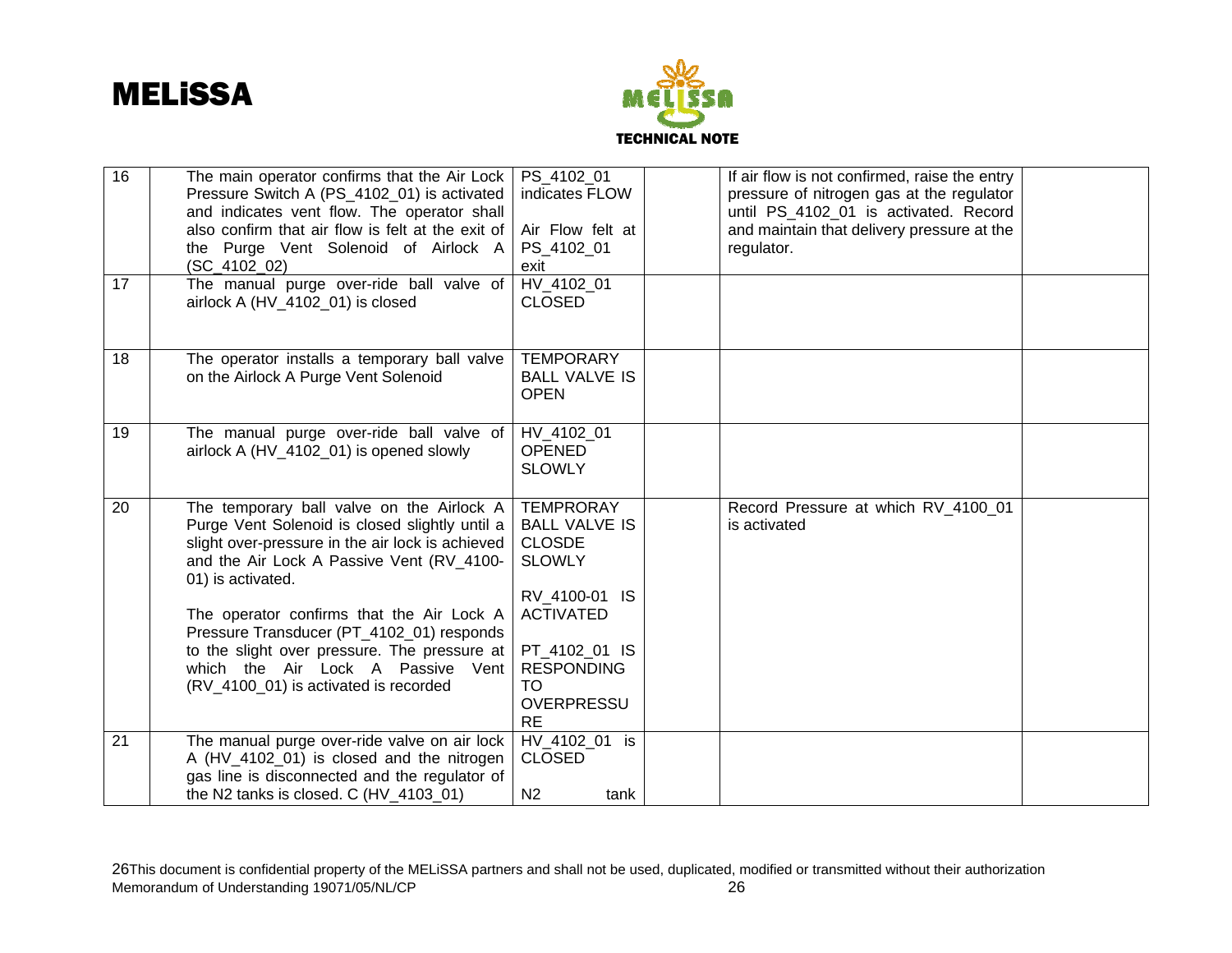| 16 | The main operator confirms that the Air Lock Pressure Switch A (PS_4102_01) is activated and indicates vent flow. The operator shall also confirm that air flow is felt at the exit of the Purge Vent Solenoid of Airlock A (SC_4102_02) | PS_4102_01 indicates FLOW<br><br>Air Flow felt at PS_4102_01 exit | | If air flow is not confirmed, raise the entry pressure of nitrogen gas at the regulator until PS_4102_01 is activated. Record and maintain that delivery pressure at the regulator. | |
|---|---|---|---|---|---|
| 17 | The manual purge over-ride ball valve of airlock A (HV_4102_01) is closed | HV_4102_01 CLOSED | | | |
| 18 | The operator installs a temporary ball valve on the Airlock A Purge Vent Solenoid | TEMPORARY BALL VALVE IS OPEN | | | |
| 19 | The manual purge over-ride ball valve of airlock A (HV_4102_01) is opened slowly | HV_4102_01 OPENED SLOWLY | | | |
| 20 | The temporary ball valve on the Airlock A Purge Vent Solenoid is closed slightly until a slight over-pressure in the air lock is achieved and the Air Lock A Passive Vent (RV_4100-01) is activated.<br><br>The operator confirms that the Air Lock A Pressure Transducer (PT_4102_01) responds to the slight over pressure. The pressure at which the Air Lock A Passive Vent (RV_4100_01) is activated is recorded | TEMPRORAY BALL VALVE IS CLOSDE SLOWLY<br><br>RV_4100-01 IS ACTIVATED<br><br>PT_4102_01 IS RESPONDING TO OVERPRESSURE | | Record Pressure at which RV_4100_01 is activated | |
| 21 | The manual purge over-ride valve on air lock A (HV_4102_01) is closed and the nitrogen gas line is disconnected and the regulator of the N2 tanks is closed. C (HV_4103_01) | HV_4102_01 is CLOSED<br><br>N2 tank | | | |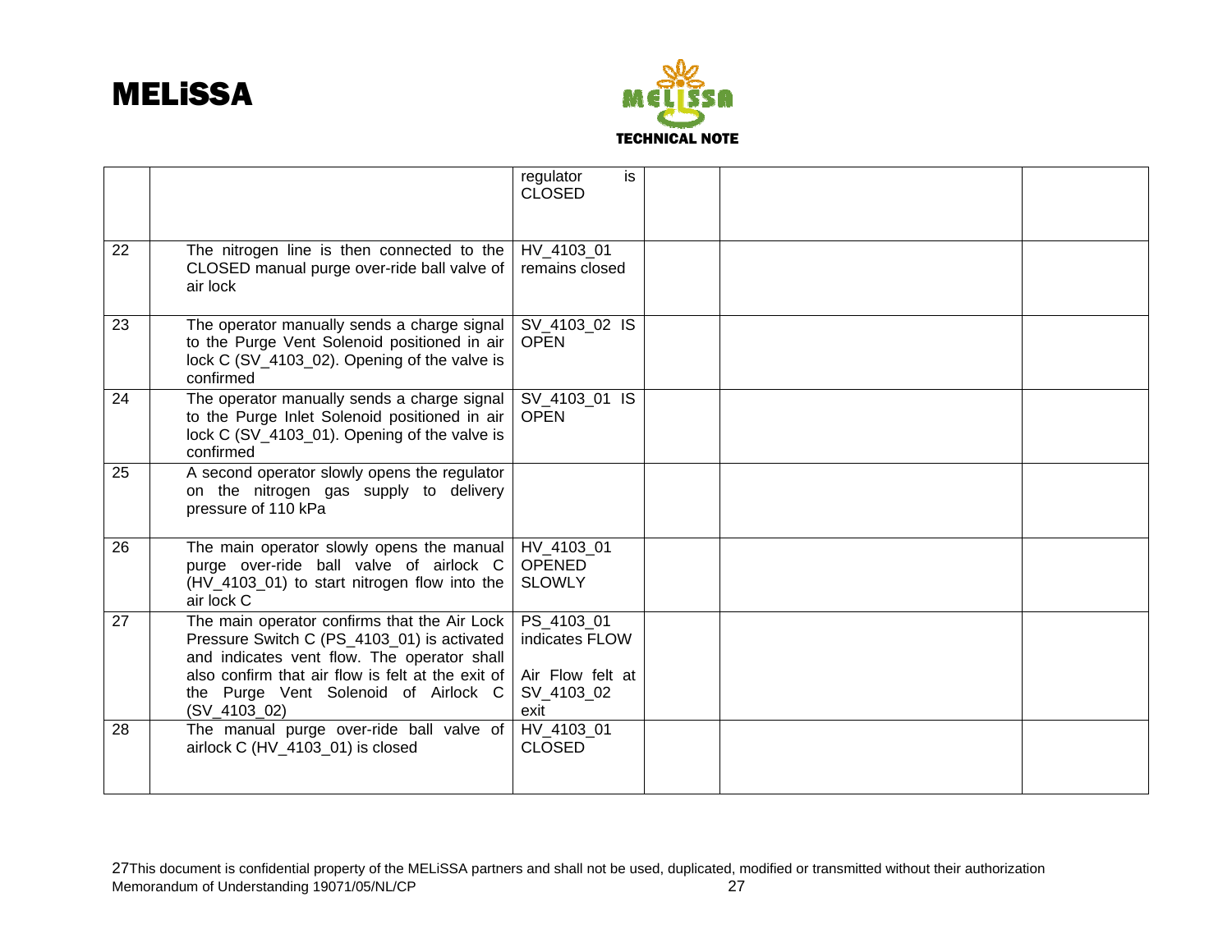| | | | | | |
|---|---|---|---|---|---|
| | | regulator is CLOSED | | | |
| 22 | The nitrogen line is then connected to the CLOSED manual purge over-ride ball valve of air lock | HV_4103_01 remains closed | | | |
| 23 | The operator manually sends a charge signal to the Purge Vent Solenoid positioned in air lock C (SV_4103_02). Opening of the valve is confirmed | SV_4103_02 IS OPEN | | | |
| 24 | The operator manually sends a charge signal to the Purge Inlet Solenoid positioned in air lock C (SV_4103_01). Opening of the valve is confirmed | SV_4103_01 IS OPEN | | | |
| 25 | A second operator slowly opens the regulator on the nitrogen gas supply to delivery pressure of 110 kPa | | | | |
| 26 | The main operator slowly opens the manual purge over-ride ball valve of airlock C (HV_4103_01) to start nitrogen flow into the air lock C | HV_4103_01 OPENED SLOWLY | | | |
| 27 | The main operator confirms that the Air Lock Pressure Switch C (PS_4103_01) is activated and indicates vent flow. The operator shall also confirm that air flow is felt at the exit of the Purge Vent Solenoid of Airlock C (SV_4103_02) | PS_4103_01 indicates FLOW<br><br>Air Flow felt at SV_4103_02 exit | | | |
| 28 | The manual purge over-ride ball valve of airlock C (HV_4103_01) is closed | HV_4103_01 CLOSED | | | |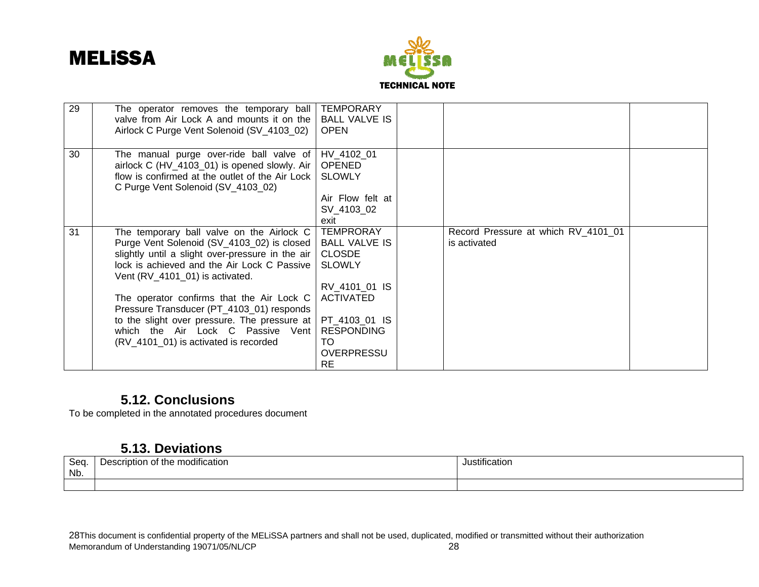| 29 | The operator removes the temporary ball valve from Air Lock A and mounts it on the Airlock C Purge Vent Solenoid (SV_4103_02) | TEMPORARY BALL VALVE IS OPEN | | | |
|---|---|---|---|---|---|
| 30 | The manual purge over-ride ball valve of airlock C (HV_4103_01) is opened slowly. Air flow is confirmed at the outlet of the Air Lock C Purge Vent Solenoid (SV_4103_02) | HV_4102_01 OPENED SLOWLY<br><br>Air Flow felt at SV_4103_02 exit | | | |
| 31 | The temporary ball valve on the Airlock C Purge Vent Solenoid (SV_4103_02) is closed slightly until a slight over-pressure in the air lock is achieved and the Air Lock C Passive Vent (RV_4101_01) is activated.<br><br>The operator confirms that the Air Lock C Pressure Transducer (PT_4103_01) responds to the slight over pressure. The pressure at which the Air Lock C Passive Vent (RV_4101_01) is activated is recorded | TEMPRORAY BALL VALVE IS CLOSDE SLOWLY<br><br>RV_4101_01 IS ACTIVATED<br><br>PT_4103_01 IS RESPONDING TO OVERPRESSURE | | Record Pressure at which RV_4101_01 is activated | |

## 5.12. Conclusions

To be completed in the annotated procedures document

## 5.13. Deviations

| Seq. Nb. | Description of the modification | Justification |
|---|---|---|
| | | |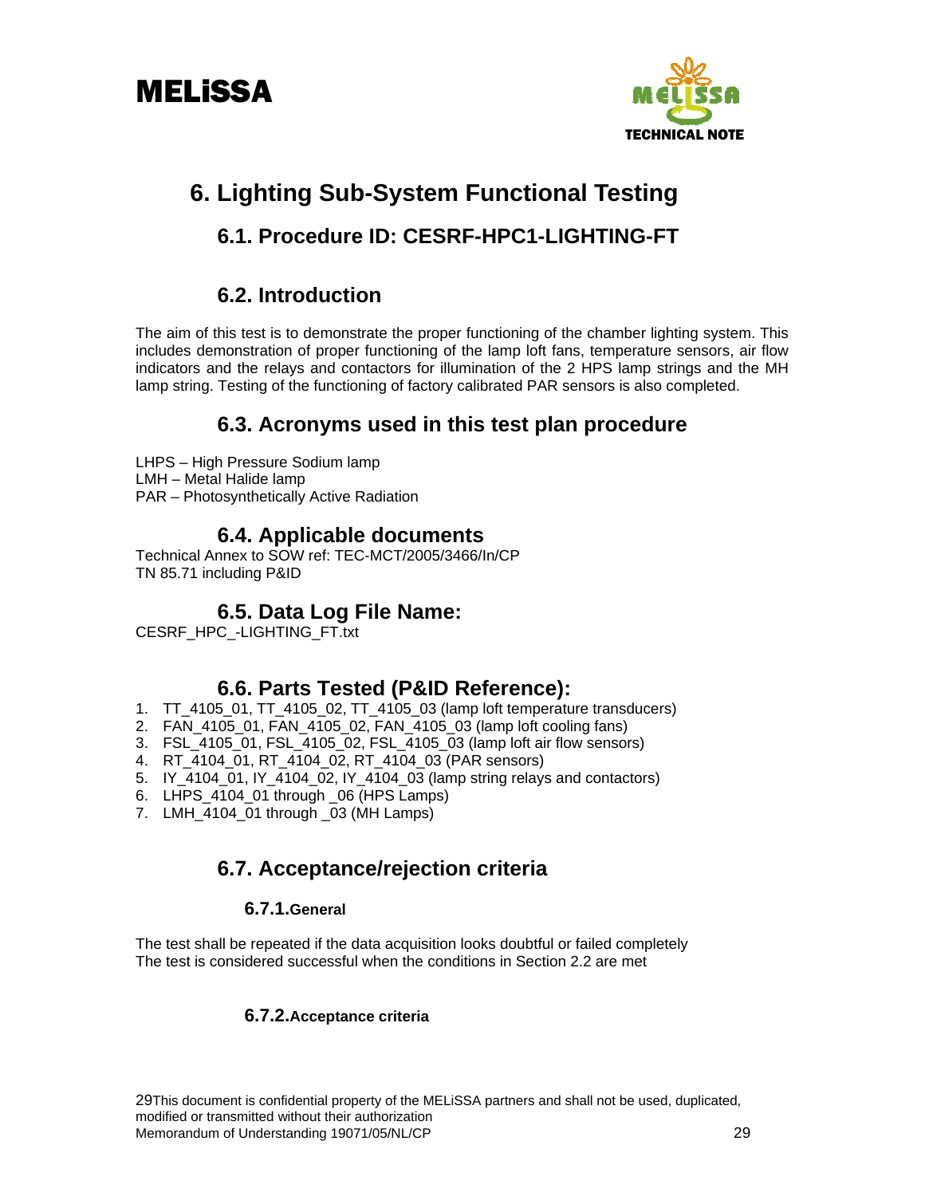# 6. Lighting Sub-System Functional Testing

## 6.1. Procedure ID: CESRF-HPC1-LIGHTING-FT

## 6.2. Introduction

The aim of this test is to demonstrate the proper functioning of the chamber lighting system. This includes demonstration of proper functioning of the lamp loft fans, temperature sensors, air flow indicators and the relays and contactors for illumination of the 2 HPS lamp strings and the MH lamp string. Testing of the functioning of factory calibrated PAR sensors is also completed.

## 6.3. Acronyms used in this test plan procedure

LHPS – High Pressure Sodium lamp
LMH – Metal Halide lamp
PAR – Photosynthetically Active Radiation

## 6.4. Applicable documents

Technical Annex to SOW ref: TEC-MCT/2005/3466/In/CP
TN 85.71 including P&ID

## 6.5. Data Log File Name:

CESRF_HPC_-LIGHTING_FT.txt

## 6.6. Parts Tested (P&ID Reference):

1. TT_4105_01, TT_4105_02, TT_4105_03 (lamp loft temperature transducers)
2. FAN_4105_01, FAN_4105_02, FAN_4105_03 (lamp loft cooling fans)
3. FSL_4105_01, FSL_4105_02, FSL_4105_03 (lamp loft air flow sensors)
4. RT_4104_01, RT_4104_02, RT_4104_03 (PAR sensors)
5. IY_4104_01, IY_4104_02, IY_4104_03 (lamp string relays and contactors)
6. LHPS_4104_01 through _06 (HPS Lamps)
7. LMH_4104_01 through _03 (MH Lamps)

## 6.7. Acceptance/rejection criteria

### 6.7.1. General

The test shall be repeated if the data acquisition looks doubtful or failed completely
The test is considered successful when the conditions in Section 2.2 are met

### 6.7.2. Acceptance criteria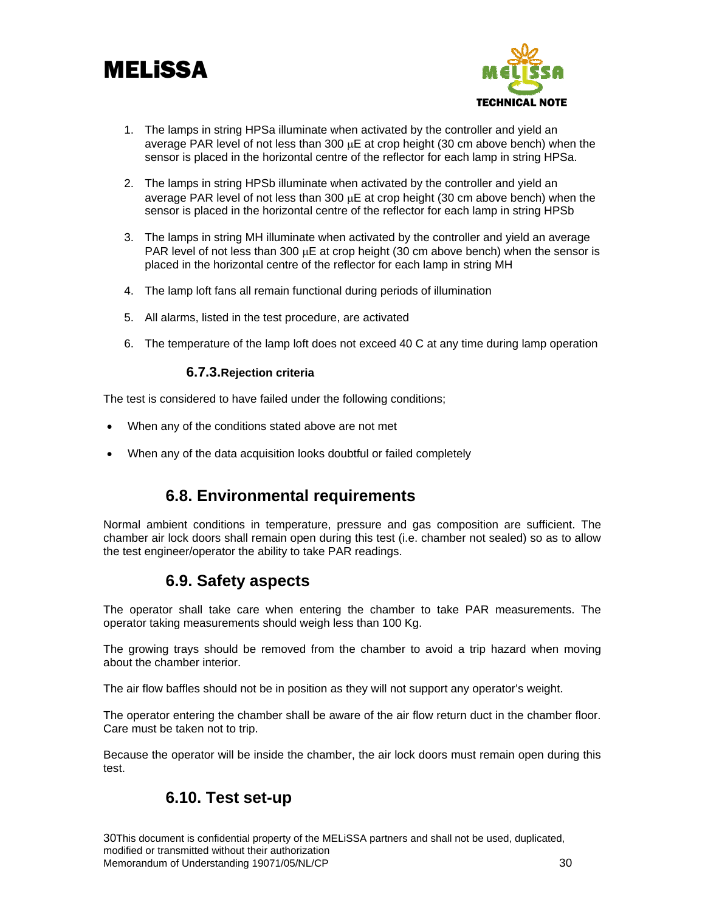1. The lamps in string HPSa illuminate when activated by the controller and yield an average PAR level of not less than 300 μE at crop height (30 cm above bench) when the sensor is placed in the horizontal centre of the reflector for each lamp in string HPSa.

2. The lamps in string HPSb illuminate when activated by the controller and yield an average PAR level of not less than 300 μE at crop height (30 cm above bench) when the sensor is placed in the horizontal centre of the reflector for each lamp in string HPSb

3. The lamps in string MH illuminate when activated by the controller and yield an average PAR level of not less than 300 μE at crop height (30 cm above bench) when the sensor is placed in the horizontal centre of the reflector for each lamp in string MH

4. The lamp loft fans all remain functional during periods of illumination

5. All alarms, listed in the test procedure, are activated

6. The temperature of the lamp loft does not exceed 40 C at any time during lamp operation

#### 6.7.3. Rejection criteria

The test is considered to have failed under the following conditions;

- When any of the conditions stated above are not met
- When any of the data acquisition looks doubtful or failed completely

## 6.8. Environmental requirements

Normal ambient conditions in temperature, pressure and gas composition are sufficient. The chamber air lock doors shall remain open during this test (i.e. chamber not sealed) so as to allow the test engineer/operator the ability to take PAR readings.

## 6.9. Safety aspects

The operator shall take care when entering the chamber to take PAR measurements. The operator taking measurements should weigh less than 100 Kg.

The growing trays should be removed from the chamber to avoid a trip hazard when moving about the chamber interior.

The air flow baffles should not be in position as they will not support any operator's weight.

The operator entering the chamber shall be aware of the air flow return duct in the chamber floor. Care must be taken not to trip.

Because the operator will be inside the chamber, the air lock doors must remain open during this test.

## 6.10. Test set-up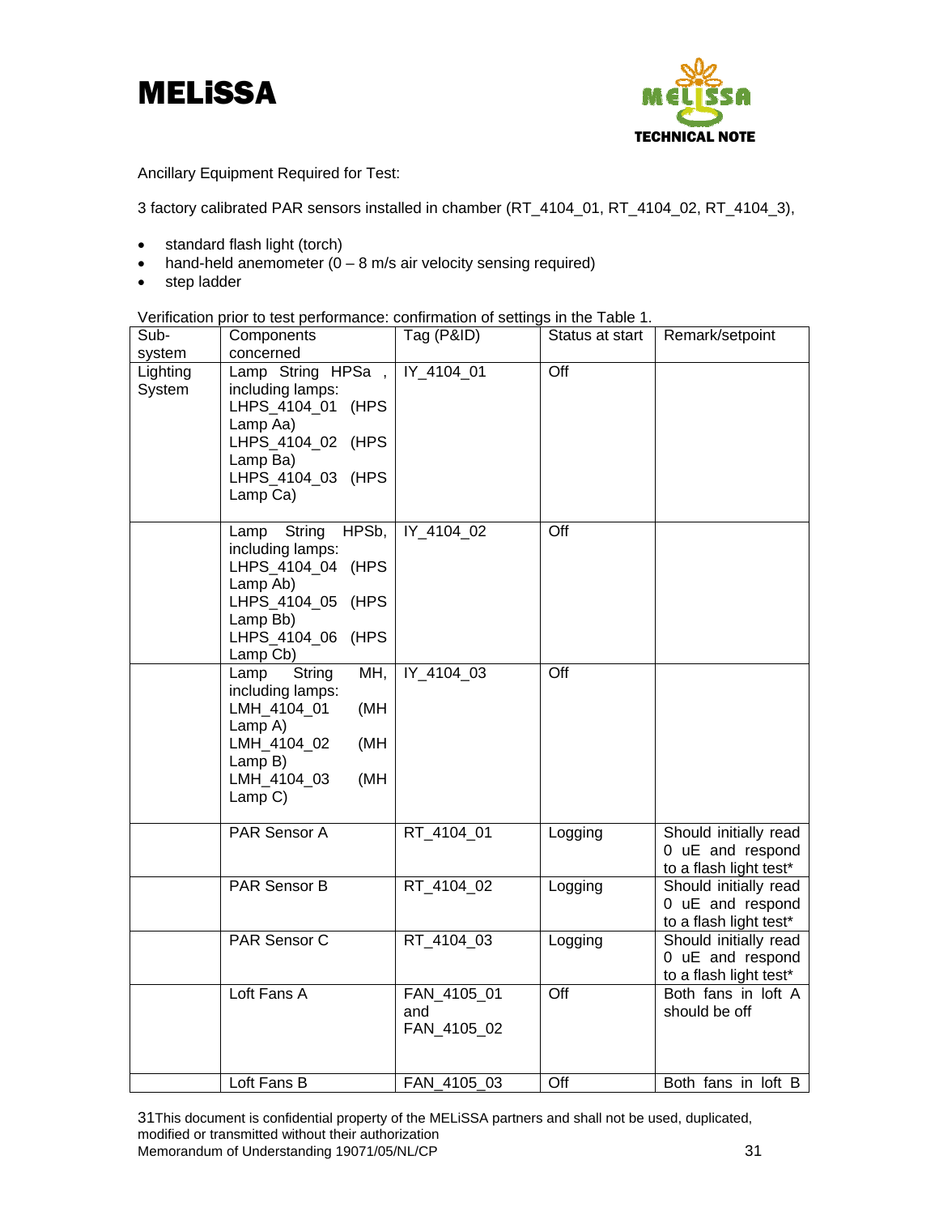Ancillary Equipment Required for Test:

3 factory calibrated PAR sensors installed in chamber (RT_4104_01, RT_4104_02, RT_4104_3),

- standard flash light (torch)
- hand-held anemometer (0 – 8 m/s air velocity sensing required)
- step ladder

Verification prior to test performance: confirmation of settings in the Table 1.

| Sub-system | Components concerned | Tag (P&ID) | Status at start | Remark/setpoint |
|---|---|---|---|---|
| Lighting System | Lamp String HPSa, including lamps: LHPS_4104_01 (HPS Lamp Aa) LHPS_4104_02 (HPS Lamp Ba) LHPS_4104_03 (HPS Lamp Ca) | IY_4104_01 | Off | |
| | Lamp String HPSb, including lamps: LHPS_4104_04 (HPS Lamp Ab) LHPS_4104_05 (HPS Lamp Bb) LHPS_4104_06 (HPS Lamp Cb) | IY_4104_02 | Off | |
| | Lamp String MH, including lamps: LMH_4104_01 (MH Lamp A) LMH_4104_02 (MH Lamp B) LMH_4104_03 (MH Lamp C) | IY_4104_03 | Off | |
| | PAR Sensor A | RT_4104_01 | Logging | Should initially read 0 uE and respond to a flash light test* |
| | PAR Sensor B | RT_4104_02 | Logging | Should initially read 0 uE and respond to a flash light test* |
| | PAR Sensor C | RT_4104_03 | Logging | Should initially read 0 uE and respond to a flash light test* |
| | Loft Fans A | FAN_4105_01 and FAN_4105_02 | Off | Both fans in loft A should be off |
| | Loft Fans B | FAN_4105_03 | Off | Both fans in loft B |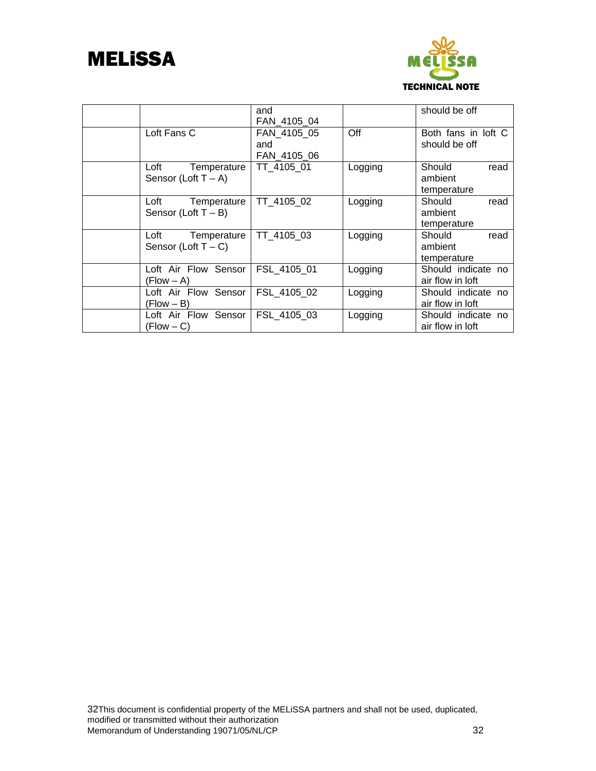|  |  | and FAN_4105_04 |  | should be off |
|---|---|---|---|---|
|  | Loft Fans C | FAN_4105_05 and FAN_4105_06 | Off | Both fans in loft C should be off |
|  | Loft Temperature Sensor (Loft T – A) | TT_4105_01 | Logging | Should read ambient temperature |
|  | Loft Temperature Sensor (Loft T – B) | TT_4105_02 | Logging | Should read ambient temperature |
|  | Loft Temperature Sensor (Loft T – C) | TT_4105_03 | Logging | Should read ambient temperature |
|  | Loft Air Flow Sensor (Flow – A) | FSL_4105_01 | Logging | Should indicate no air flow in loft |
|  | Loft Air Flow Sensor (Flow – B) | FSL_4105_02 | Logging | Should indicate no air flow in loft |
|  | Loft Air Flow Sensor (Flow – C) | FSL_4105_03 | Logging | Should indicate no air flow in loft |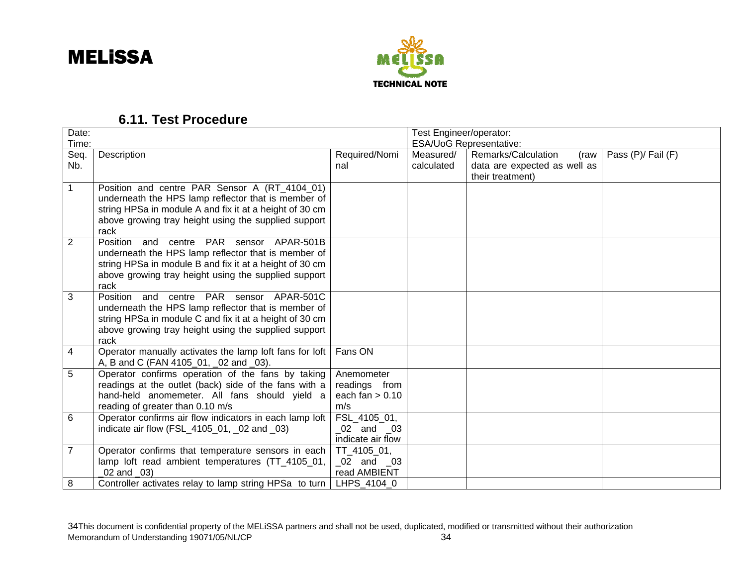### 6.11. Test Procedure

| Date: Time: | | | Test Engineer/operator: ESA/UoG Representative: | | |
|---|---|---|---|---|---|
| Seq. Nb. | Description | Required/Nominal | Measured/ calculated | Remarks/Calculation (raw data are expected as well as their treatment) | Pass (P)/ Fail (F) |
| 1 | Position and centre PAR Sensor A (RT_4104_01) underneath the HPS lamp reflector that is member of string HPSa in module A and fix it at a height of 30 cm above growing tray height using the supplied support rack | | | | |
| 2 | Position and centre PAR sensor APAR-501B underneath the HPS lamp reflector that is member of string HPSa in module B and fix it at a height of 30 cm above growing tray height using the supplied support rack | | | | |
| 3 | Position and centre PAR sensor APAR-501C underneath the HPS lamp reflector that is member of string HPSa in module C and fix it at a height of 30 cm above growing tray height using the supplied support rack | | | | |
| 4 | Operator manually activates the lamp loft fans for loft A, B and C (FAN 4105_01, _02 and _03). | Fans ON | | | |
| 5 | Operator confirms operation of the fans by taking readings at the outlet (back) side of the fans with a hand-held anomemeter. All fans should yield a reading of greater than 0.10 m/s | Anemometer readings from each fan > 0.10 m/s | | | |
| 6 | Operator confirms air flow indicators in each lamp loft indicate air flow (FSL_4105_01, _02 and _03) | FSL_4105_01, _02 and _03 indicate air flow | | | |
| 7 | Operator confirms that temperature sensors in each lamp loft read ambient temperatures (TT_4105_01, _02 and _03) | TT_4105_01, _02 and _03 read AMBIENT | | | |
| 8 | Controller activates relay to lamp string HPSa to turn | LHPS_4104_0 | | | |

34This document is confidential property of the MELiSSA partners and shall not be used, duplicated, modified or transmitted without their authorization
Memorandum of Understanding 19071/05/NL/CP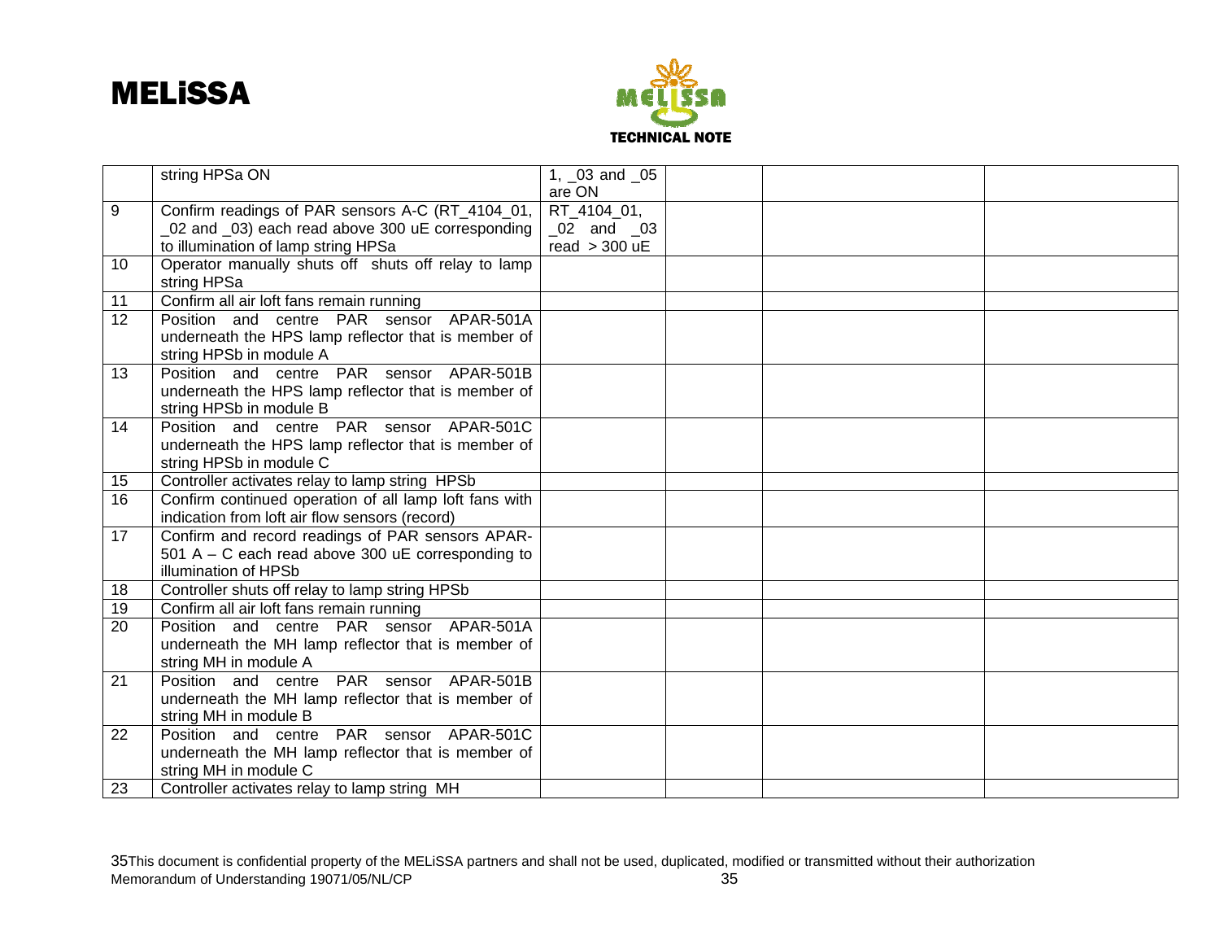|  |  |  |  |  |  |
|---|---|---|---|---|---|
|  | string HPSa ON | 1, _03 and _05 are ON |  |  |  |
| 9 | Confirm readings of PAR sensors A-C (RT_4104_01, _02 and _03) each read above 300 uE corresponding to illumination of lamp string HPSa | RT_4104_01, _02 and _03 read > 300 uE |  |  |  |
| 10 | Operator manually shuts off shuts off relay to lamp string HPSa |  |  |  |  |
| 11 | Confirm all air loft fans remain running |  |  |  |  |
| 12 | Position and centre PAR sensor APAR-501A underneath the HPS lamp reflector that is member of string HPSb in module A |  |  |  |  |
| 13 | Position and centre PAR sensor APAR-501B underneath the HPS lamp reflector that is member of string HPSb in module B |  |  |  |  |
| 14 | Position and centre PAR sensor APAR-501C underneath the HPS lamp reflector that is member of string HPSb in module C |  |  |  |  |
| 15 | Controller activates relay to lamp string HPSb |  |  |  |  |
| 16 | Confirm continued operation of all lamp loft fans with indication from loft air flow sensors (record) |  |  |  |  |
| 17 | Confirm and record readings of PAR sensors APAR-501 A – C each read above 300 uE corresponding to illumination of HPSb |  |  |  |  |
| 18 | Controller shuts off relay to lamp string HPSb |  |  |  |  |
| 19 | Confirm all air loft fans remain running |  |  |  |  |
| 20 | Position and centre PAR sensor APAR-501A underneath the MH lamp reflector that is member of string MH in module A |  |  |  |  |
| 21 | Position and centre PAR sensor APAR-501B underneath the MH lamp reflector that is member of string MH in module B |  |  |  |  |
| 22 | Position and centre PAR sensor APAR-501C underneath the MH lamp reflector that is member of string MH in module C |  |  |  |  |
| 23 | Controller activates relay to lamp string MH |  |  |  |  |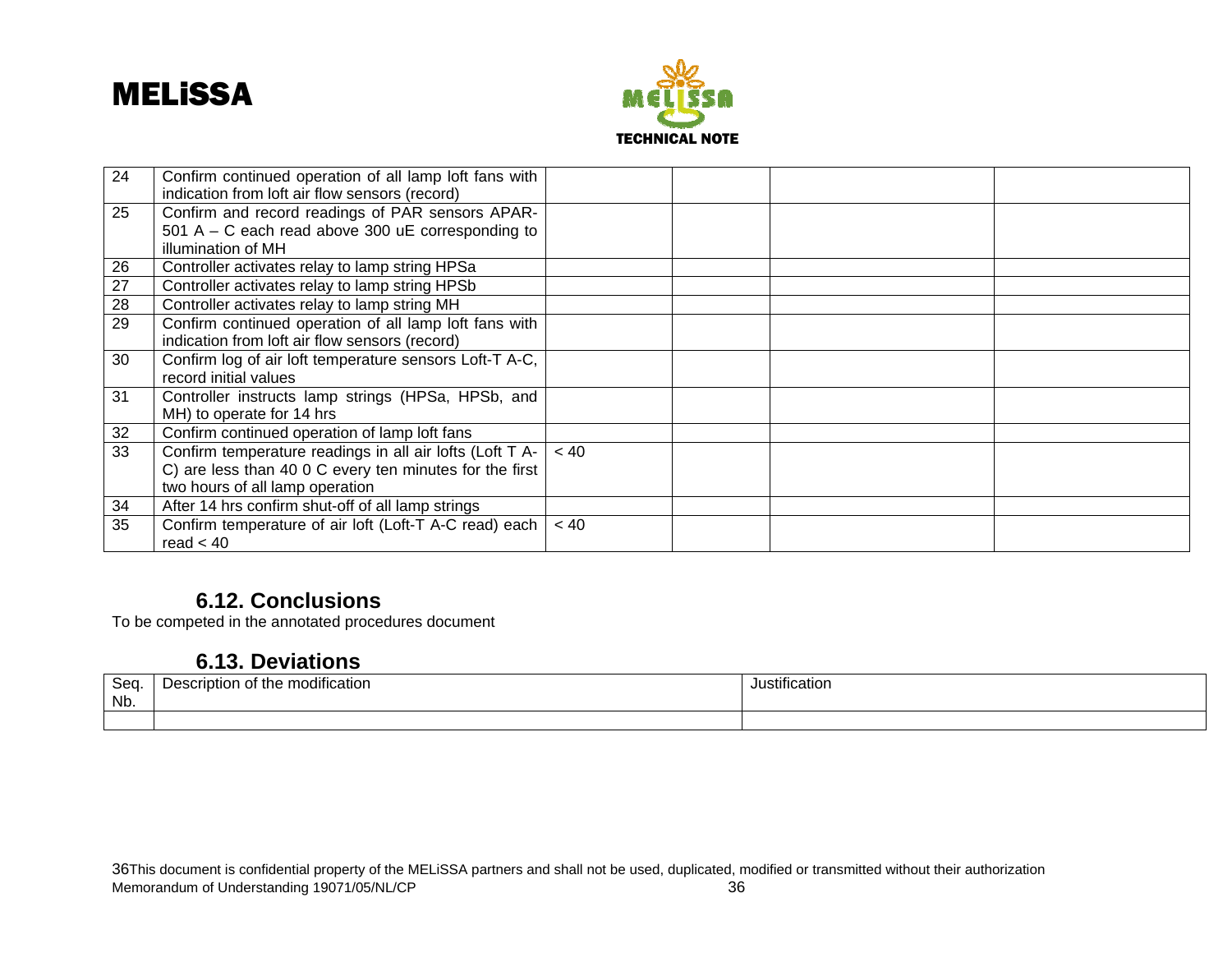| 24 | Confirm continued operation of all lamp loft fans with indication from loft air flow sensors (record) | | | | |
|---|---|---|---|---|---|
| 25 | Confirm and record readings of PAR sensors APAR-501 A – C each read above 300 uE corresponding to illumination of MH | | | | |
| 26 | Controller activates relay to lamp string HPSa | | | | |
| 27 | Controller activates relay to lamp string HPSb | | | | |
| 28 | Controller activates relay to lamp string MH | | | | |
| 29 | Confirm continued operation of all lamp loft fans with indication from loft air flow sensors (record) | | | | |
| 30 | Confirm log of air loft temperature sensors Loft-T A-C, record initial values | | | | |
| 31 | Controller instructs lamp strings (HPSa, HPSb, and MH) to operate for 14 hrs | | | | |
| 32 | Confirm continued operation of lamp loft fans | | | | |
| 33 | Confirm temperature readings in all air lofts (Loft T A-C) are less than 40 0 C every ten minutes for the first two hours of all lamp operation | < 40 | | | |
| 34 | After 14 hrs confirm shut-off of all lamp strings | | | | |
| 35 | Confirm temperature of air loft (Loft-T A-C read) each read < 40 | < 40 | | | |

## 6.12. Conclusions

To be competed in the annotated procedures document

## 6.13. Deviations

| Seq. Nb. | Description of the modification | Justification |
|---|---|---|
| | | |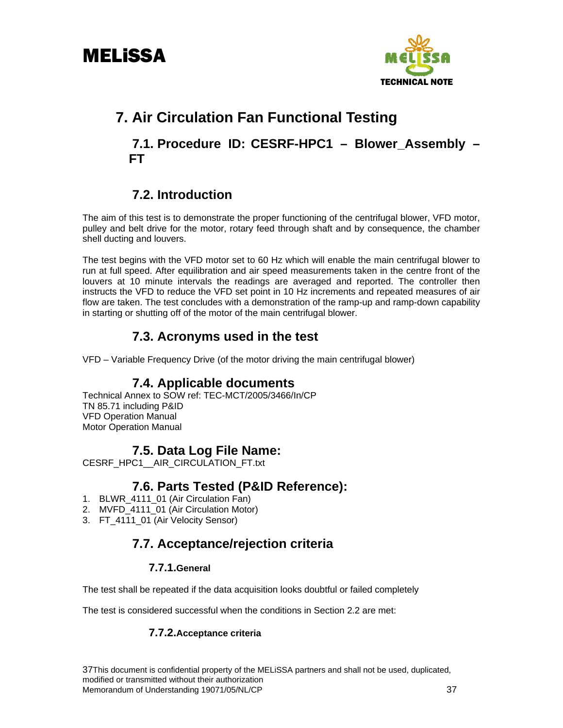# 7. Air Circulation Fan Functional Testing

## 7.1. Procedure ID: CESRF-HPC1 – Blower_Assembly – FT

## 7.2. Introduction

The aim of this test is to demonstrate the proper functioning of the centrifugal blower, VFD motor, pulley and belt drive for the motor, rotary feed through shaft and by consequence, the chamber shell ducting and louvers.

The test begins with the VFD motor set to 60 Hz which will enable the main centrifugal blower to run at full speed. After equilibration and air speed measurements taken in the centre front of the louvers at 10 minute intervals the readings are averaged and reported. The controller then instructs the VFD to reduce the VFD set point in 10 Hz increments and repeated measures of air flow are taken. The test concludes with a demonstration of the ramp-up and ramp-down capability in starting or shutting off of the motor of the main centrifugal blower.

## 7.3. Acronyms used in the test

VFD – Variable Frequency Drive (of the motor driving the main centrifugal blower)

## 7.4. Applicable documents

Technical Annex to SOW ref: TEC-MCT/2005/3466/In/CP
TN 85.71 including P&ID
VFD Operation Manual
Motor Operation Manual

## 7.5. Data Log File Name:

CESRF_HPC1__AIR_CIRCULATION_FT.txt

## 7.6. Parts Tested (P&ID Reference):

1. BLWR_4111_01 (Air Circulation Fan)
2. MVFD_4111_01 (Air Circulation Motor)
3. FT_4111_01 (Air Velocity Sensor)

## 7.7. Acceptance/rejection criteria

### 7.7.1. General

The test shall be repeated if the data acquisition looks doubtful or failed completely

The test is considered successful when the conditions in Section 2.2 are met:

### 7.7.2. Acceptance criteria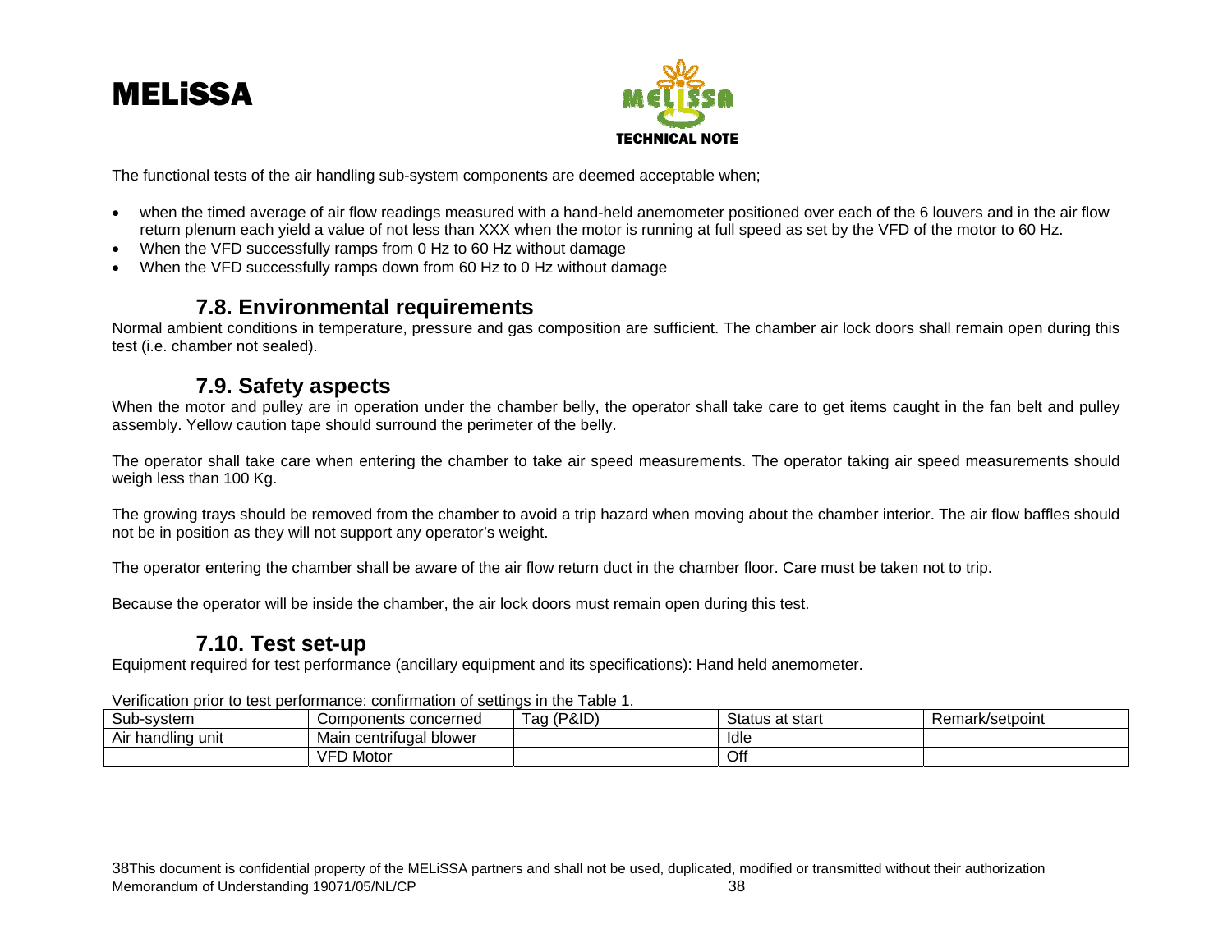The functional tests of the air handling sub-system components are deemed acceptable when;

- when the timed average of air flow readings measured with a hand-held anemometer positioned over each of the 6 louvers and in the air flow return plenum each yield a value of not less than XXX when the motor is running at full speed as set by the VFD of the motor to 60 Hz.
- When the VFD successfully ramps from 0 Hz to 60 Hz without damage
- When the VFD successfully ramps down from 60 Hz to 0 Hz without damage

### 7.8. Environmental requirements

Normal ambient conditions in temperature, pressure and gas composition are sufficient. The chamber air lock doors shall remain open during this test (i.e. chamber not sealed).

### 7.9. Safety aspects

When the motor and pulley are in operation under the chamber belly, the operator shall take care to get items caught in the fan belt and pulley assembly. Yellow caution tape should surround the perimeter of the belly.

The operator shall take care when entering the chamber to take air speed measurements. The operator taking air speed measurements should weigh less than 100 Kg.

The growing trays should be removed from the chamber to avoid a trip hazard when moving about the chamber interior. The air flow baffles should not be in position as they will not support any operator's weight.

The operator entering the chamber shall be aware of the air flow return duct in the chamber floor. Care must be taken not to trip.

Because the operator will be inside the chamber, the air lock doors must remain open during this test.

### 7.10. Test set-up

Equipment required for test performance (ancillary equipment and its specifications): Hand held anemometer.

Verification prior to test performance: confirmation of settings in the Table 1.

| Sub-system | Components concerned | Tag (P&ID) | Status at start | Remark/setpoint |
|---|---|---|---|---|
| Air handling unit | Main centrifugal blower | | Idle | |
| | VFD Motor | | Off | |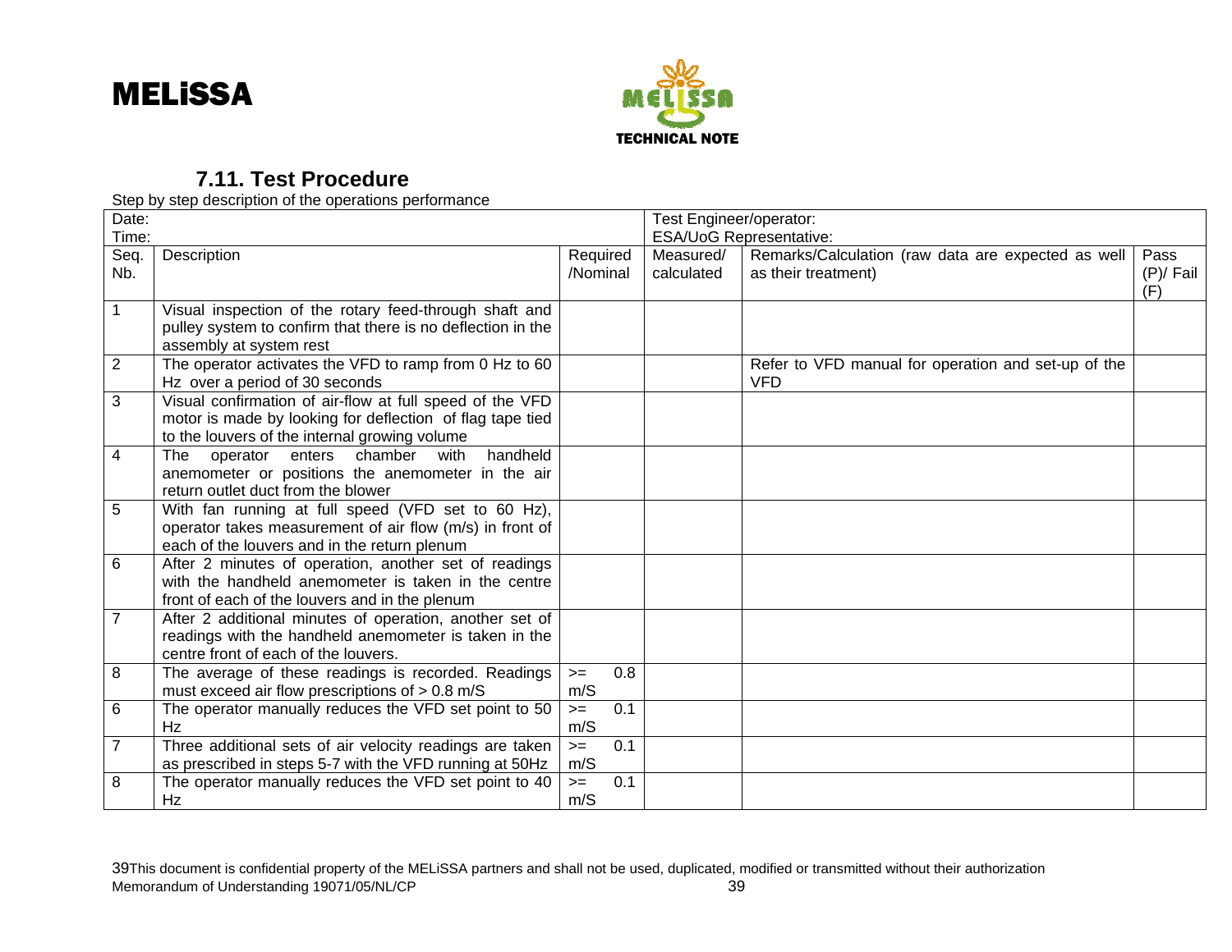### 7.11. Test Procedure

Step by step description of the operations performance

| Date:<br>Time: | | | Test Engineer/operator:<br>ESA/UoG Representative: | | |
|---|---|---|---|---|---|
| Seq. Nb. | Description | Required /Nominal | Measured/ calculated | Remarks/Calculation (raw data are expected as well as their treatment) | Pass (P)/ Fail (F) |
| 1 | Visual inspection of the rotary feed-through shaft and pulley system to confirm that there is no deflection in the assembly at system rest | | | | |
| 2 | The operator activates the VFD to ramp from 0 Hz to 60 Hz over a period of 30 seconds | | | Refer to VFD manual for operation and set-up of the VFD | |
| 3 | Visual confirmation of air-flow at full speed of the VFD motor is made by looking for deflection of flag tape tied to the louvers of the internal growing volume | | | | |
| 4 | The operator enters chamber with handheld anemometer or positions the anemometer in the air return outlet duct from the blower | | | | |
| 5 | With fan running at full speed (VFD set to 60 Hz), operator takes measurement of air flow (m/s) in front of each of the louvers and in the return plenum | | | | |
| 6 | After 2 minutes of operation, another set of readings with the handheld anemometer is taken in the centre front of each of the louvers and in the plenum | | | | |
| 7 | After 2 additional minutes of operation, another set of readings with the handheld anemometer is taken in the centre front of each of the louvers. | | | | |
| 8 | The average of these readings is recorded. Readings must exceed air flow prescriptions of > 0.8 m/S | >= 0.8 m/S | | | |
| 6 | The operator manually reduces the VFD set point to 50 Hz | >= 0.1 m/S | | | |
| 7 | Three additional sets of air velocity readings are taken as prescribed in steps 5-7 with the VFD running at 50Hz | >= 0.1 m/S | | | |
| 8 | The operator manually reduces the VFD set point to 40 Hz | >= 0.1 m/S | | | |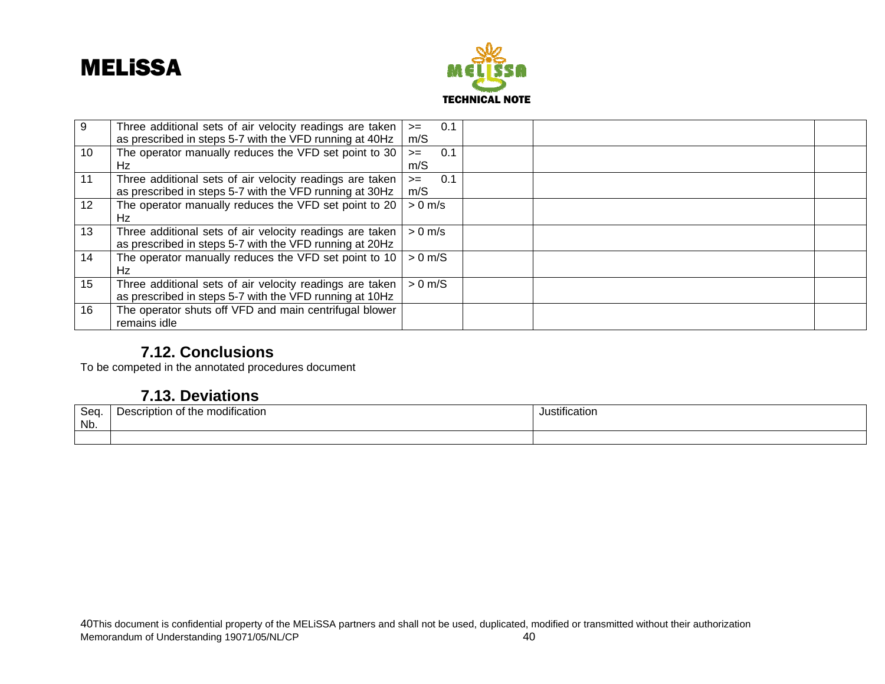| | | | | | |
|---|---|---|---|---|---|
| 9 | Three additional sets of air velocity readings are taken as prescribed in steps 5-7 with the VFD running at 40Hz | >= 0.1 m/S | | | |
| 10 | The operator manually reduces the VFD set point to 30 Hz | >= 0.1 m/S | | | |
| 11 | Three additional sets of air velocity readings are taken as prescribed in steps 5-7 with the VFD running at 30Hz | >= 0.1 m/S | | | |
| 12 | The operator manually reduces the VFD set point to 20 Hz | > 0 m/s | | | |
| 13 | Three additional sets of air velocity readings are taken as prescribed in steps 5-7 with the VFD running at 20Hz | > 0 m/s | | | |
| 14 | The operator manually reduces the VFD set point to 10 Hz | > 0 m/S | | | |
| 15 | Three additional sets of air velocity readings are taken as prescribed in steps 5-7 with the VFD running at 10Hz | > 0 m/S | | | |
| 16 | The operator shuts off VFD and main centrifugal blower remains idle | | | | |

### 7.12. Conclusions

To be competed in the annotated procedures document

### 7.13. Deviations

| Seq. Nb. | Description of the modification | Justification |
|---|---|---|
| | | |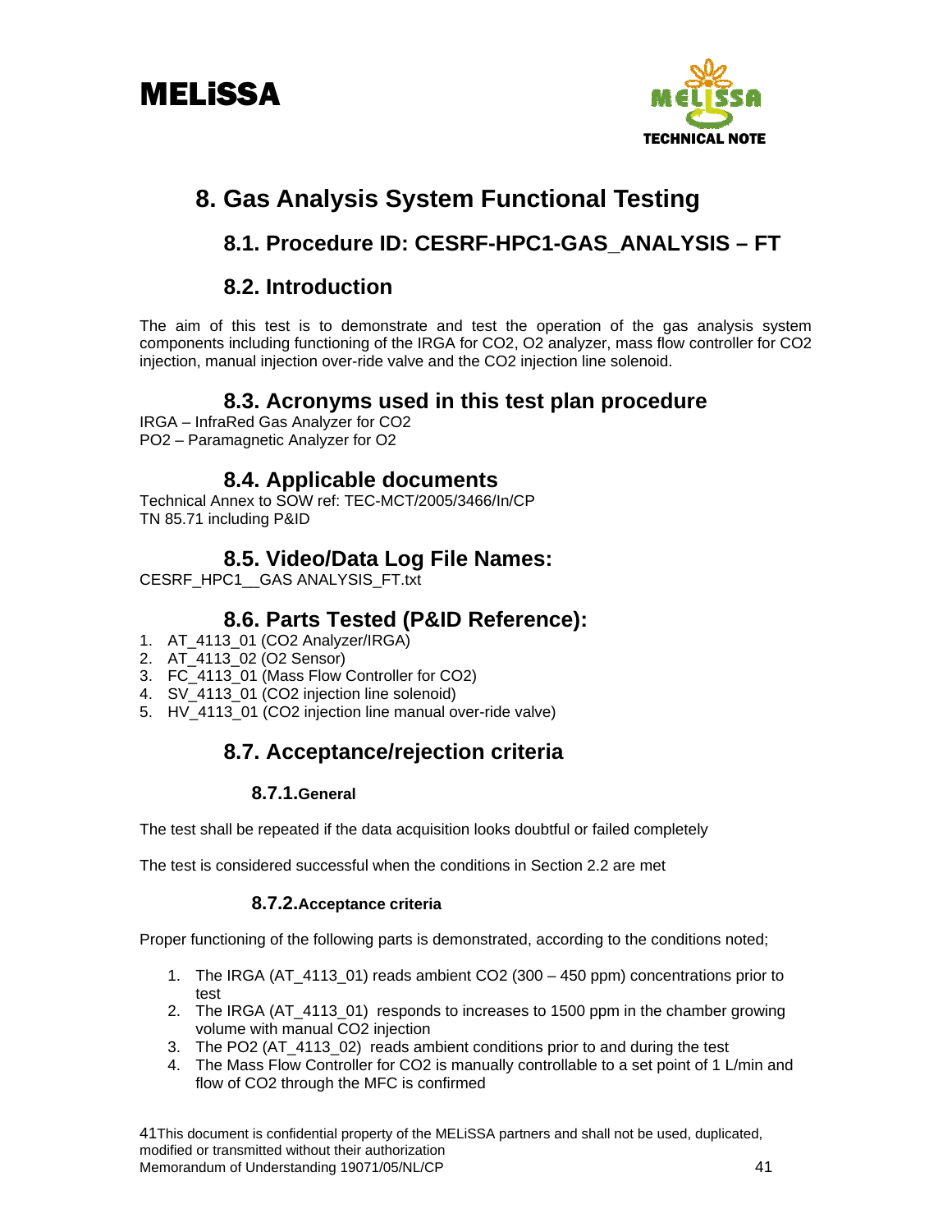# 8. Gas Analysis System Functional Testing

## 8.1. Procedure ID: CESRF-HPC1-GAS_ANALYSIS – FT

## 8.2. Introduction

The aim of this test is to demonstrate and test the operation of the gas analysis system components including functioning of the IRGA for $CO_2$, $O_2$ analyzer, mass flow controller for $CO_2$ injection, manual injection over-ride valve and the $CO_2$ injection line solenoid.

## 8.3. Acronyms used in this test plan procedure

IRGA – InfraRed Gas Analyzer for $CO_2$
PO2 – Paramagnetic Analyzer for $O_2$

## 8.4. Applicable documents

Technical Annex to SOW ref: TEC-MCT/2005/3466/In/CP
TN 85.71 including P&ID

## 8.5. Video/Data Log File Names:

CESRF_HPC1__GAS ANALYSIS_FT.txt

## 8.6. Parts Tested (P&ID Reference):

1. AT_4113_01 ($CO_2$ Analyzer/IRGA)
2. AT_4113_02 ($O_2$ Sensor)
3. FC_4113_01 (Mass Flow Controller for $CO_2$)
4. SV_4113_01 ($CO_2$ injection line solenoid)
5. HV_4113_01 ($CO_2$ injection line manual over-ride valve)

## 8.7. Acceptance/rejection criteria

### 8.7.1. General

The test shall be repeated if the data acquisition looks doubtful or failed completely

The test is considered successful when the conditions in Section 2.2 are met

### 8.7.2. Acceptance criteria

Proper functioning of the following parts is demonstrated, according to the conditions noted;

1. The IRGA (AT_4113_01) reads ambient $CO_2$ (300 – 450 ppm) concentrations prior to test
2. The IRGA (AT_4113_01) responds to increases to 1500 ppm in the chamber growing volume with manual $CO_2$ injection
3. The PO2 (AT_4113_02) reads ambient conditions prior to and during the test
4. The Mass Flow Controller for $CO_2$ is manually controllable to a set point of 1 L/min and flow of $CO_2$ through the MFC is confirmed

41This document is confidential property of the MELiSSA partners and shall not be used, duplicated, modified or transmitted without their authorization
Memorandum of Understanding 19071/05/NL/CP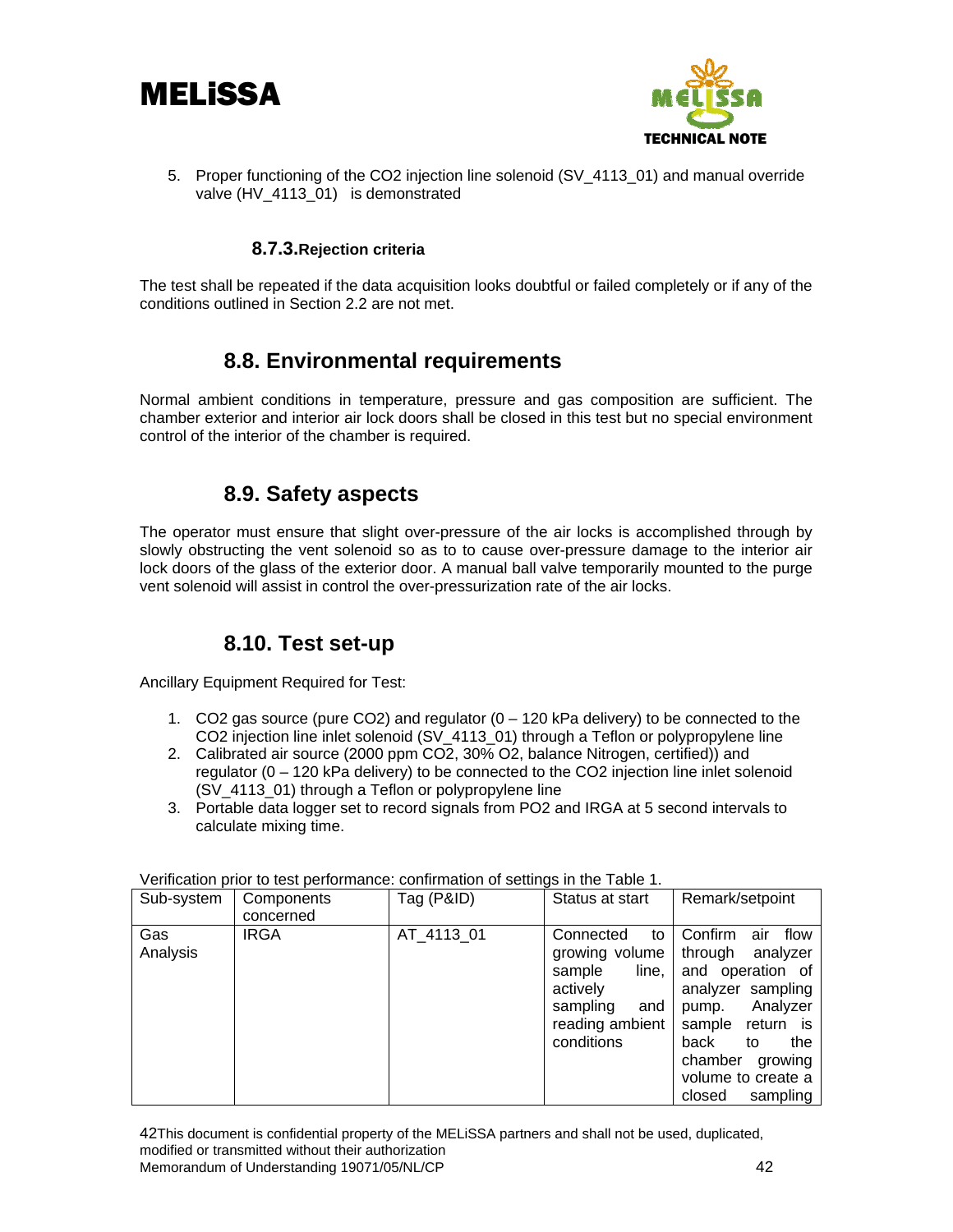5. Proper functioning of the $CO_2$ injection line solenoid (SV_4113_01) and manual override valve (HV_4113_01) is demonstrated

### 8.7.3. Rejection criteria

The test shall be repeated if the data acquisition looks doubtful or failed completely or if any of the conditions outlined in Section 2.2 are not met.

## 8.8. Environmental requirements

Normal ambient conditions in temperature, pressure and gas composition are sufficient. The chamber exterior and interior air lock doors shall be closed in this test but no special environment control of the interior of the chamber is required.

## 8.9. Safety aspects

The operator must ensure that slight over-pressure of the air locks is accomplished through by slowly obstructing the vent solenoid so as to to cause over-pressure damage to the interior air lock doors of the glass of the exterior door. A manual ball valve temporarily mounted to the purge vent solenoid will assist in control the over-pressurization rate of the air locks.

## 8.10. Test set-up

Ancillary Equipment Required for Test:

1. $CO_2$ gas source (pure $CO_2$) and regulator (0 – 120 kPa delivery) to be connected to the $CO_2$ injection line inlet solenoid (SV_4113_01) through a Teflon or polypropylene line
2. Calibrated air source (2000 ppm $CO_2$, 30% $O_2$, balance Nitrogen, certified)) and regulator (0 – 120 kPa delivery) to be connected to the $CO_2$ injection line inlet solenoid (SV_4113_01) through a Teflon or polypropylene line
3. Portable data logger set to record signals from $PO_2$ and IRGA at 5 second intervals to calculate mixing time.

Verification prior to test performance: confirmation of settings in the Table 1.

| Sub-system | Components concerned | Tag (P&ID) | Status at start | Remark/setpoint |
|---|---|---|---|---|
| Gas Analysis | IRGA | AT_4113_01 | Connected to growing volume sample line, actively sampling and reading ambient conditions | Confirm air flow through analyzer and operation of analyzer sampling pump. Analyzer sample return is back to the chamber growing volume to create a closed sampling |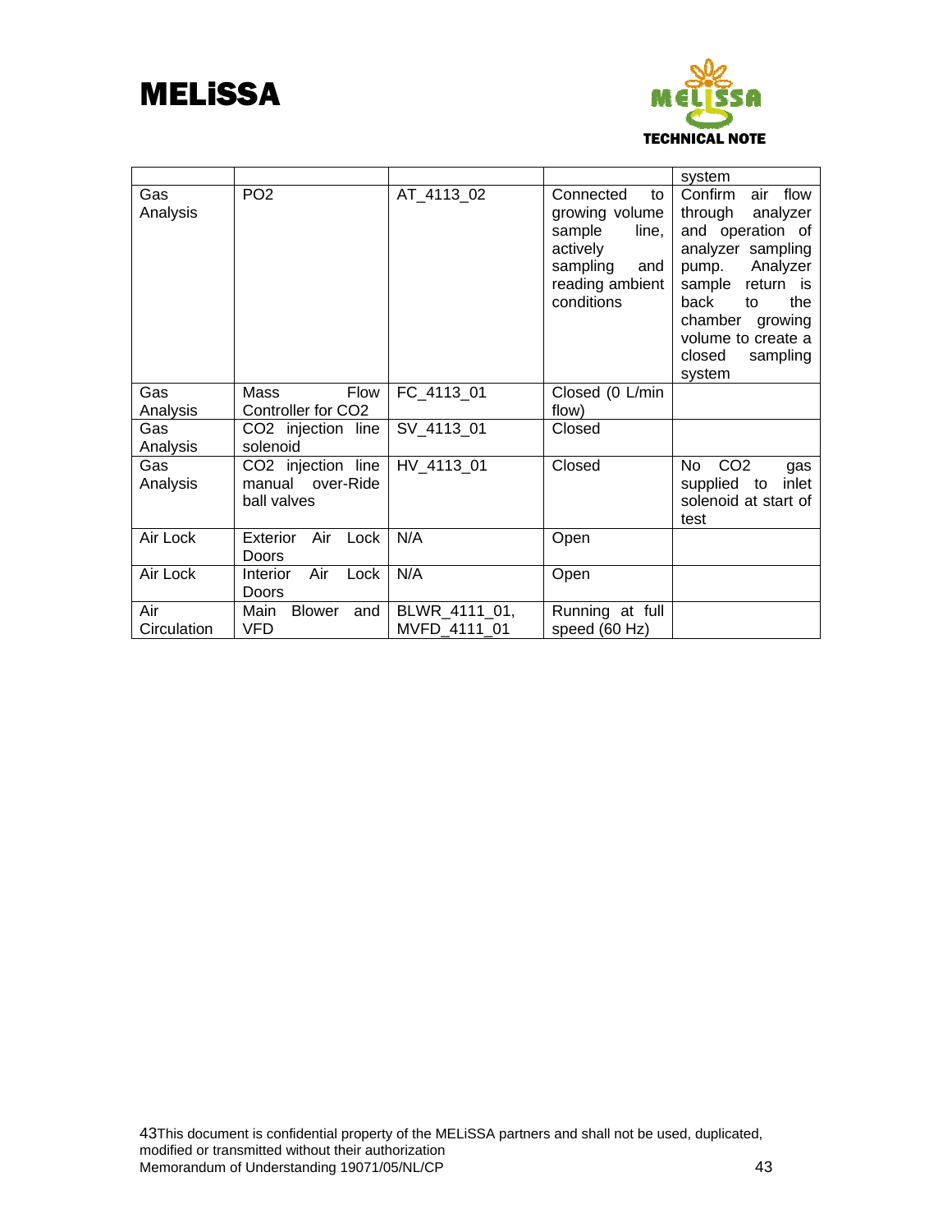| | | | | system |
|---|---|---|---|---|
| Gas Analysis | PO2 | AT_4113_02 | Connected to growing volume sample line, actively sampling and reading ambient conditions | Confirm air flow through analyzer and operation of analyzer sampling pump. Analyzer sample return is back to the chamber growing volume to create a closed sampling system |
| Gas Analysis | Mass Flow Controller for CO2 | FC_4113_01 | Closed (0 L/min flow) | |
| Gas Analysis | CO2 injection line solenoid | SV_4113_01 | Closed | |
| Gas Analysis | CO2 injection line manual over-Ride ball valves | HV_4113_01 | Closed | No CO2 gas supplied to inlet solenoid at start of test |
| Air Lock | Exterior Air Lock Doors | N/A | Open | |
| Air Lock | Interior Air Lock Doors | N/A | Open | |
| Air Circulation | Main Blower and VFD | BLWR_4111_01, MVFD_4111_01 | Running at full speed (60 Hz) | |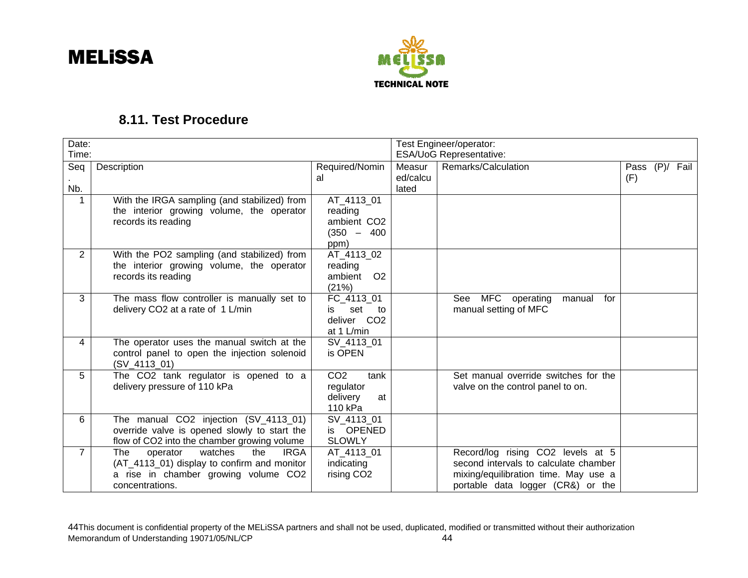## 8.11. Test Procedure

| Date:<br>Time: | | | Test Engineer/operator:<br>ESA/UoG Representative: | | |
|---|---|---|---|---|---|
| Seq. Nb. | Description | Required/Nominal | Measured/calculated | Remarks/Calculation | Pass (P)/ Fail (F) |
| 1 | With the IRGA sampling (and stabilized) from the interior growing volume, the operator records its reading | AT_4113_01 reading ambient $CO_2$ (350 – 400 ppm) | | | |
| 2 | With the PO2 sampling (and stabilized) from the interior growing volume, the operator records its reading | AT_4113_02 reading ambient $O_2$ (21%) | | | |
| 3 | The mass flow controller is manually set to delivery $CO_2$ at a rate of 1 L/min | FC_4113_01 is set to deliver $CO_2$ at 1 L/min | | See MFC operating manual for manual setting of MFC | |
| 4 | The operator uses the manual switch at the control panel to open the injection solenoid (SV_4113_01) | SV_4113_01 is OPEN | | | |
| 5 | The $CO_2$ tank regulator is opened to a delivery pressure of 110 kPa | $CO_2$ tank regulator delivery at 110 kPa | | Set manual override switches for the valve on the control panel to on. | |
| 6 | The manual $CO_2$ injection (SV_4113_01) override valve is opened slowly to start the flow of $CO_2$ into the chamber growing volume | SV_4113_01 is OPENED SLOWLY | | | |
| 7 | The operator watches the IRGA (AT_4113_01) display to confirm and monitor a rise in chamber growing volume $CO_2$ concentrations. | AT_4113_01 indicating rising $CO_2$ | | Record/log rising $CO_2$ levels at 5 second intervals to calculate chamber mixing/equilibration time. May use a portable data logger (CR&) or the | |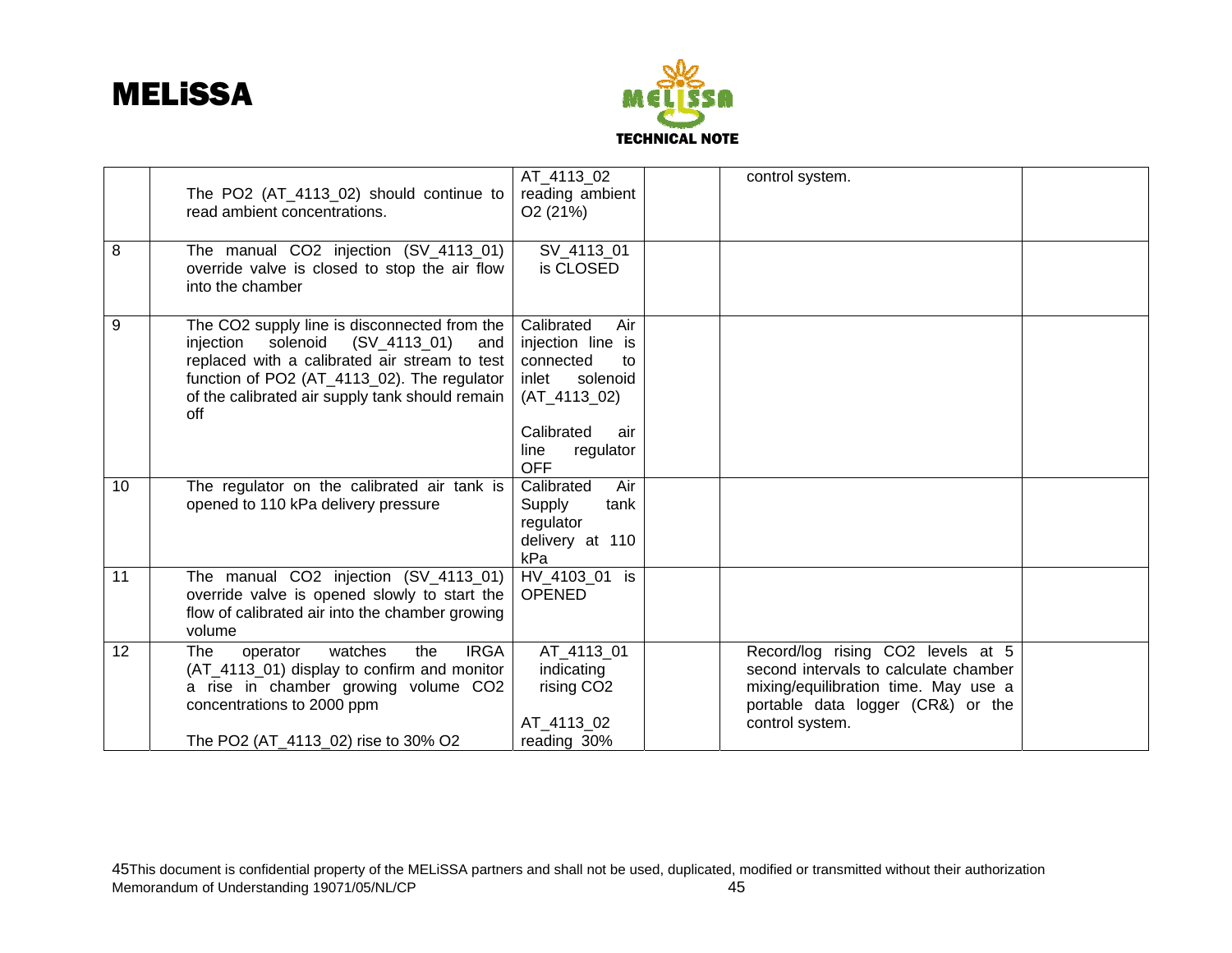| | | | | | |
|---|---|---|---|---|---|
| | The PO2 (AT_4113_02) should continue to read ambient concentrations. | AT_4113_02 reading ambient O2 (21%) | | control system. | |
| 8 | The manual CO2 injection (SV_4113_01) override valve is closed to stop the air flow into the chamber | SV_4113_01 is CLOSED | | | |
| 9 | The CO2 supply line is disconnected from the injection solenoid (SV_4113_01) and replaced with a calibrated air stream to test function of PO2 (AT_4113_02). The regulator of the calibrated air supply tank should remain off | Calibrated Air injection line is connected to inlet solenoid (AT_4113_02)<br><br>Calibrated air line regulator OFF | | | |
| 10 | The regulator on the calibrated air tank is opened to 110 kPa delivery pressure | Calibrated Air Supply tank regulator delivery at 110 kPa | | | |
| 11 | The manual CO2 injection (SV_4113_01) override valve is opened slowly to start the flow of calibrated air into the chamber growing volume | HV_4103_01 is OPENED | | | |
| 12 | The operator watches the IRGA (AT_4113_01) display to confirm and monitor a rise in chamber growing volume CO2 concentrations to 2000 ppm<br><br>The PO2 (AT_4113_02) rise to 30% O2 | AT_4113_01 indicating rising CO2<br><br>AT_4113_02 reading 30% | | Record/log rising CO2 levels at 5 second intervals to calculate chamber mixing/equilibration time. May use a portable data logger (CR&) or the control system. | |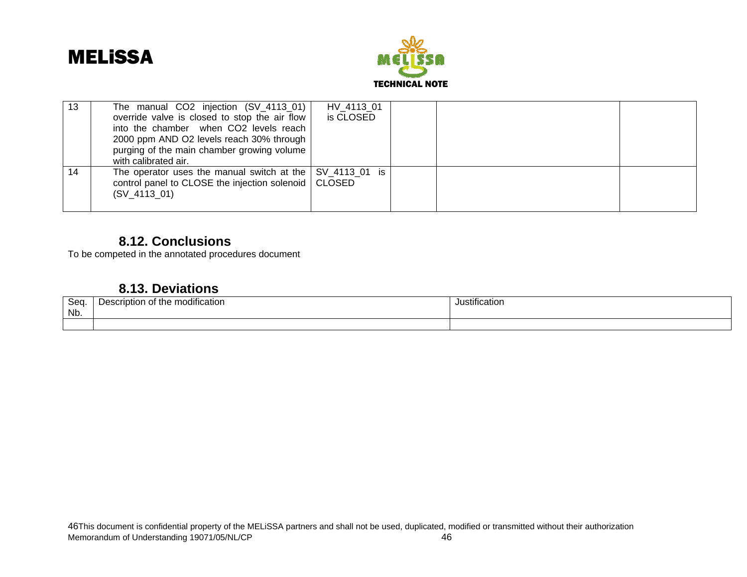| 13 | The manual $CO_2$ injection (SV_4113_01) override valve is closed to stop the air flow into the chamber when $CO_2$ levels reach 2000 ppm AND $O_2$ levels reach 30% through purging of the main chamber growing volume with calibrated air. | HV_4113_01 is CLOSED | | | |
|---|---|---|---|---|---|
| 14 | The operator uses the manual switch at the control panel to CLOSE the injection solenoid (SV_4113_01) | SV_4113_01 is CLOSED | | | |

### 8.12. Conclusions

To be competed in the annotated procedures document

### 8.13. Deviations

| Seq. Nb. | Description of the modification | Justification |
|---|---|---|
| | | |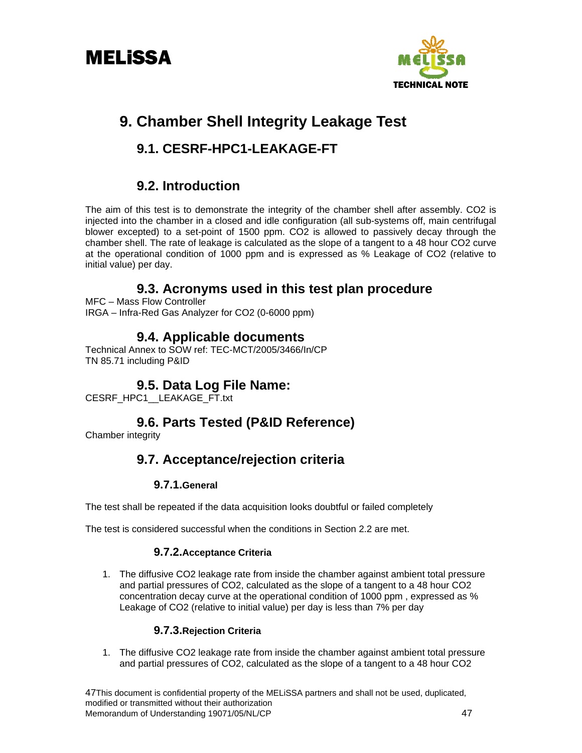# 9. Chamber Shell Integrity Leakage Test

## 9.1. CESRF-HPC1-LEAKAGE-FT

## 9.2. Introduction

The aim of this test is to demonstrate the integrity of the chamber shell after assembly. $CO_2$ is injected into the chamber in a closed and idle configuration (all sub-systems off, main centrifugal blower excepted) to a set-point of 1500 ppm. $CO_2$ is allowed to passively decay through the chamber shell. The rate of leakage is calculated as the slope of a tangent to a 48 hour $CO_2$ curve at the operational condition of 1000 ppm and is expressed as % Leakage of $CO_2$ (relative to initial value) per day.

## 9.3. Acronyms used in this test plan procedure

MFC – Mass Flow Controller
IRGA – Infra-Red Gas Analyzer for $CO_2$ (0-6000 ppm)

## 9.4. Applicable documents

Technical Annex to SOW ref: TEC-MCT/2005/3466/In/CP
TN 85.71 including P&ID

## 9.5. Data Log File Name:

CESRF_HPC1__LEAKAGE_FT.txt

## 9.6. Parts Tested (P&ID Reference)

Chamber integrity

## 9.7. Acceptance/rejection criteria

### 9.7.1. General

The test shall be repeated if the data acquisition looks doubtful or failed completely

The test is considered successful when the conditions in Section 2.2 are met.

### 9.7.2. Acceptance Criteria

1. The diffusive $CO_2$ leakage rate from inside the chamber against ambient total pressure and partial pressures of $CO_2$, calculated as the slope of a tangent to a 48 hour $CO_2$ concentration decay curve at the operational condition of 1000 ppm , expressed as % Leakage of $CO_2$ (relative to initial value) per day is less than 7% per day

### 9.7.3. Rejection Criteria

1. The diffusive $CO_2$ leakage rate from inside the chamber against ambient total pressure and partial pressures of $CO_2$, calculated as the slope of a tangent to a 48 hour $CO_2$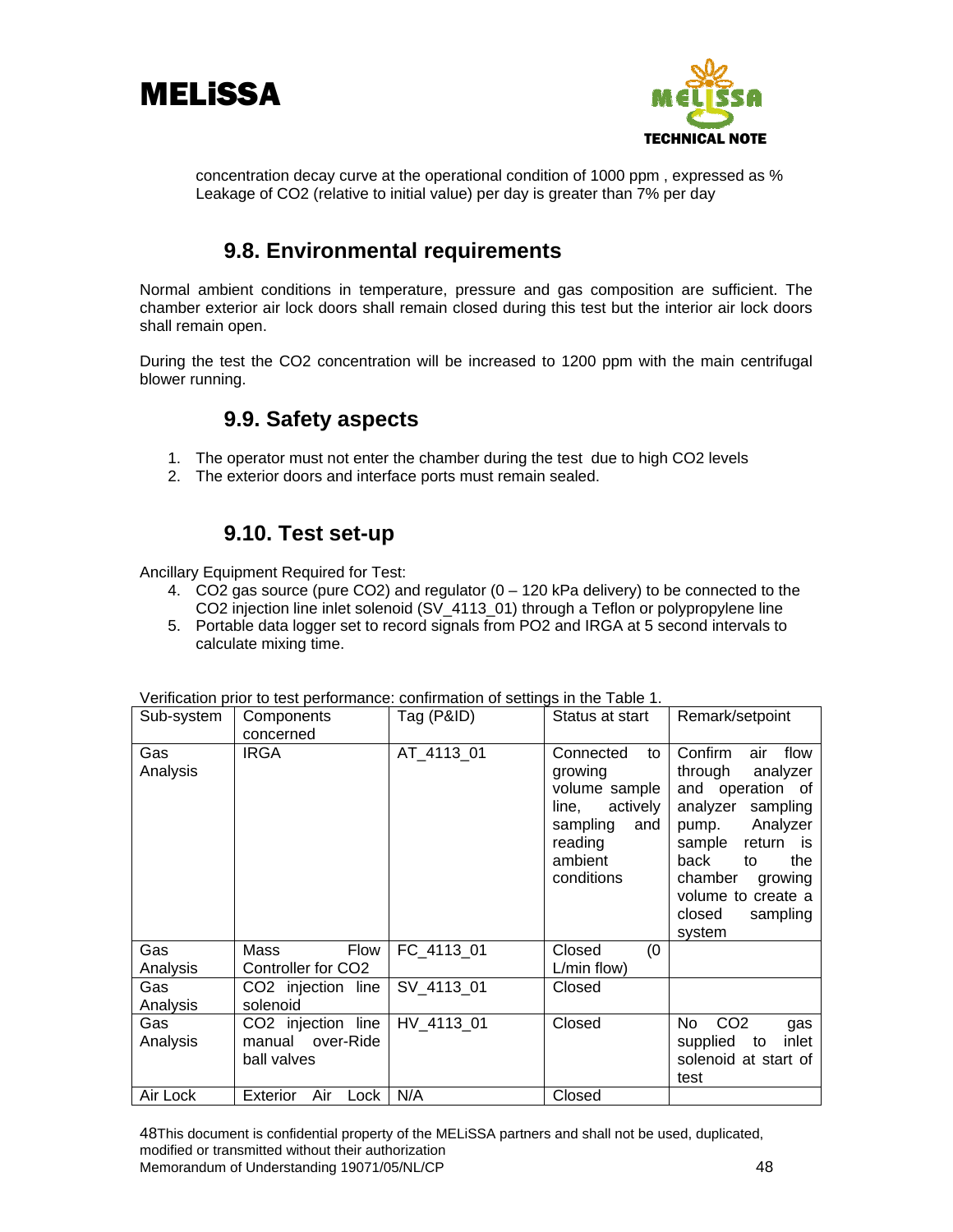concentration decay curve at the operational condition of 1000 ppm , expressed as % Leakage of $CO_2$ (relative to initial value) per day is greater than 7% per day

## 9.8. Environmental requirements

Normal ambient conditions in temperature, pressure and gas composition are sufficient. The chamber exterior air lock doors shall remain closed during this test but the interior air lock doors shall remain open.

During the test the $CO_2$ concentration will be increased to 1200 ppm with the main centrifugal blower running.

## 9.9. Safety aspects

1. The operator must not enter the chamber during the test due to high $CO_2$ levels
2. The exterior doors and interface ports must remain sealed.

## 9.10. Test set-up

Ancillary Equipment Required for Test:

4. $CO_2$ gas source (pure $CO_2$) and regulator (0 – 120 kPa delivery) to be connected to the $CO_2$ injection line inlet solenoid (SV_4113_01) through a Teflon or polypropylene line
5. Portable data logger set to record signals from PO2 and IRGA at 5 second intervals to calculate mixing time.

Verification prior to test performance: confirmation of settings in the Table 1.

| Sub-system | Components concerned | Tag (P&ID) | Status at start | Remark/setpoint |
|---|---|---|---|---|
| Gas Analysis | IRGA | AT_4113_01 | Connected to growing volume sample line, actively sampling and reading ambient conditions | Confirm air flow through analyzer and operation of analyzer sampling pump. Analyzer sample return is back to the chamber growing volume to create a closed sampling system |
| Gas Analysis | Mass Flow Controller for $CO_2$ | FC_4113_01 | Closed (0 L/min flow) | |
| Gas Analysis | $CO_2$ injection line solenoid | SV_4113_01 | Closed | |
| Gas Analysis | $CO_2$ injection line manual over-Ride ball valves | HV_4113_01 | Closed | No $CO_2$ gas supplied to inlet solenoid at start of test |
| Air Lock | Exterior Air Lock | N/A | Closed | |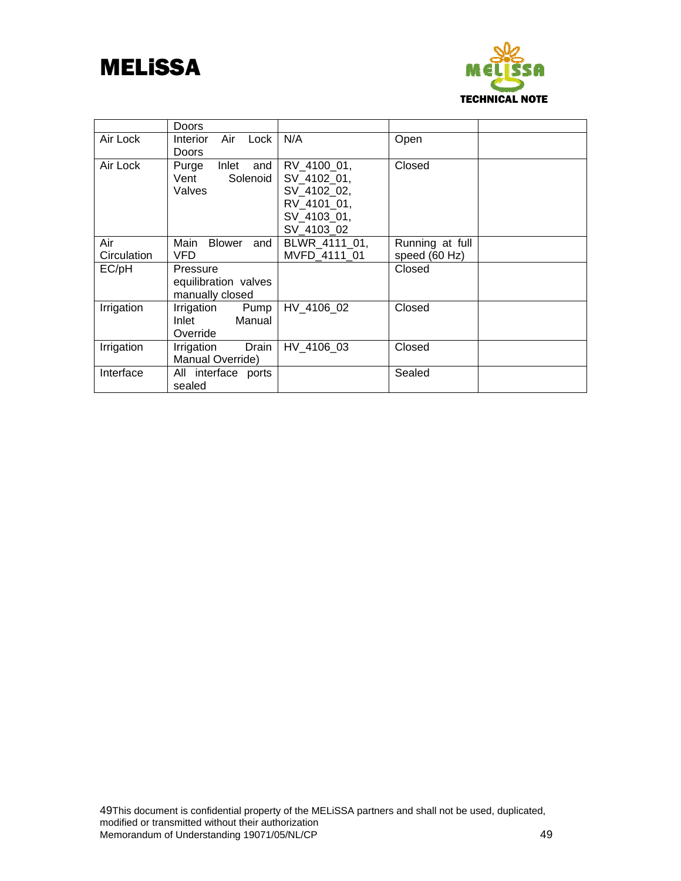| | Doors | | | |
|---|---|---|---|---|
| Air Lock | Interior Air Lock Doors | N/A | Open | |
| Air Lock | Purge Inlet and Vent Solenoid Valves | RV_4100_01, SV_4102_01, SV_4102_02, RV_4101_01, SV_4103_01, SV_4103_02 | Closed | |
| Air Circulation | Main Blower and VFD | BLWR_4111_01, MVFD_4111_01 | Running at full speed (60 Hz) | |
| EC/pH | Pressure equilibration valves manually closed | | Closed | |
| Irrigation | Irrigation Pump Inlet Manual Override | HV_4106_02 | Closed | |
| Irrigation | Irrigation Drain Manual Override) | HV_4106_03 | Closed | |
| Interface | All interface ports sealed | | Sealed | |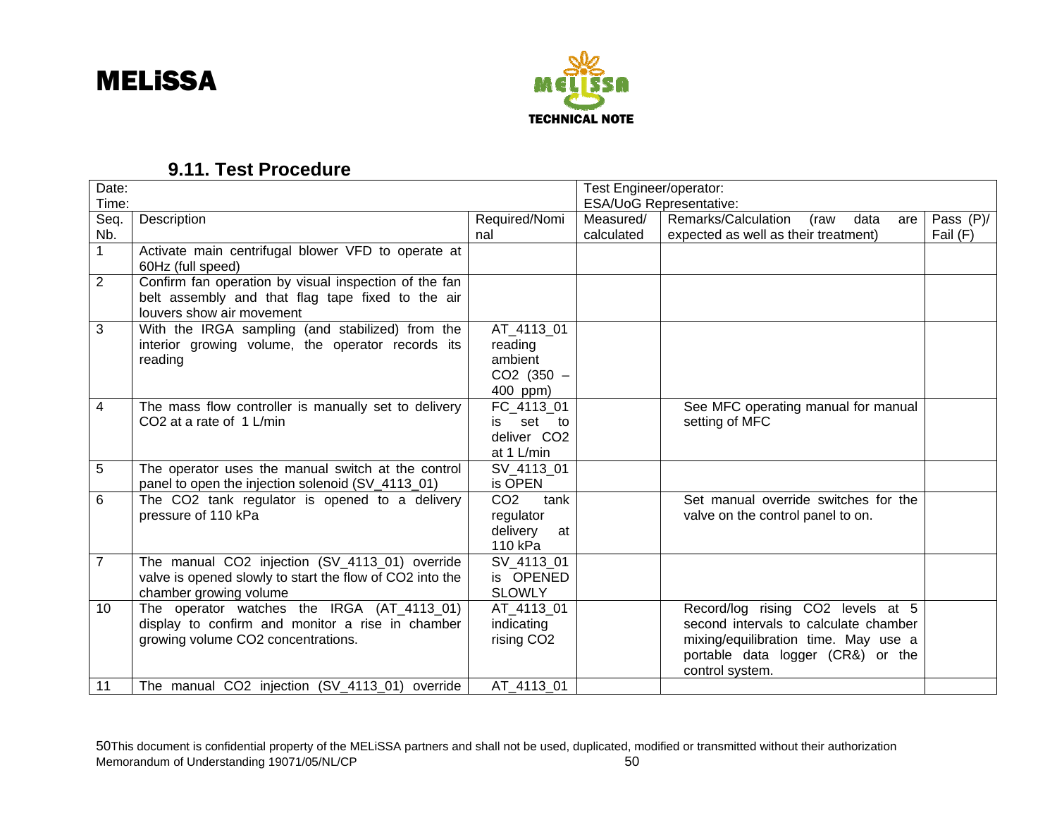### 9.11. Test Procedure

| Date:<br>Time: | | | Test Engineer/operator:<br>ESA/UoG Representative: | | |
|---|---|---|---|---|---|
| Seq. Nb. | Description | Required/Nominal | Measured/ calculated | Remarks/Calculation (raw data are expected as well as their treatment) | Pass (P)/ Fail (F) |
| 1 | Activate main centrifugal blower VFD to operate at 60Hz (full speed) | | | | |
| 2 | Confirm fan operation by visual inspection of the fan belt assembly and that flag tape fixed to the air louvers show air movement | | | | |
| 3 | With the IRGA sampling (and stabilized) from the interior growing volume, the operator records its reading | AT_4113_01 reading ambient $CO_2$ (350 – 400 ppm) | | | |
| 4 | The mass flow controller is manually set to delivery $CO_2$ at a rate of 1 L/min | FC_4113_01 is set to deliver $CO_2$ at 1 L/min | | See MFC operating manual for manual setting of MFC | |
| 5 | The operator uses the manual switch at the control panel to open the injection solenoid (SV_4113_01) | SV_4113_01 is OPEN | | | |
| 6 | The $CO_2$ tank regulator is opened to a delivery pressure of 110 kPa | $CO_2$ tank regulator delivery at 110 kPa | | Set manual override switches for the valve on the control panel to on. | |
| 7 | The manual $CO_2$ injection (SV_4113_01) override valve is opened slowly to start the flow of $CO_2$ into the chamber growing volume | SV_4113_01 is OPENED SLOWLY | | | |
| 10 | The operator watches the IRGA (AT_4113_01) display to confirm and monitor a rise in chamber growing volume $CO_2$ concentrations. | AT_4113_01 indicating rising $CO_2$ | | Record/log rising $CO_2$ levels at 5 second intervals to calculate chamber mixing/equilibration time. May use a portable data logger (CR&) or the control system. | |
| 11 | The manual $CO_2$ injection (SV_4113_01) override | AT_4113_01 | | | |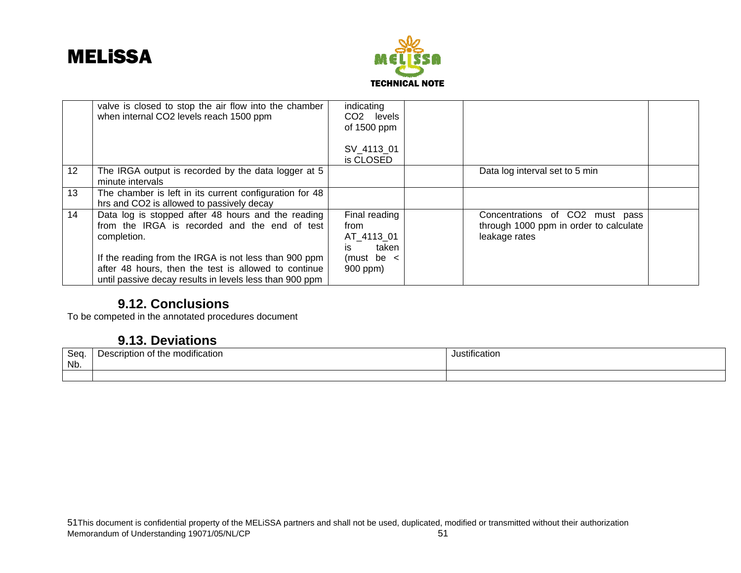| | | | | | |
|---|---|---|---|---|---|
| | valve is closed to stop the air flow into the chamber when internal $CO_2$ levels reach 1500 ppm | indicating $CO_2$ levels of 1500 ppm<br><br>SV_4113_01 is CLOSED | | | |
| 12 | The IRGA output is recorded by the data logger at 5 minute intervals | | | Data log interval set to 5 min | |
| 13 | The chamber is left in its current configuration for 48 hrs and $CO_2$ is allowed to passively decay | | | | |
| 14 | Data log is stopped after 48 hours and the reading from the IRGA is recorded and the end of test completion.<br><br>If the reading from the IRGA is not less than 900 ppm after 48 hours, then the test is allowed to continue until passive decay results in levels less than 900 ppm | Final reading from AT_4113_01 is taken (must be < 900 ppm) | | Concentrations of $CO_2$ must pass through 1000 ppm in order to calculate leakage rates | |

## 9.12. Conclusions

To be competed in the annotated procedures document

## 9.13. Deviations

| Seq. Nb. | Description of the modification | Justification |
|---|---|---|
| | | |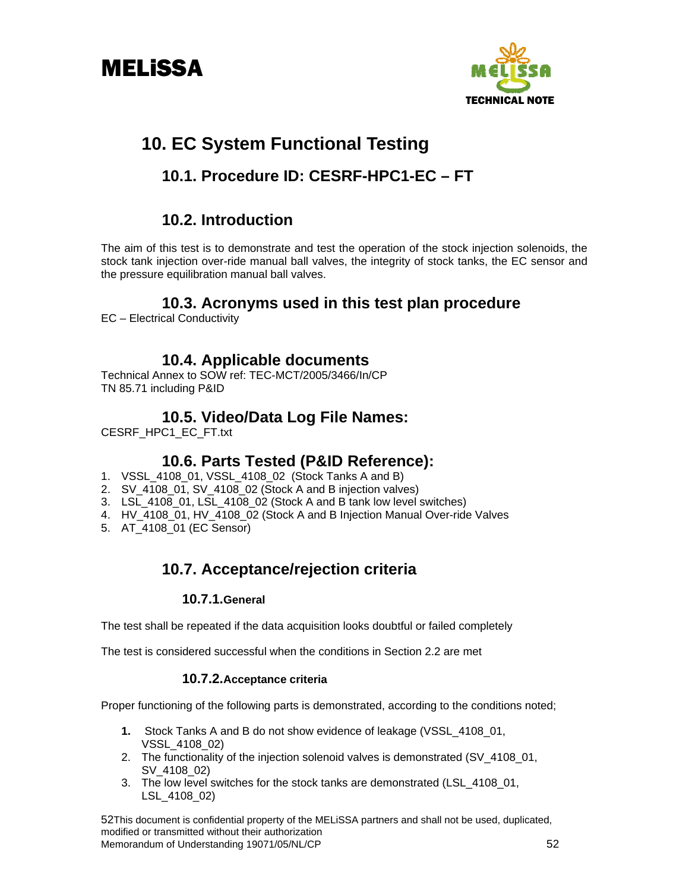# 10. EC System Functional Testing

## 10.1. Procedure ID: CESRF-HPC1-EC – FT

## 10.2. Introduction

The aim of this test is to demonstrate and test the operation of the stock injection solenoids, the stock tank injection over-ride manual ball valves, the integrity of stock tanks, the EC sensor and the pressure equilibration manual ball valves.

## 10.3. Acronyms used in this test plan procedure

EC – Electrical Conductivity

## 10.4. Applicable documents

Technical Annex to SOW ref: TEC-MCT/2005/3466/In/CP
TN 85.71 including P&ID

## 10.5. Video/Data Log File Names:

CESRF_HPC1_EC_FT.txt

## 10.6. Parts Tested (P&ID Reference):

1. VSSL_4108_01, VSSL_4108_02 (Stock Tanks A and B)
2. SV_4108_01, SV_4108_02 (Stock A and B injection valves)
3. LSL_4108_01, LSL_4108_02 (Stock A and B tank low level switches)
4. HV_4108_01, HV_4108_02 (Stock A and B Injection Manual Over-ride Valves
5. AT_4108_01 (EC Sensor)

## 10.7. Acceptance/rejection criteria

### 10.7.1. General

The test shall be repeated if the data acquisition looks doubtful or failed completely

The test is considered successful when the conditions in Section 2.2 are met

### 10.7.2. Acceptance criteria

Proper functioning of the following parts is demonstrated, according to the conditions noted;

1. Stock Tanks A and B do not show evidence of leakage (VSSL_4108_01, VSSL_4108_02)
2. The functionality of the injection solenoid valves is demonstrated (SV_4108_01, SV_4108_02)
3. The low level switches for the stock tanks are demonstrated (LSL_4108_01, LSL_4108_02)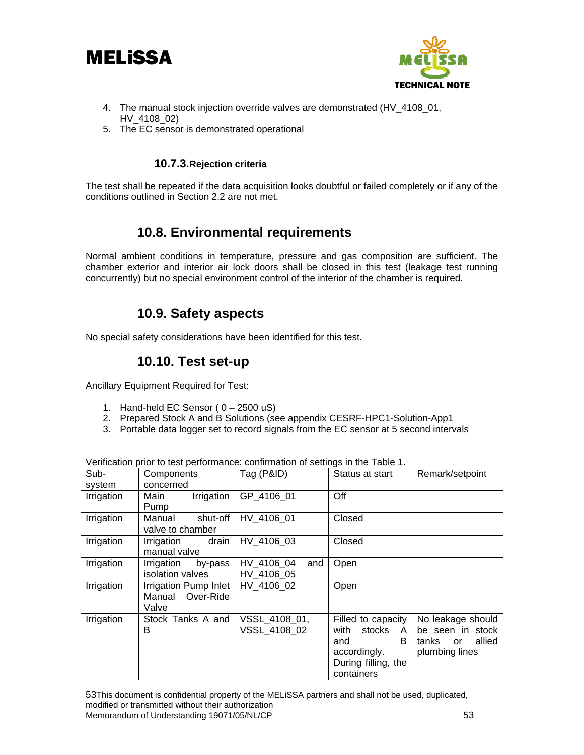4. The manual stock injection override valves are demonstrated (HV_4108_01, HV_4108_02)
5. The EC sensor is demonstrated operational

### 10.7.3. Rejection criteria

The test shall be repeated if the data acquisition looks doubtful or failed completely or if any of the conditions outlined in Section 2.2 are not met.

## 10.8. Environmental requirements

Normal ambient conditions in temperature, pressure and gas composition are sufficient. The chamber exterior and interior air lock doors shall be closed in this test (leakage test running concurrently) but no special environment control of the interior of the chamber is required.

## 10.9. Safety aspects

No special safety considerations have been identified for this test.

## 10.10. Test set-up

Ancillary Equipment Required for Test:

1. Hand-held EC Sensor ( 0 – 2500 uS)
2. Prepared Stock A and B Solutions (see appendix CESRF-HPC1-Solution-App1
3. Portable data logger set to record signals from the EC sensor at 5 second intervals

Verification prior to test performance: confirmation of settings in the Table 1.

| Sub-system | Components concerned | Tag (P&ID) | Status at start | Remark/setpoint |
|---|---|---|---|---|
| Irrigation | Main Irrigation Pump | GP_4106_01 | Off | |
| Irrigation | Manual shut-off valve to chamber | HV_4106_01 | Closed | |
| Irrigation | Irrigation drain manual valve | HV_4106_03 | Closed | |
| Irrigation | Irrigation by-pass isolation valves | HV_4106_04 and HV_4106_05 | Open | |
| Irrigation | Irrigation Pump Inlet Manual Over-Ride Valve | HV_4106_02 | Open | |
| Irrigation | Stock Tanks A and B | VSSL_4108_01, VSSL_4108_02 | Filled to capacity with stocks A and B accordingly. During filling, the containers | No leakage should be seen in stock tanks or allied plumbing lines |

53This document is confidential property of the MELiSSA partners and shall not be used, duplicated, modified or transmitted without their authorization
Memorandum of Understanding 19071/05/NL/CP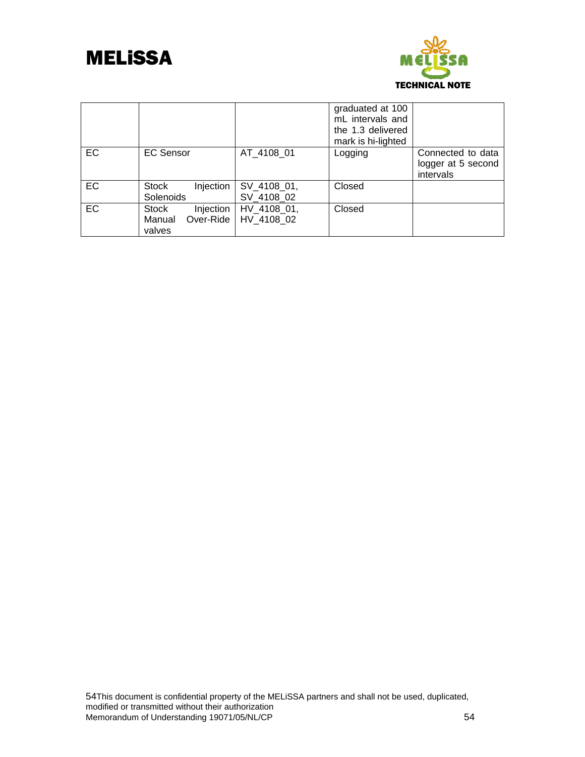| | | | graduated at 100 mL intervals and the 1.3 delivered mark is hi-lighted | |
|---|---|---|---|---|
| EC | EC Sensor | AT_4108_01 | Logging | Connected to data logger at 5 second intervals |
| EC | Stock Injection Solenoids | SV_4108_01, SV_4108_02 | Closed | |
| EC | Stock Injection Manual Over-Ride valves | HV_4108_01, HV_4108_02 | Closed | |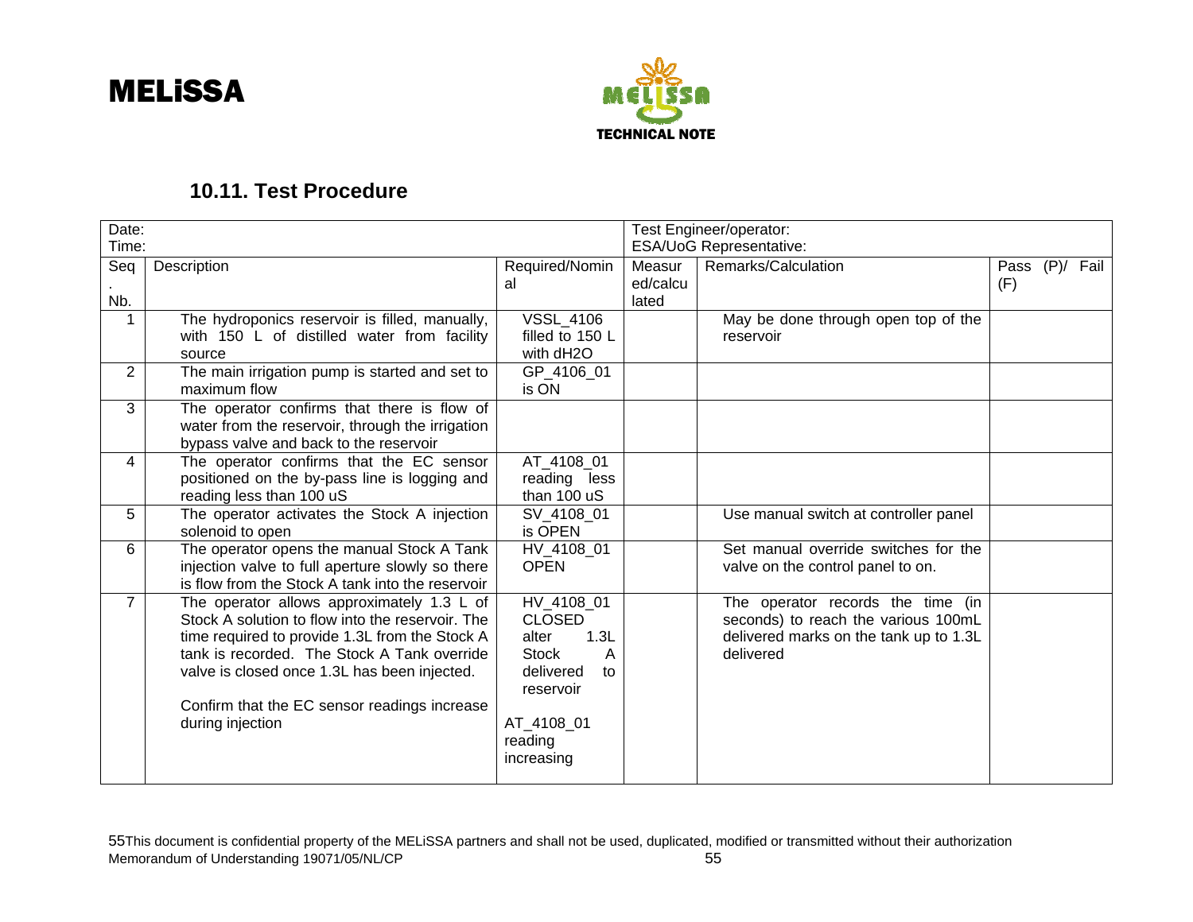## 10.11. Test Procedure

| Date:<br>Time: | | | Test Engineer/operator:<br>ESA/UoG Representative: | | |
|---|---|---|---|---|---|
| Seq. Nb. | Description | Required/Nominal | Measured/calculated | Remarks/Calculation | Pass (P)/ Fail (F) |
| 1 | The hydroponics reservoir is filled, manually, with 150 L of distilled water from facility source | VSSL_4106 filled to 150 L with dH2O | | May be done through open top of the reservoir | |
| 2 | The main irrigation pump is started and set to maximum flow | GP_4106_01 is ON | | | |
| 3 | The operator confirms that there is flow of water from the reservoir, through the irrigation bypass valve and back to the reservoir | | | | |
| 4 | The operator confirms that the EC sensor positioned on the by-pass line is logging and reading less than 100 uS | AT_4108_01 reading less than 100 uS | | | |
| 5 | The operator activates the Stock A injection solenoid to open | SV_4108_01 is OPEN | | Use manual switch at controller panel | |
| 6 | The operator opens the manual Stock A Tank injection valve to full aperture slowly so there is flow from the Stock A tank into the reservoir | HV_4108_01 OPEN | | Set manual override switches for the valve on the control panel to on. | |
| 7 | The operator allows approximately 1.3 L of Stock A solution to flow into the reservoir. The time required to provide 1.3L from the Stock A tank is recorded. The Stock A Tank override valve is closed once 1.3L has been injected.<br><br>Confirm that the EC sensor readings increase during injection | HV_4108_01 CLOSED alter 1.3L Stock A delivered to reservoir<br><br>AT_4108_01 reading increasing | | The operator records the time (in seconds) to reach the various 100mL delivered marks on the tank up to 1.3L delivered | |

This document is confidential property of the MELiSSA partners and shall not be used, duplicated, modified or transmitted without their authorization
Memorandum of Understanding 19071/05/NL/CP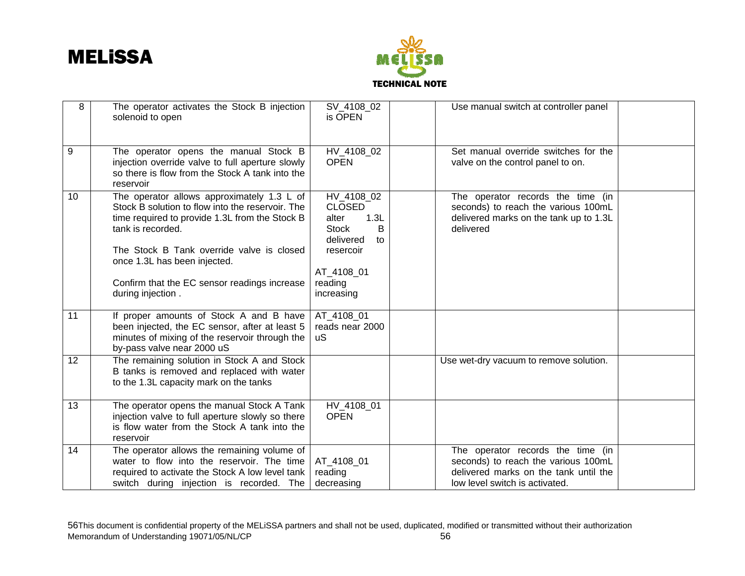| 8 | The operator activates the Stock B injection solenoid to open | SV_4108_02 is OPEN | | Use manual switch at controller panel | |
|---|---|---|---|---|---|
| 9 | The operator opens the manual Stock B injection override valve to full aperture slowly so there is flow from the Stock A tank into the reservoir | HV_4108_02 OPEN | | Set manual override switches for the valve on the control panel to on. | |
| 10 | The operator allows approximately 1.3 L of Stock B solution to flow into the reservoir. The time required to provide 1.3L from the Stock B tank is recorded.<br><br>The Stock B Tank override valve is closed once 1.3L has been injected.<br><br>Confirm that the EC sensor readings increase during injection . | HV_4108_02 CLOSED alter 1.3L Stock B delivered to resercoir<br><br>AT_4108_01 reading increasing | | The operator records the time (in seconds) to reach the various 100mL delivered marks on the tank up to 1.3L delivered | |
| 11 | If proper amounts of Stock A and B have been injected, the EC sensor, after at least 5 minutes of mixing of the reservoir through the by-pass valve near 2000 uS | AT_4108_01 reads near 2000 uS | | | |
| 12 | The remaining solution in Stock A and Stock B tanks is removed and replaced with water to the 1.3L capacity mark on the tanks | | | Use wet-dry vacuum to remove solution. | |
| 13 | The operator opens the manual Stock A Tank injection valve to full aperture slowly so there is flow water from the Stock A tank into the reservoir | HV_4108_01 OPEN | | | |
| 14 | The operator allows the remaining volume of water to flow into the reservoir. The time required to activate the Stock A low level tank switch during injection is recorded. The | AT_4108_01 reading decreasing | | The operator records the time (in seconds) to reach the various 100mL delivered marks on the tank until the low level switch is activated. | |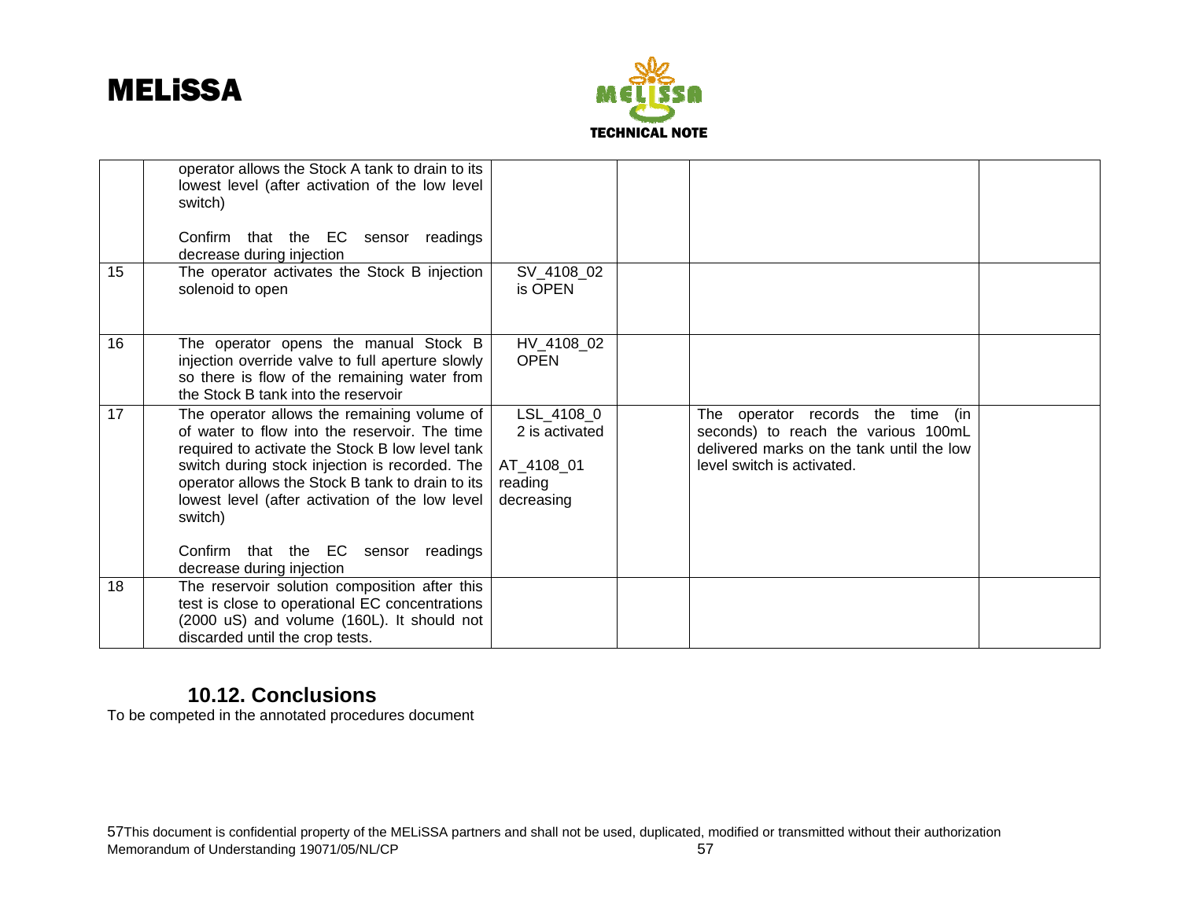| | | | | | |
|---|---|---|---|---|---|
| | operator allows the Stock A tank to drain to its lowest level (after activation of the low level switch)<br><br>Confirm that the EC sensor readings decrease during injection | | | | |
| 15 | The operator activates the Stock B injection solenoid to open | SV_4108_02 is OPEN | | | |
| 16 | The operator opens the manual Stock B injection override valve to full aperture slowly so there is flow of the remaining water from the Stock B tank into the reservoir | HV_4108_02 OPEN | | | |
| 17 | The operator allows the remaining volume of of water to flow into the reservoir. The time required to activate the Stock B low level tank switch during stock injection is recorded. The operator allows the Stock B tank to drain to its lowest level (after activation of the low level switch)<br><br>Confirm that the EC sensor readings decrease during injection | LSL_4108_02 is activated<br><br>AT_4108_01 reading decreasing | | The operator records the time (in seconds) to reach the various 100mL delivered marks on the tank until the low level switch is activated. | |
| 18 | The reservoir solution composition after this test is close to operational EC concentrations (2000 uS) and volume (160L). It should not discarded until the crop tests. | | | | |

## 10.12. Conclusions

To be competed in the annotated procedures document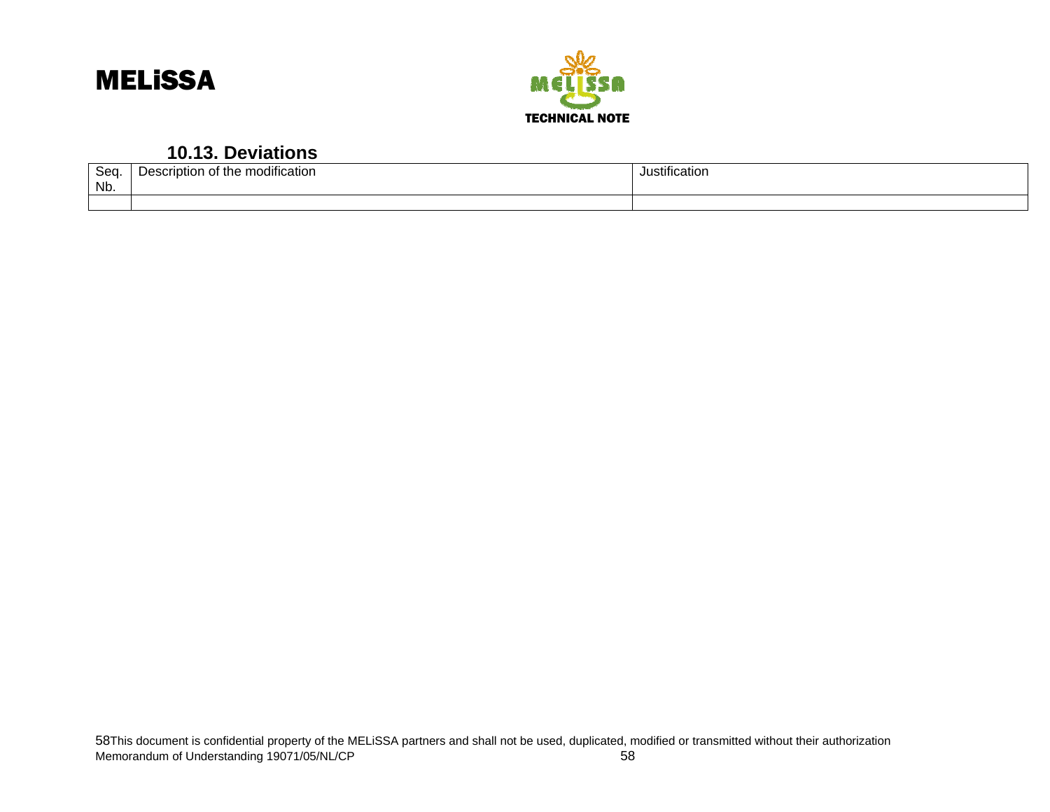### 10.13. Deviations

| Seq. Nb. | Description of the modification | Justification |
|---|---|---|
| | | |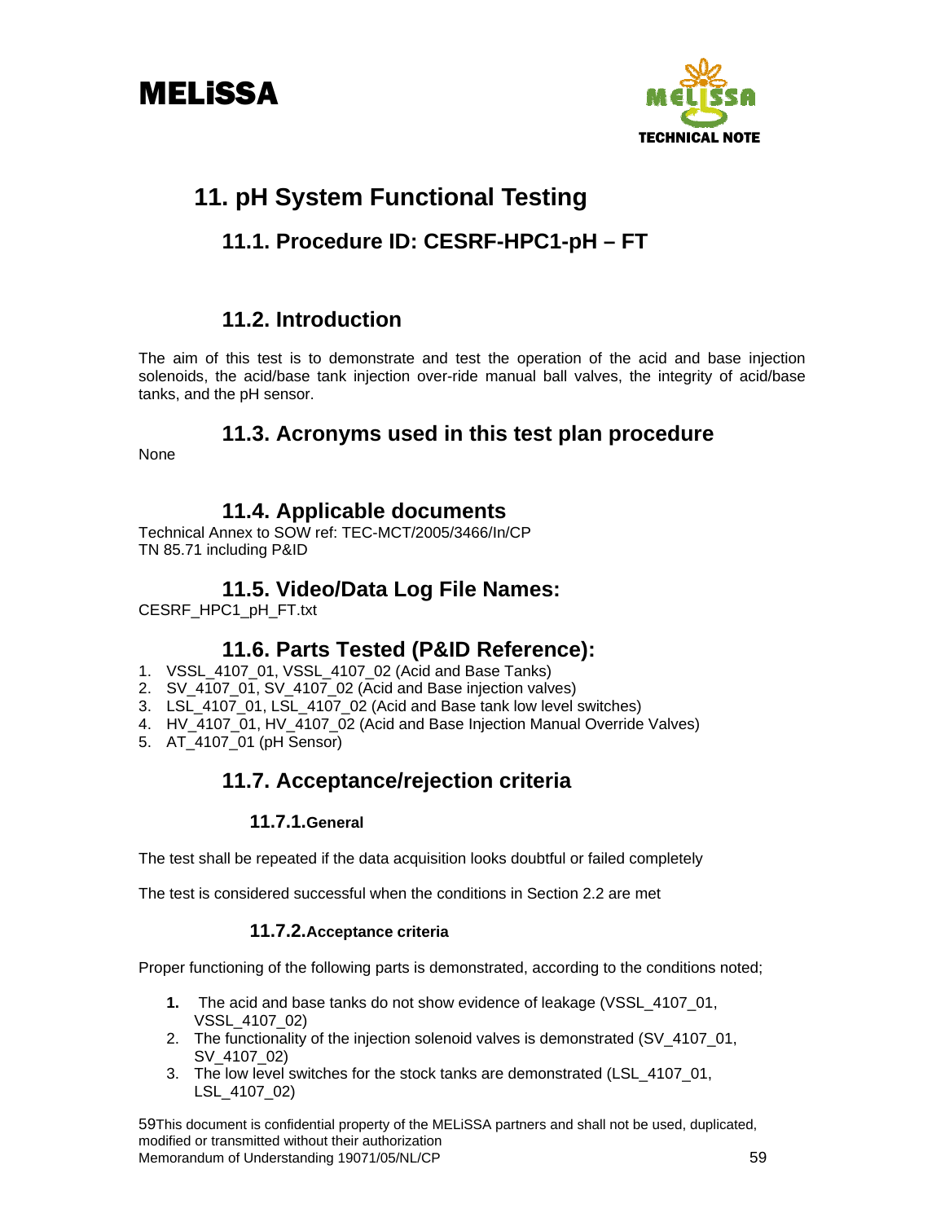# 11. pH System Functional Testing

## 11.1. Procedure ID: CESRF-HPC1-pH – FT

## 11.2. Introduction

The aim of this test is to demonstrate and test the operation of the acid and base injection solenoids, the acid/base tank injection over-ride manual ball valves, the integrity of acid/base tanks, and the pH sensor.

## 11.3. Acronyms used in this test plan procedure

None

## 11.4. Applicable documents

Technical Annex to SOW ref: TEC-MCT/2005/3466/In/CP
TN 85.71 including P&ID

## 11.5. Video/Data Log File Names:

CESRF_HPC1_pH_FT.txt

## 11.6. Parts Tested (P&ID Reference):

1. VSSL_4107_01, VSSL_4107_02 (Acid and Base Tanks)
2. SV_4107_01, SV_4107_02 (Acid and Base injection valves)
3. LSL_4107_01, LSL_4107_02 (Acid and Base tank low level switches)
4. HV_4107_01, HV_4107_02 (Acid and Base Injection Manual Override Valves)
5. AT_4107_01 (pH Sensor)

## 11.7. Acceptance/rejection criteria

### 11.7.1. General

The test shall be repeated if the data acquisition looks doubtful or failed completely

The test is considered successful when the conditions in Section 2.2 are met

### 11.7.2. Acceptance criteria

Proper functioning of the following parts is demonstrated, according to the conditions noted;

1. The acid and base tanks do not show evidence of leakage (VSSL_4107_01, VSSL_4107_02)
2. The functionality of the injection solenoid valves is demonstrated (SV_4107_01, SV_4107_02)
3. The low level switches for the stock tanks are demonstrated (LSL_4107_01, LSL_4107_02)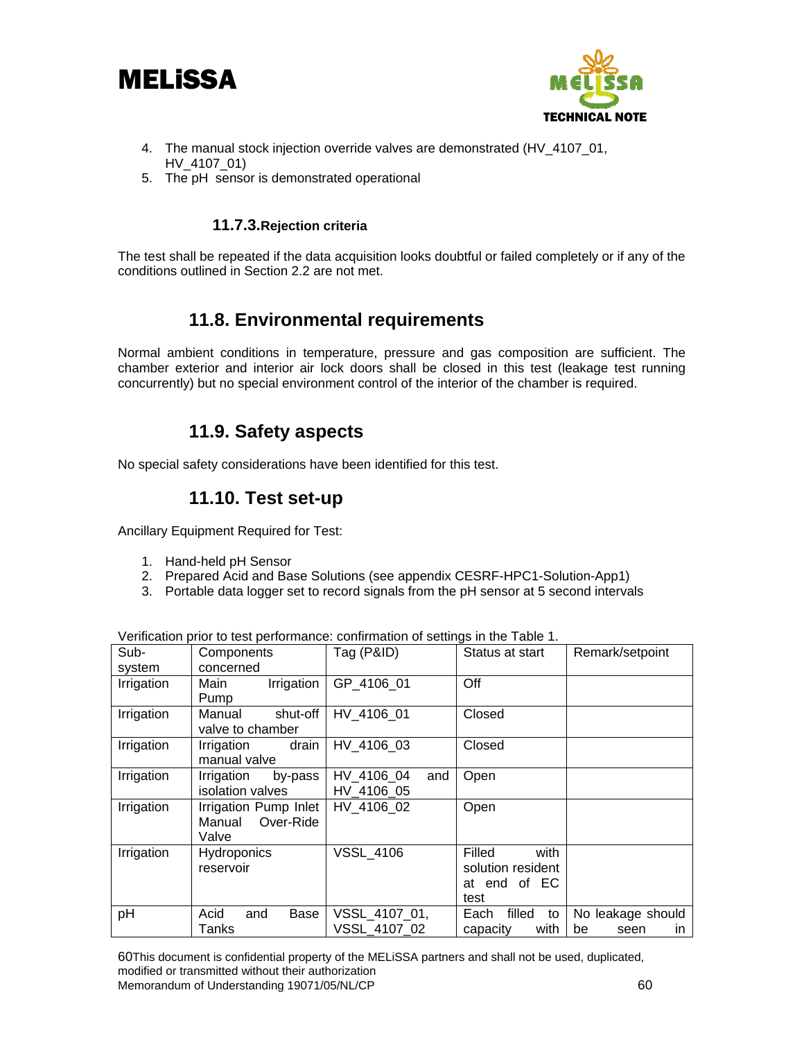4. The manual stock injection override valves are demonstrated (HV_4107_01, HV_4107_01)
5. The pH sensor is demonstrated operational

#### 11.7.3. Rejection criteria

The test shall be repeated if the data acquisition looks doubtful or failed completely or if any of the conditions outlined in Section 2.2 are not met.

## 11.8. Environmental requirements

Normal ambient conditions in temperature, pressure and gas composition are sufficient. The chamber exterior and interior air lock doors shall be closed in this test (leakage test running concurrently) but no special environment control of the interior of the chamber is required.

## 11.9. Safety aspects

No special safety considerations have been identified for this test.

## 11.10. Test set-up

Ancillary Equipment Required for Test:

1. Hand-held pH Sensor
2. Prepared Acid and Base Solutions (see appendix CESRF-HPC1-Solution-App1)
3. Portable data logger set to record signals from the pH sensor at 5 second intervals

Verification prior to test performance: confirmation of settings in the Table 1.

| Sub-system | Components concerned | Tag (P&ID) | Status at start | Remark/setpoint |
|---|---|---|---|---|
| Irrigation | Main Irrigation Pump | GP_4106_01 | Off | |
| Irrigation | Manual shut-off valve to chamber | HV_4106_01 | Closed | |
| Irrigation | Irrigation drain manual valve | HV_4106_03 | Closed | |
| Irrigation | Irrigation by-pass isolation valves | HV_4106_04 and HV_4106_05 | Open | |
| Irrigation | Irrigation Pump Inlet Manual Over-Ride Valve | HV_4106_02 | Open | |
| Irrigation | Hydroponics reservoir | VSSL_4106 | Filled with solution resident at end of EC test | |
| pH | Acid and Base Tanks | VSSL_4107_01, VSSL_4107_02 | Each filled to capacity with | No leakage should be seen in |

This document is confidential property of the MELiSSA partners and shall not be used, duplicated, modified or transmitted without their authorization
Memorandum of Understanding 19071/05/NL/CP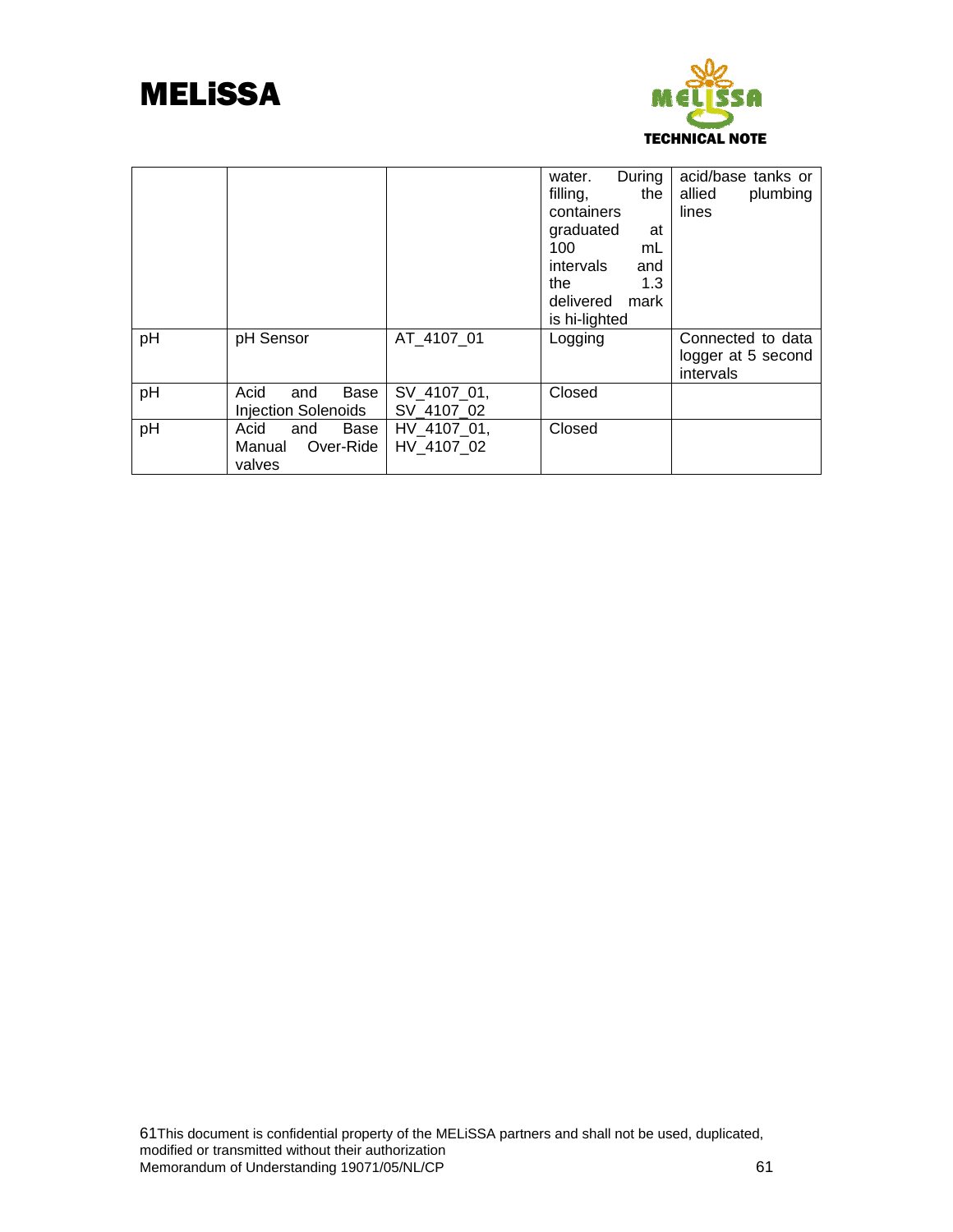| | | | | |
|---|---|---|---|---|
| | | | water. During filling, the containers graduated at 100 mL intervals and the 1.3 delivered mark is hi-lighted | acid/base tanks or allied plumbing lines |
| pH | pH Sensor | AT_4107_01 | Logging | Connected to data logger at 5 second intervals |
| pH | Acid and Base Injection Solenoids | SV_4107_01, SV_4107_02 | Closed | |
| pH | Acid and Base Manual Over-Ride valves | HV_4107_01, HV_4107_02 | Closed | |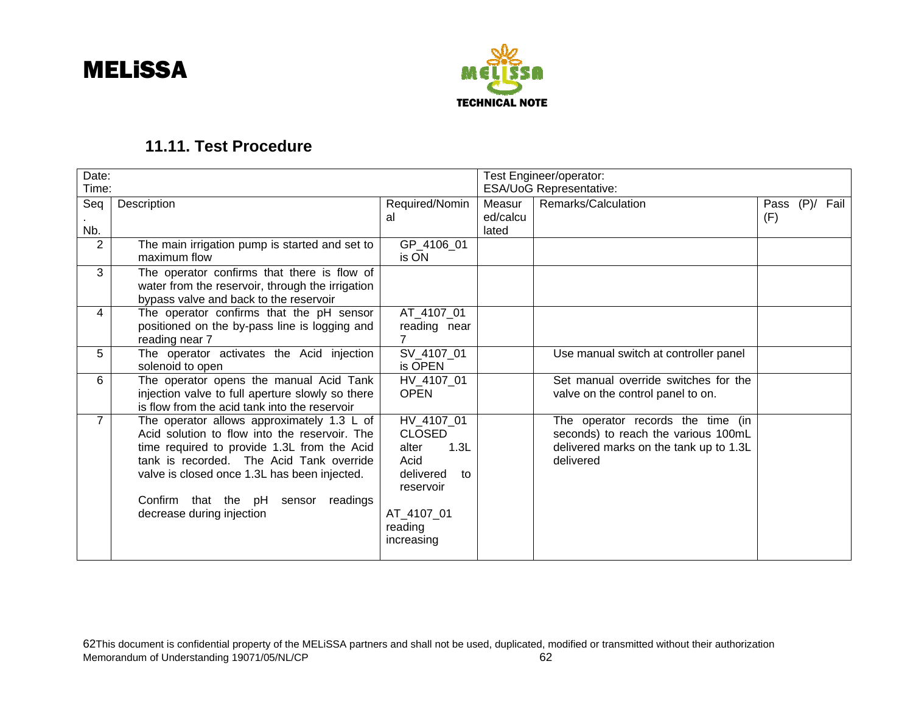## 11.11. Test Procedure

| Date:<br>Time: | | | Test Engineer/operator:<br>ESA/UoG Representative: | | |
|---|---|---|---|---|---|
| Seq. Nb. | Description | Required/Nominal | Measured/calculated | Remarks/Calculation | Pass (P)/ Fail (F) |
| 2 | The main irrigation pump is started and set to maximum flow | GP_4106_01 is ON | | | |
| 3 | The operator confirms that there is flow of water from the reservoir, through the irrigation bypass valve and back to the reservoir | | | | |
| 4 | The operator confirms that the pH sensor positioned on the by-pass line is logging and reading near 7 | AT_4107_01 reading near 7 | | | |
| 5 | The operator activates the Acid injection solenoid to open | SV_4107_01 is OPEN | | Use manual switch at controller panel | |
| 6 | The operator opens the manual Acid Tank injection valve to full aperture slowly so there is flow from the acid tank into the reservoir | HV_4107_01 OPEN | | Set manual override switches for the valve on the control panel to on. | |
| 7 | The operator allows approximately 1.3 L of Acid solution to flow into the reservoir. The time required to provide 1.3L from the Acid tank is recorded. The Acid Tank override valve is closed once 1.3L has been injected.<br><br>Confirm that the pH sensor readings decrease during injection | HV_4107_01 CLOSED alter 1.3L Acid delivered to reservoir<br><br>AT_4107_01 reading increasing | | The operator records the time (in seconds) to reach the various 100mL delivered marks on the tank up to 1.3L delivered | |

62This document is confidential property of the MELiSSA partners and shall not be used, duplicated, modified or transmitted without their authorization
Memorandum of Understanding 19071/05/NL/CP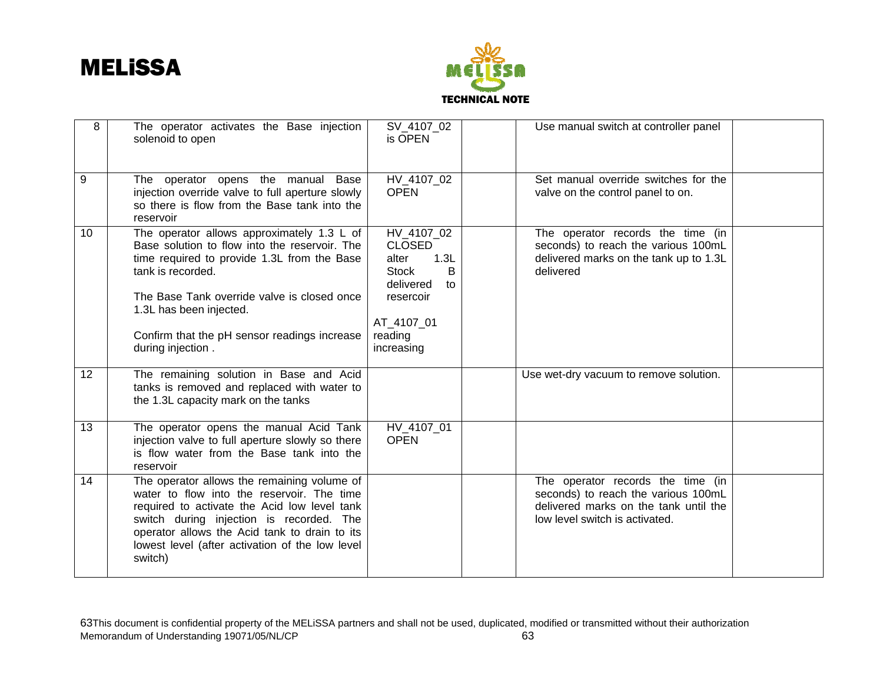| 8 | The operator activates the Base injection solenoid to open | SV_4107_02 is OPEN | | Use manual switch at controller panel | |
|---|---|---|---|---|---|
| 9 | The operator opens the manual Base injection override valve to full aperture slowly so there is flow from the Base tank into the reservoir | HV_4107_02 OPEN | | Set manual override switches for the valve on the control panel to on. | |
| 10 | The operator allows approximately 1.3 L of Base solution to flow into the reservoir. The time required to provide 1.3L from the Base tank is recorded.<br><br>The Base Tank override valve is closed once 1.3L has been injected.<br><br>Confirm that the pH sensor readings increase during injection . | HV_4107_02 CLOSED alter 1.3L Stock B delivered to resercoir<br><br>AT_4107_01 reading increasing | | The operator records the time (in seconds) to reach the various 100mL delivered marks on the tank up to 1.3L delivered | |
| 12 | The remaining solution in Base and Acid tanks is removed and replaced with water to the 1.3L capacity mark on the tanks | | | Use wet-dry vacuum to remove solution. | |
| 13 | The operator opens the manual Acid Tank injection valve to full aperture slowly so there is flow water from the Base tank into the reservoir | HV_4107_01 OPEN | | | |
| 14 | The operator allows the remaining volume of water to flow into the reservoir. The time required to activate the Acid low level tank switch during injection is recorded. The operator allows the Acid tank to drain to its lowest level (after activation of the low level switch) | | | The operator records the time (in seconds) to reach the various 100mL delivered marks on the tank until the low level switch is activated. | |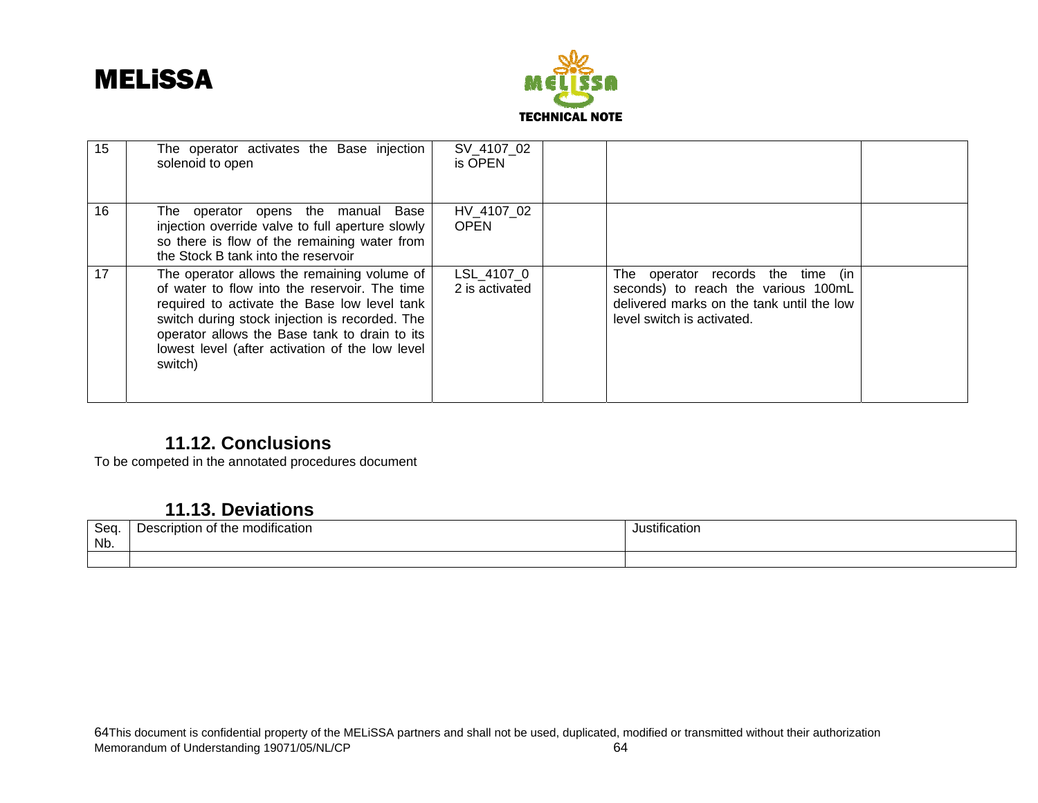| 15 | The operator activates the Base injection solenoid to open | SV_4107_02 is OPEN | | | |
|---|---|---|---|---|---|
| 16 | The operator opens the manual Base injection override valve to full aperture slowly so there is flow of the remaining water from the Stock B tank into the reservoir | HV_4107_02 OPEN | | | |
| 17 | The operator allows the remaining volume of of water to flow into the reservoir. The time required to activate the Base low level tank switch during stock injection is recorded. The operator allows the Base tank to drain to its lowest level (after activation of the low level switch) | LSL_4107_02 is activated | | The operator records the time (in seconds) to reach the various 100mL delivered marks on the tank until the low level switch is activated. | |

## 11.12. Conclusions

To be competed in the annotated procedures document

## 11.13. Deviations

| Seq. Nb. | Description of the modification | Justification |
|---|---|---|
| | | |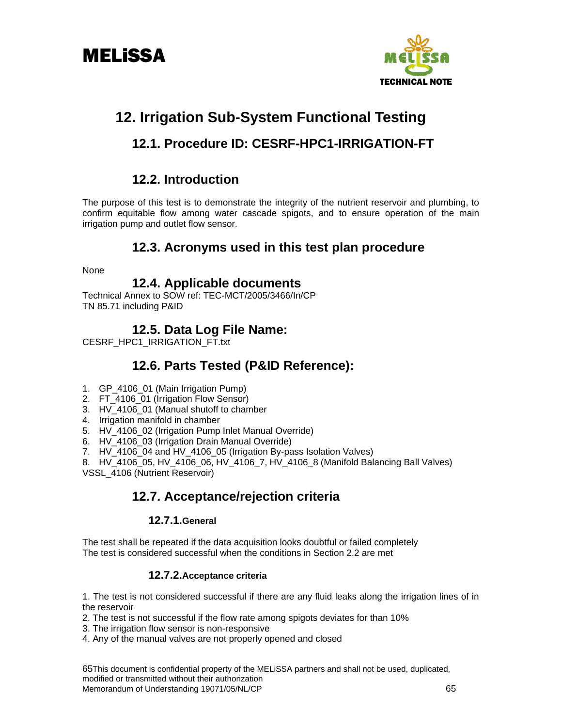# 12. Irrigation Sub-System Functional Testing

## 12.1. Procedure ID: CESRF-HPC1-IRRIGATION-FT

## 12.2. Introduction

The purpose of this test is to demonstrate the integrity of the nutrient reservoir and plumbing, to confirm equitable flow among water cascade spigots, and to ensure operation of the main irrigation pump and outlet flow sensor.

## 12.3. Acronyms used in this test plan procedure

None

## 12.4. Applicable documents

Technical Annex to SOW ref: TEC-MCT/2005/3466/In/CP
TN 85.71 including P&ID

## 12.5. Data Log File Name:

CESRF_HPC1_IRRIGATION_FT.txt

## 12.6. Parts Tested (P&ID Reference):

1. GP_4106_01 (Main Irrigation Pump)
2. FT_4106_01 (Irrigation Flow Sensor)
3. HV_4106_01 (Manual shutoff to chamber
4. Irrigation manifold in chamber
5. HV_4106_02 (Irrigation Pump Inlet Manual Override)
6. HV_4106_03 (Irrigation Drain Manual Override)
7. HV_4106_04 and HV_4106_05 (Irrigation By-pass Isolation Valves)
8. HV_4106_05, HV_4106_06, HV_4106_7, HV_4106_8 (Manifold Balancing Ball Valves)

VSSL_4106 (Nutrient Reservoir)

## 12.7. Acceptance/rejection criteria

### 12.7.1. General

The test shall be repeated if the data acquisition looks doubtful or failed completely
The test is considered successful when the conditions in Section 2.2 are met

### 12.7.2. Acceptance criteria

1. The test is not considered successful if there are any fluid leaks along the irrigation lines of in the reservoir
2. The test is not successful if the flow rate among spigots deviates for than 10%
3. The irrigation flow sensor is non-responsive
4. Any of the manual valves are not properly opened and closed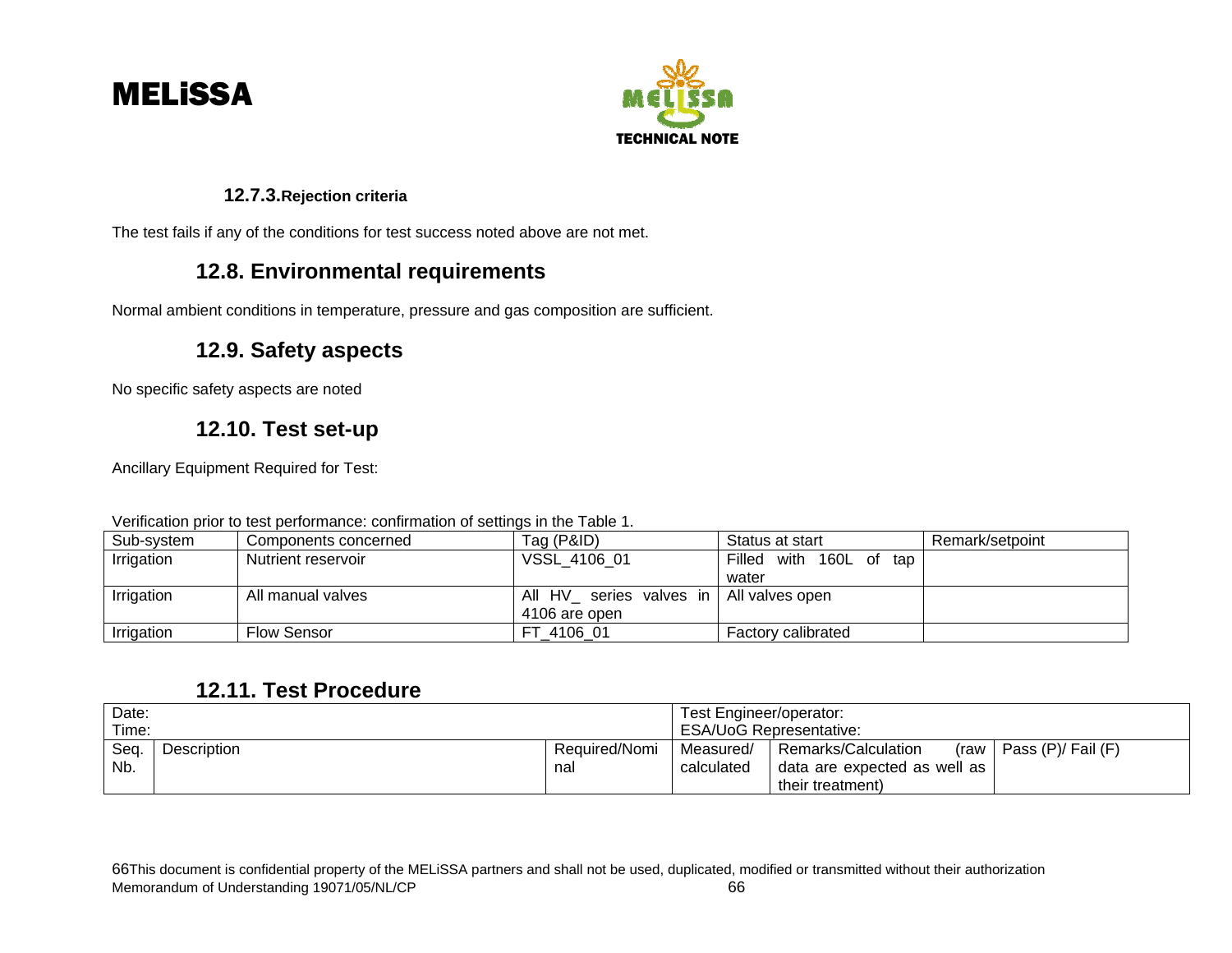#### 12.7.3. Rejection criteria

The test fails if any of the conditions for test success noted above are not met.

### 12.8. Environmental requirements

Normal ambient conditions in temperature, pressure and gas composition are sufficient.

### 12.9. Safety aspects

No specific safety aspects are noted

### 12.10. Test set-up

Ancillary Equipment Required for Test:

Verification prior to test performance: confirmation of settings in the Table 1.

| Sub-system | Components concerned | Tag (P&ID) | Status at start | Remark/setpoint |
|---|---|---|---|---|
| Irrigation | Nutrient reservoir | VSSL_4106_01 | Filled with 160L of tap water | |
| Irrigation | All manual valves | All HV_ series valves in 4106 are open | All valves open | |
| Irrigation | Flow Sensor | FT_4106_01 | Factory calibrated | |

### 12.11. Test Procedure

| Date:<br>Time: | | | Test Engineer/operator:<br>ESA/UoG Representative: | | |
|---|---|---|---|---|---|
| Seq. Nb. | Description | Required/Nominal | Measured/ calculated | Remarks/Calculation (raw data are expected as well as their treatment) | Pass (P)/ Fail (F) |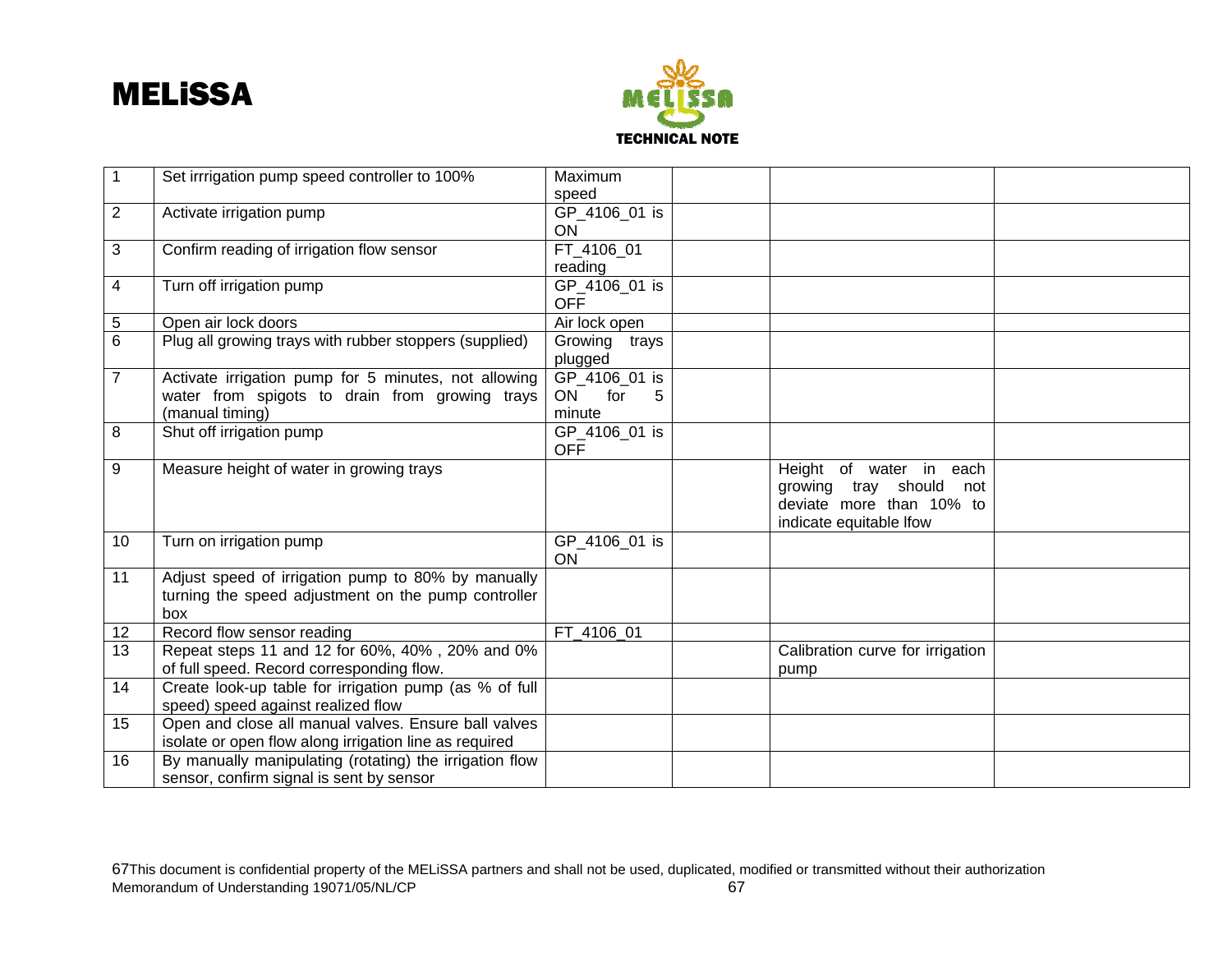| | | | | | |
|---|---|---|---|---|---|
| 1 | Set irrrigation pump speed controller to 100% | Maximum speed | | | |
| 2 | Activate irrigation pump | GP_4106_01 is ON | | | |
| 3 | Confirm reading of irrigation flow sensor | FT_4106_01 reading | | | |
| 4 | Turn off irrigation pump | GP_4106_01 is OFF | | | |
| 5 | Open air lock doors | Air lock open | | | |
| 6 | Plug all growing trays with rubber stoppers (supplied) | Growing trays plugged | | | |
| 7 | Activate irrigation pump for 5 minutes, not allowing water from spigots to drain from growing trays (manual timing) | GP_4106_01 is ON for 5 minute | | | |
| 8 | Shut off irrigation pump | GP_4106_01 is OFF | | | |
| 9 | Measure height of water in growing trays | | | Height of water in each growing tray should not deviate more than 10% to indicate equitable lfow | |
| 10 | Turn on irrigation pump | GP_4106_01 is ON | | | |
| 11 | Adjust speed of irrigation pump to 80% by manually turning the speed adjustment on the pump controller box | | | | |
| 12 | Record flow sensor reading | FT_4106_01 | | | |
| 13 | Repeat steps 11 and 12 for 60%, 40% , 20% and 0% of full speed. Record corresponding flow. | | | Calibration curve for irrigation pump | |
| 14 | Create look-up table for irrigation pump (as % of full speed) speed against realized flow | | | | |
| 15 | Open and close all manual valves. Ensure ball valves isolate or open flow along irrigation line as required | | | | |
| 16 | By manually manipulating (rotating) the irrigation flow sensor, confirm signal is sent by sensor | | | | |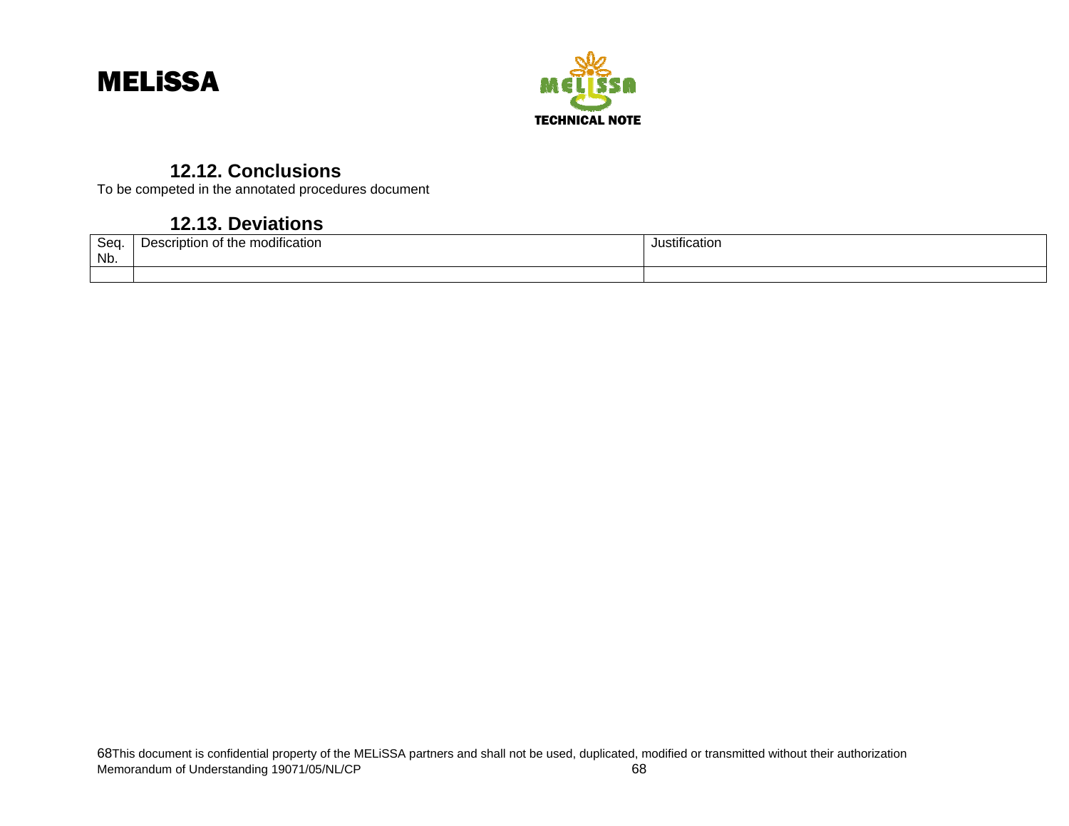## 12.12. Conclusions

To be competed in the annotated procedures document

## 12.13. Deviations

| Seq. Nb. | Description of the modification | Justification |
| --- | --- | --- |
| | | |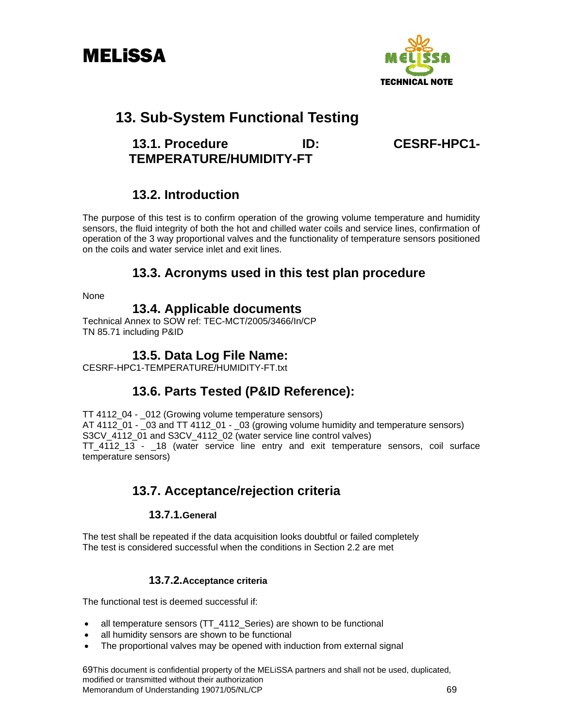# 13. Sub-System Functional Testing

## 13.1. Procedure ID: CESRF-HPC1-TEMPERATURE/HUMIDITY-FT

## 13.2. Introduction

The purpose of this test is to confirm operation of the growing volume temperature and humidity sensors, the fluid integrity of both the hot and chilled water coils and service lines, confirmation of operation of the 3 way proportional valves and the functionality of temperature sensors positioned on the coils and water service inlet and exit lines.

## 13.3. Acronyms used in this test plan procedure

None

## 13.4. Applicable documents

Technical Annex to SOW ref: TEC-MCT/2005/3466/In/CP
TN 85.71 including P&ID

## 13.5. Data Log File Name:

CESRF-HPC1-TEMPERATURE/HUMIDITY-FT.txt

## 13.6. Parts Tested (P&ID Reference):

TT 4112_04 - _012 (Growing volume temperature sensors)
AT 4112_01 - _03 and TT 4112_01 - _03 (growing volume humidity and temperature sensors)
S3CV_4112_01 and S3CV_4112_02 (water service line control valves)
TT_4112_13 - _18 (water service line entry and exit temperature sensors, coil surface temperature sensors)

## 13.7. Acceptance/rejection criteria

### 13.7.1. General

The test shall be repeated if the data acquisition looks doubtful or failed completely
The test is considered successful when the conditions in Section 2.2 are met

### 13.7.2. Acceptance criteria

The functional test is deemed successful if:

- all temperature sensors (TT_4112_Series) are shown to be functional
- all humidity sensors are shown to be functional
- The proportional valves may be opened with induction from external signal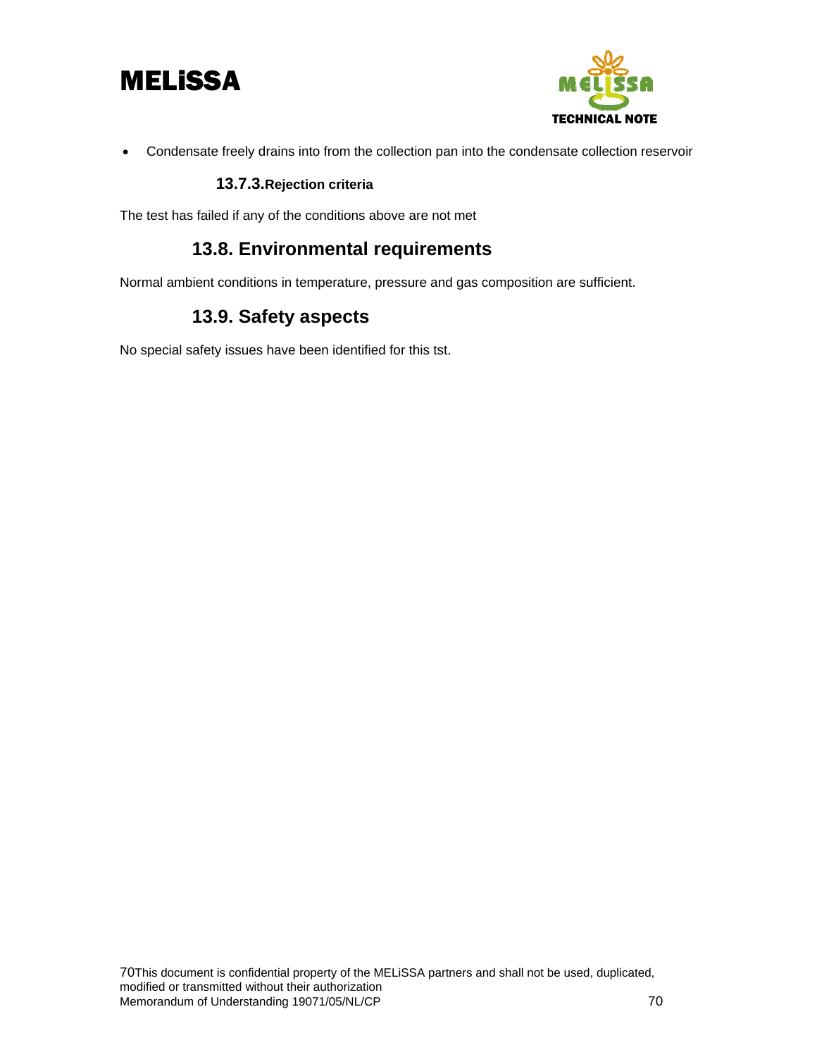- Condensate freely drains into from the collection pan into the condensate collection reservoir

#### 13.7.3. Rejection criteria

The test has failed if any of the conditions above are not met

## 13.8. Environmental requirements

Normal ambient conditions in temperature, pressure and gas composition are sufficient.

## 13.9. Safety aspects

No special safety issues have been identified for this tst.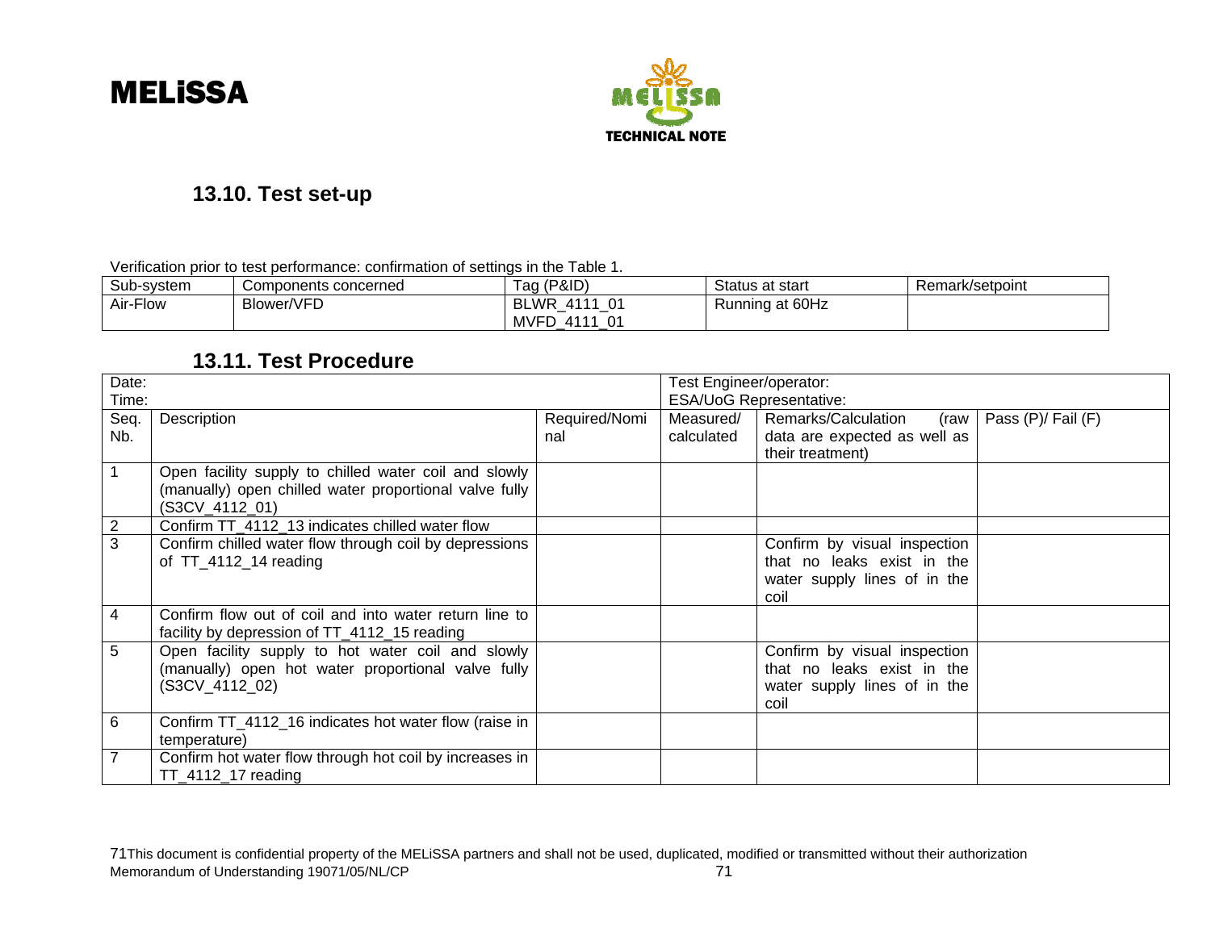## 13.10. Test set-up

Verification prior to test performance: confirmation of settings in the Table 1.

| Sub-system | Components concerned | Tag (P&ID) | Status at start | Remark/setpoint |
|---|---|---|---|---|
| Air-Flow | Blower/VFD | BLWR_4111_01<br>MVFD_4111_01 | Running at 60Hz | |

## 13.11. Test Procedure

| Date:<br>Time: | | | Test Engineer/operator:<br>ESA/UoG Representative: | | |
|---|---|---|---|---|---|
| Seq. Nb. | Description | Required/Nominal | Measured/ calculated | Remarks/Calculation (raw data are expected as well as their treatment) | Pass (P)/ Fail (F) |
| 1 | Open facility supply to chilled water coil and slowly (manually) open chilled water proportional valve fully (S3CV_4112_01) | | | | |
| 2 | Confirm TT_4112_13 indicates chilled water flow | | | | |
| 3 | Confirm chilled water flow through coil by depressions of TT_4112_14 reading | | | Confirm by visual inspection that no leaks exist in the water supply lines of in the coil | |
| 4 | Confirm flow out of coil and into water return line to facility by depression of TT_4112_15 reading | | | | |
| 5 | Open facility supply to hot water coil and slowly (manually) open hot water proportional valve fully (S3CV_4112_02) | | | Confirm by visual inspection that no leaks exist in the water supply lines of in the coil | |
| 6 | Confirm TT_4112_16 indicates hot water flow (raise in temperature) | | | | |
| 7 | Confirm hot water flow through hot coil by increases in TT_4112_17 reading | | | | |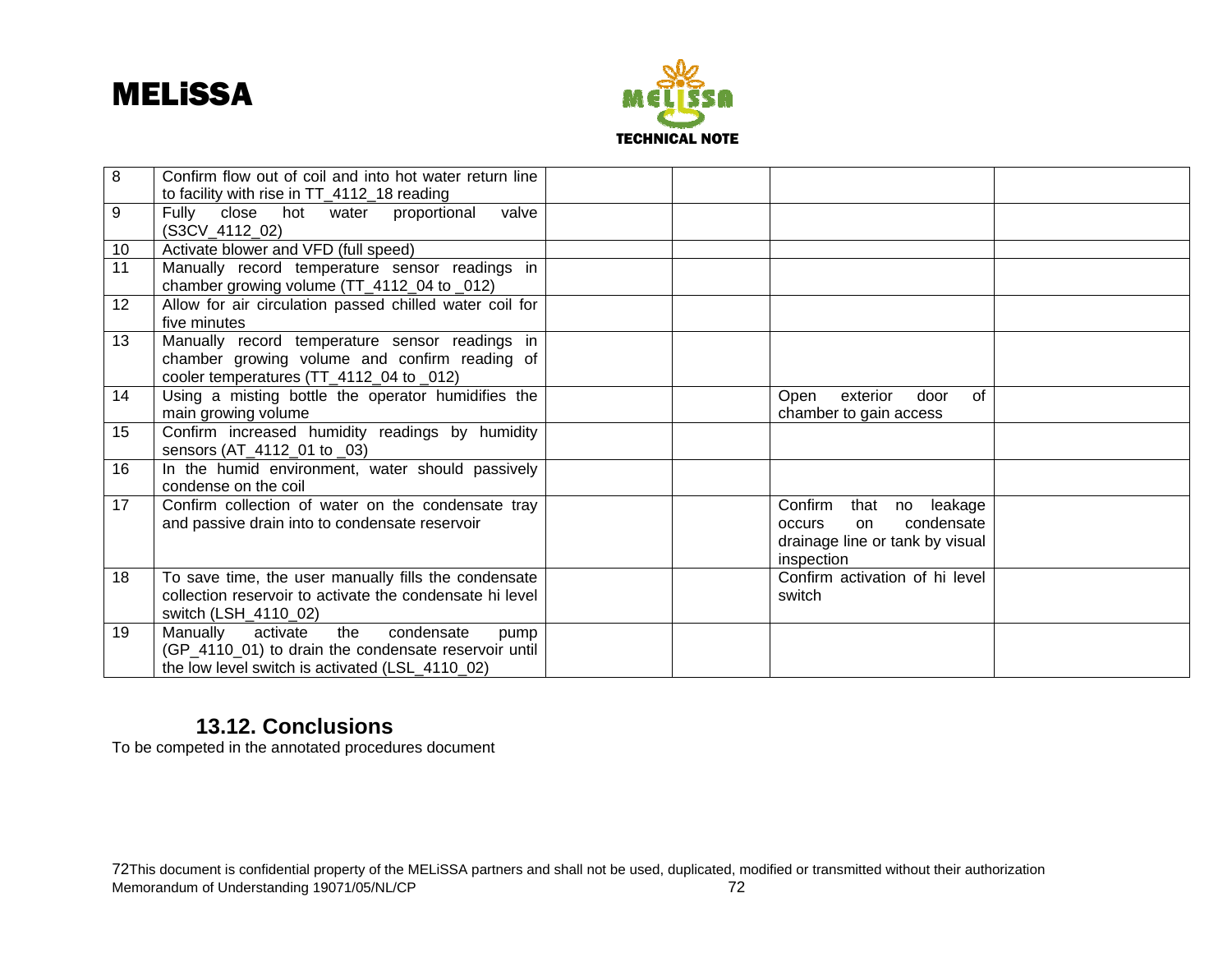| 8 | Confirm flow out of coil and into hot water return line to facility with rise in TT_4112_18 reading | | | | |
|---|---|---|---|---|---|
| 9 | Fully close hot water proportional valve (S3CV_4112_02) | | | | |
| 10 | Activate blower and VFD (full speed) | | | | |
| 11 | Manually record temperature sensor readings in chamber growing volume (TT_4112_04 to _012) | | | | |
| 12 | Allow for air circulation passed chilled water coil for five minutes | | | | |
| 13 | Manually record temperature sensor readings in chamber growing volume and confirm reading of cooler temperatures (TT_4112_04 to _012) | | | | |
| 14 | Using a misting bottle the operator humidifies the main growing volume | | | Open exterior door of chamber to gain access | |
| 15 | Confirm increased humidity readings by humidity sensors (AT_4112_01 to _03) | | | | |
| 16 | In the humid environment, water should passively condense on the coil | | | | |
| 17 | Confirm collection of water on the condensate tray and passive drain into to condensate reservoir | | | Confirm that no leakage occurs on condensate drainage line or tank by visual inspection | |
| 18 | To save time, the user manually fills the condensate collection reservoir to activate the condensate hi level switch (LSH_4110_02) | | | Confirm activation of hi level switch | |
| 19 | Manually activate the condensate pump (GP_4110_01) to drain the condensate reservoir until the low level switch is activated (LSL_4110_02) | | | | |

## 13.12. Conclusions

To be competed in the annotated procedures document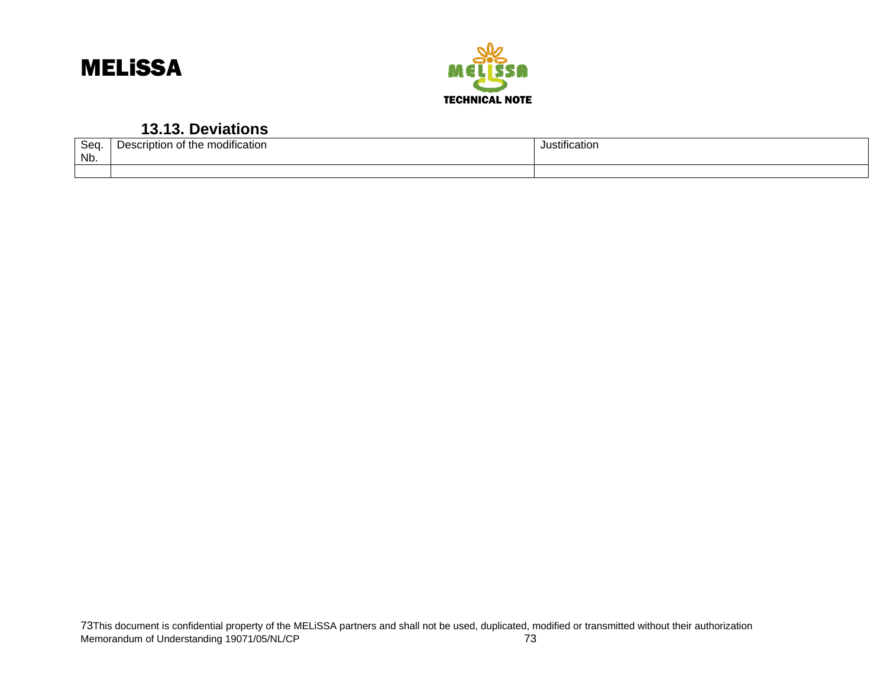### 13.13. Deviations

| Seq. Nb. | Description of the modification | Justification |
|---|---|---|
| | | |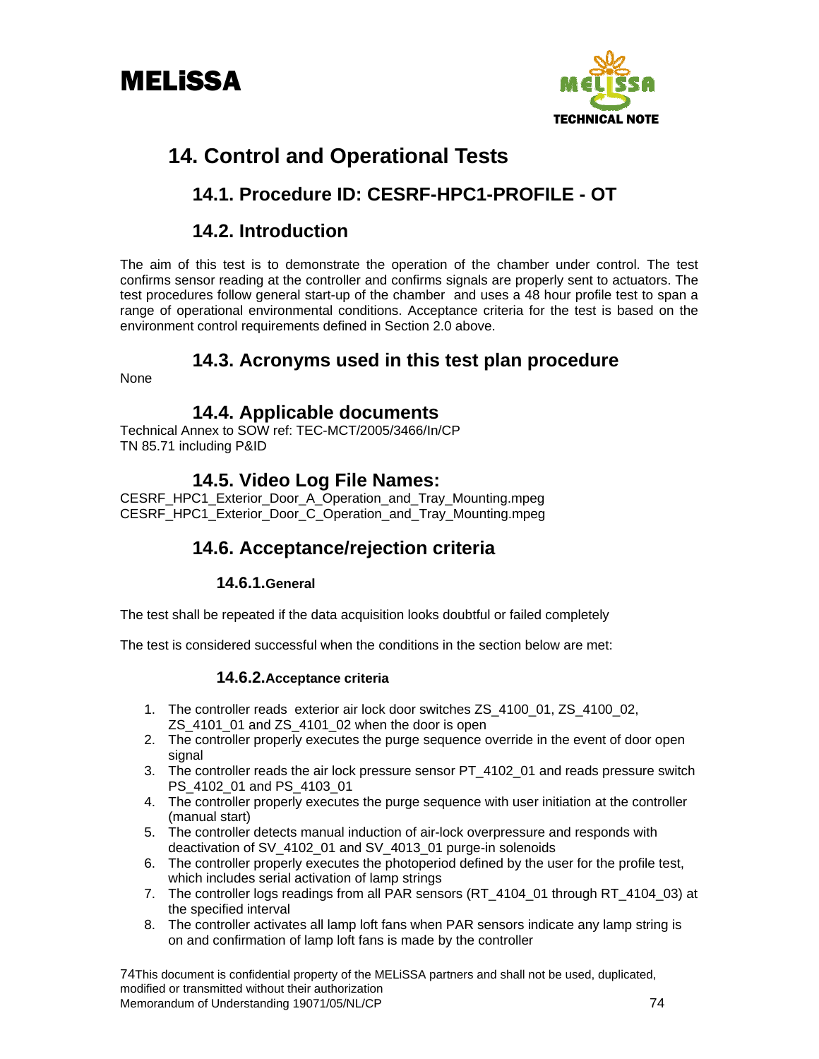# 14. Control and Operational Tests

## 14.1. Procedure ID: CESRF-HPC1-PROFILE - OT

## 14.2. Introduction

The aim of this test is to demonstrate the operation of the chamber under control. The test confirms sensor reading at the controller and confirms signals are properly sent to actuators. The test procedures follow general start-up of the chamber and uses a 48 hour profile test to span a range of operational environmental conditions. Acceptance criteria for the test is based on the environment control requirements defined in Section 2.0 above.

## 14.3. Acronyms used in this test plan procedure

None

## 14.4. Applicable documents

Technical Annex to SOW ref: TEC-MCT/2005/3466/In/CP
TN 85.71 including P&ID

## 14.5. Video Log File Names:

CESRF_HPC1_Exterior_Door_A_Operation_and_Tray_Mounting.mpeg
CESRF_HPC1_Exterior_Door_C_Operation_and_Tray_Mounting.mpeg

## 14.6. Acceptance/rejection criteria

### 14.6.1. General

The test shall be repeated if the data acquisition looks doubtful or failed completely

The test is considered successful when the conditions in the section below are met:

### 14.6.2. Acceptance criteria

1. The controller reads exterior air lock door switches ZS_4100_01, ZS_4100_02, ZS_4101_01 and ZS_4101_02 when the door is open
2. The controller properly executes the purge sequence override in the event of door open signal
3. The controller reads the air lock pressure sensor PT_4102_01 and reads pressure switch PS_4102_01 and PS_4103_01
4. The controller properly executes the purge sequence with user initiation at the controller (manual start)
5. The controller detects manual induction of air-lock overpressure and responds with deactivation of SV_4102_01 and SV_4013_01 purge-in solenoids
6. The controller properly executes the photoperiod defined by the user for the profile test, which includes serial activation of lamp strings
7. The controller logs readings from all PAR sensors (RT_4104_01 through RT_4104_03) at the specified interval
8. The controller activates all lamp loft fans when PAR sensors indicate any lamp string is on and confirmation of lamp loft fans is made by the controller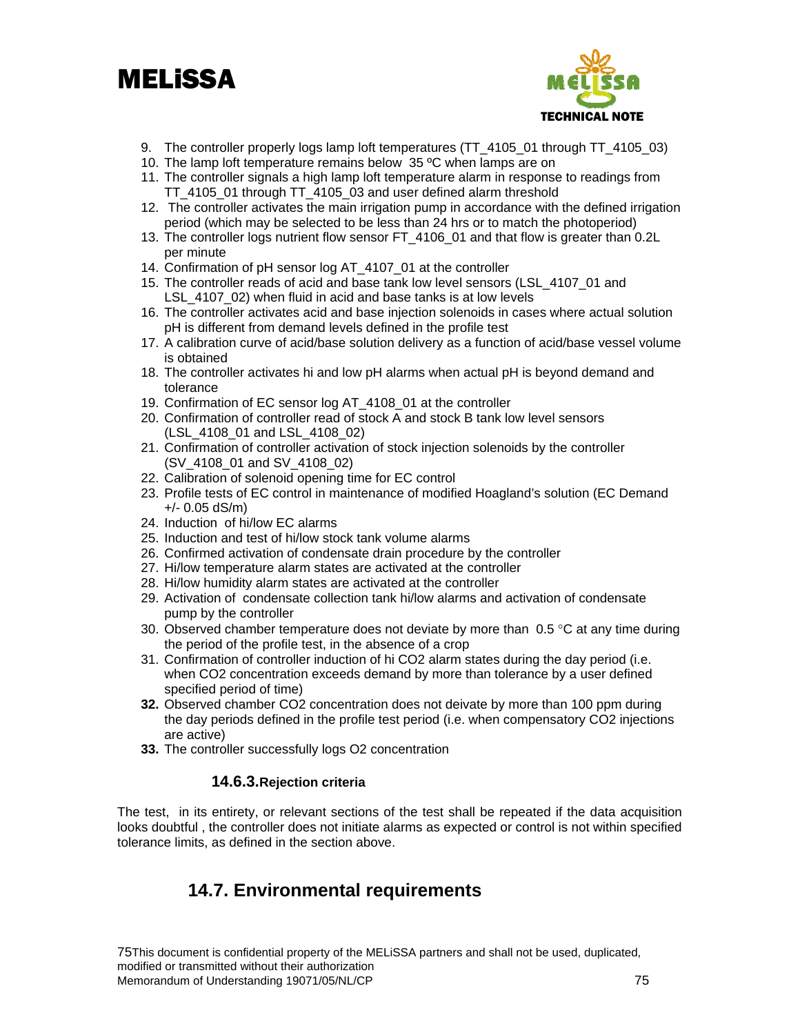9. The controller properly logs lamp loft temperatures (TT_4105_01 through TT_4105_03)
10. The lamp loft temperature remains below 35 ºC when lamps are on
11. The controller signals a high lamp loft temperature alarm in response to readings from TT_4105_01 through TT_4105_03 and user defined alarm threshold
12. The controller activates the main irrigation pump in accordance with the defined irrigation period (which may be selected to be less than 24 hrs or to match the photoperiod)
13. The controller logs nutrient flow sensor FT_4106_01 and that flow is greater than 0.2L per minute
14. Confirmation of pH sensor log AT_4107_01 at the controller
15. The controller reads of acid and base tank low level sensors (LSL_4107_01 and LSL_4107_02) when fluid in acid and base tanks is at low levels
16. The controller activates acid and base injection solenoids in cases where actual solution pH is different from demand levels defined in the profile test
17. A calibration curve of acid/base solution delivery as a function of acid/base vessel volume is obtained
18. The controller activates hi and low pH alarms when actual pH is beyond demand and tolerance
19. Confirmation of EC sensor log AT_4108_01 at the controller
20. Confirmation of controller read of stock A and stock B tank low level sensors (LSL_4108_01 and LSL_4108_02)
21. Confirmation of controller activation of stock injection solenoids by the controller (SV_4108_01 and SV_4108_02)
22. Calibration of solenoid opening time for EC control
23. Profile tests of EC control in maintenance of modified Hoagland's solution (EC Demand +/- 0.05 dS/m)
24. Induction of hi/low EC alarms
25. Induction and test of hi/low stock tank volume alarms
26. Confirmed activation of condensate drain procedure by the controller
27. Hi/low temperature alarm states are activated at the controller
28. Hi/low humidity alarm states are activated at the controller
29. Activation of condensate collection tank hi/low alarms and activation of condensate pump by the controller
30. Observed chamber temperature does not deviate by more than 0.5 °C at any time during the period of the profile test, in the absence of a crop
31. Confirmation of controller induction of hi CO2 alarm states during the day period (i.e. when CO2 concentration exceeds demand by more than tolerance by a user defined specified period of time)
32. Observed chamber CO2 concentration does not deivate by more than 100 ppm during the day periods defined in the profile test period (i.e. when compensatory CO2 injections are active)
33. The controller successfully logs O2 concentration

#### 14.6.3. Rejection criteria

The test, in its entirety, or relevant sections of the test shall be repeated if the data acquisition looks doubtful , the controller does not initiate alarms as expected or control is not within specified tolerance limits, as defined in the section above.

## 14.7. Environmental requirements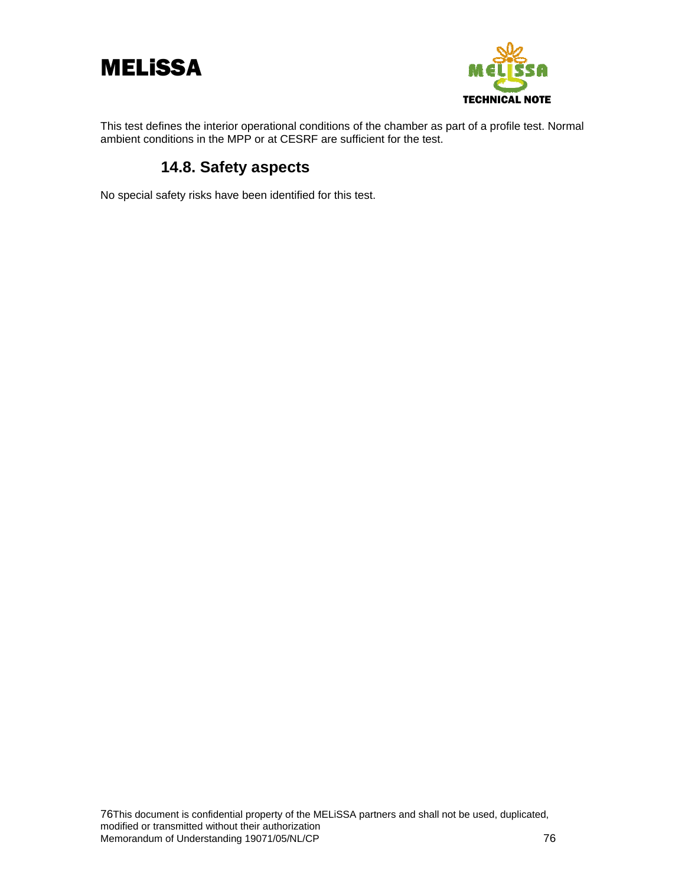This test defines the interior operational conditions of the chamber as part of a profile test. Normal ambient conditions in the MPP or at CESRF are sufficient for the test.

### 14.8. Safety aspects

No special safety risks have been identified for this test.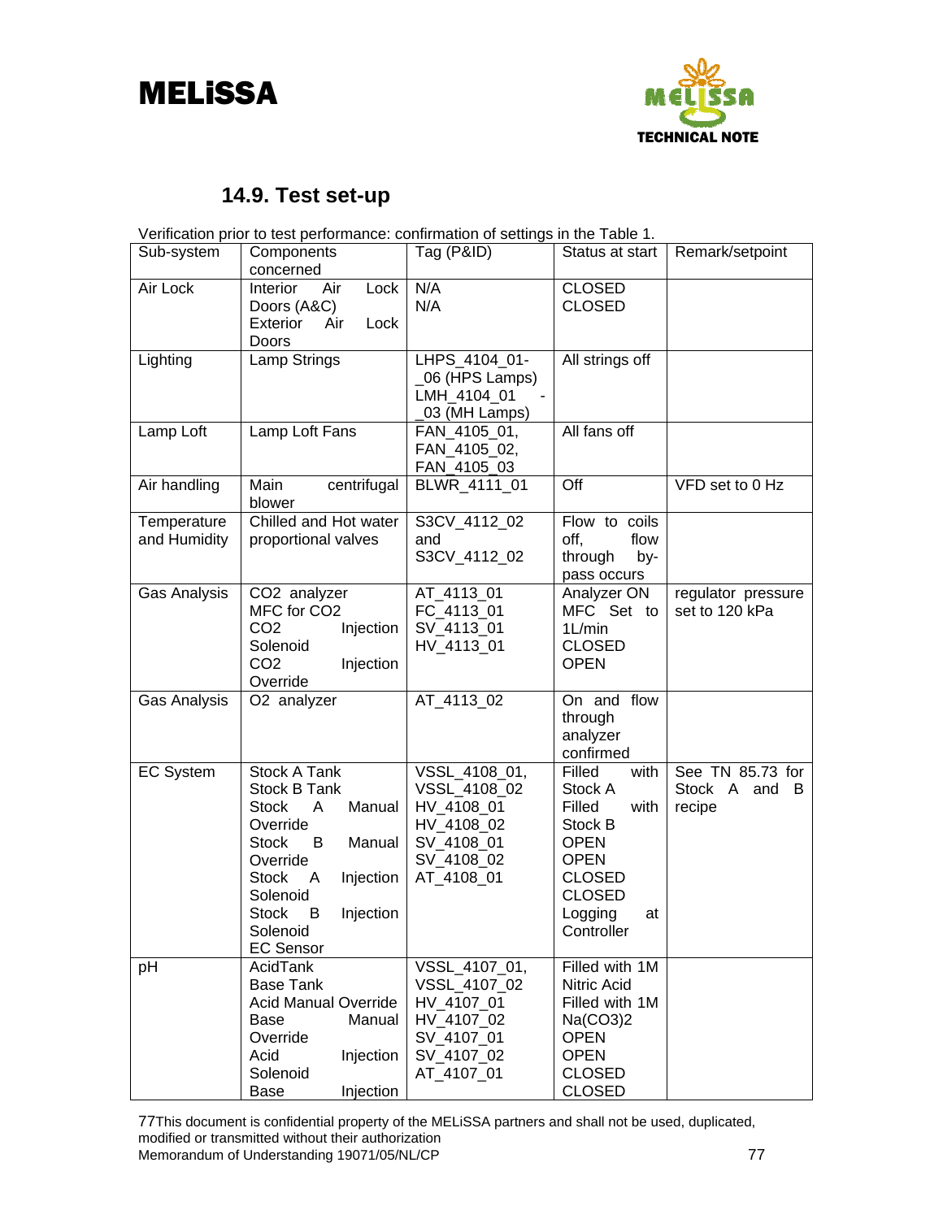## 14.9. Test set-up

Verification prior to test performance: confirmation of settings in the Table 1.

| Sub-system | Components concerned | Tag (P&ID) | Status at start | Remark/setpoint |
|---|---|---|---|---|
| Air Lock | Interior Air Lock Doors (A&C)<br>Exterior Air Lock Doors | N/A<br>N/A | CLOSED<br>CLOSED | |
| Lighting | Lamp Strings | LHPS_4104_01-_06 (HPS Lamps)<br>LMH_4104_01 - _03 (MH Lamps) | All strings off | |
| Lamp Loft | Lamp Loft Fans | FAN_4105_01, FAN_4105_02, FAN_4105_03 | All fans off | |
| Air handling | Main centrifugal blower | BLWR_4111_01 | Off | VFD set to 0 Hz |
| Temperature and Humidity | Chilled and Hot water proportional valves | S3CV_4112_02 and S3CV_4112_02 | Flow to coils off, flow through by-pass occurs | |
| Gas Analysis | $CO_2$ analyzer<br>MFC for $CO_2$<br>$CO_2$ Injection Solenoid<br>$CO_2$ Injection Override | AT_4113_01<br>FC_4113_01<br>SV_4113_01<br>HV_4113_01 | Analyzer ON<br>MFC Set to 1L/min<br>CLOSED<br>OPEN | regulator pressure set to 120 kPa |
| Gas Analysis | $O_2$ analyzer | AT_4113_02 | On and flow through analyzer confirmed | |
| EC System | Stock A Tank<br>Stock B Tank<br>Stock A Manual Override<br>Stock B Manual Override<br>Stock A Injection Solenoid<br>Stock B Injection Solenoid<br>EC Sensor | VSSL_4108_01, VSSL_4108_02<br>HV_4108_01<br>HV_4108_02<br>SV_4108_01<br>SV_4108_02<br>AT_4108_01 | Filled with Stock A<br>Filled with Stock B<br>OPEN<br>OPEN<br>CLOSED<br>CLOSED<br>Logging at Controller | See TN 85.73 for Stock A and B recipe |
| pH | AcidTank<br>Base Tank<br>Acid Manual Override<br>Base Manual Override<br>Acid Injection Solenoid<br>Base Injection | VSSL_4107_01, VSSL_4107_02<br>HV_4107_01<br>HV_4107_02<br>SV_4107_01<br>SV_4107_02<br>AT_4107_01 | Filled with 1M Nitric Acid<br>Filled with 1M $Na(CO_3)_2$<br>OPEN<br>OPEN<br>CLOSED<br>CLOSED | |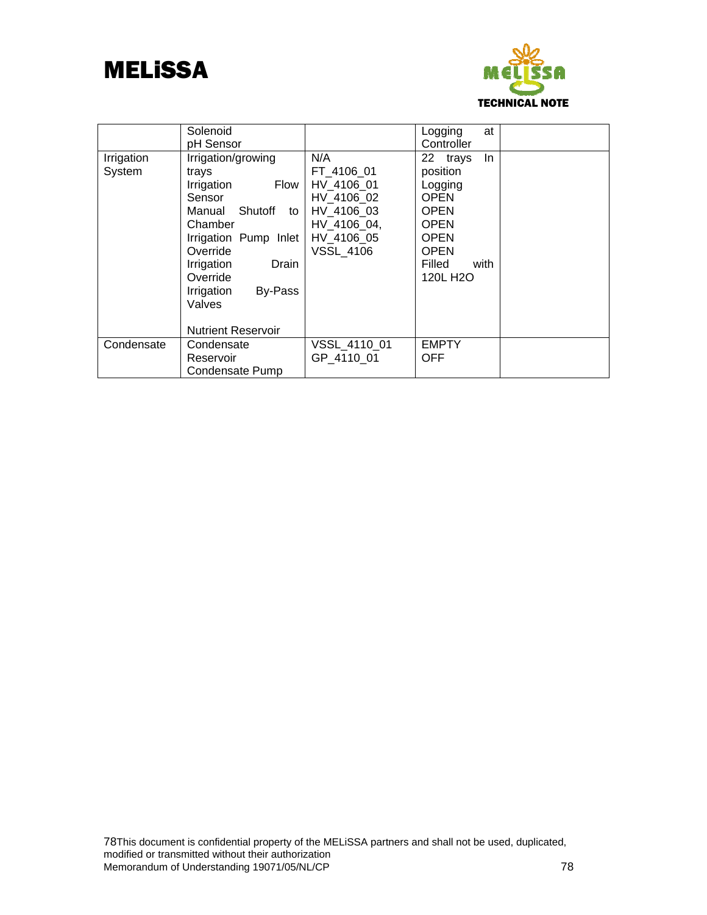| | Solenoid<br>pH Sensor | | Logging at Controller | |
|---|---|---|---|---|
| Irrigation System | Irrigation/growing trays<br>Irrigation Flow Sensor<br>Manual Shutoff to Chamber<br>Irrigation Pump Inlet Override<br>Irrigation Drain Override<br>Irrigation By-Pass Valves<br><br>Nutrient Reservoir | N/A<br>FT_4106_01<br>HV_4106_01<br>HV_4106_02<br>HV_4106_03<br>HV_4106_04,<br>HV_4106_05<br>VSSL_4106 | 22 trays In position<br>Logging<br>OPEN<br>OPEN<br>OPEN<br>OPEN<br>OPEN<br>Filled with 120L $H_2O$ | |
| Condensate | Condensate Reservoir<br>Condensate Pump | VSSL_4110_01<br>GP_4110_01 | EMPTY<br>OFF | |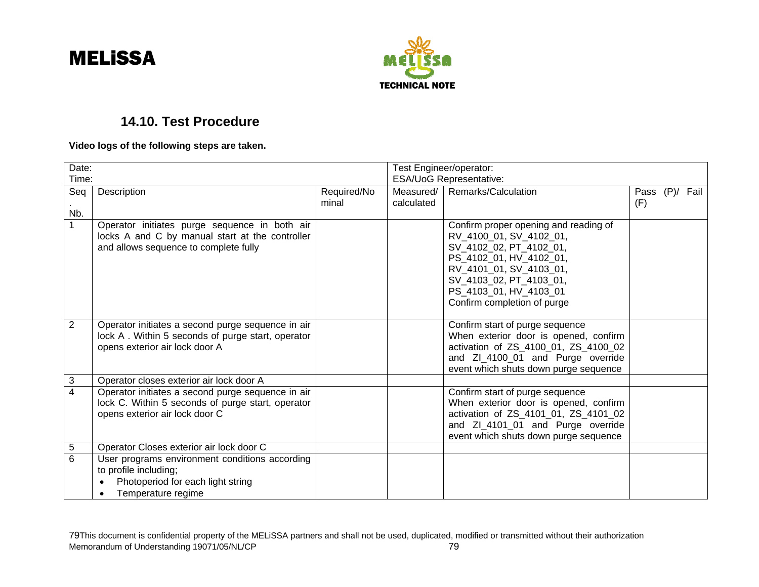## 14.10. Test Procedure

**Video logs of the following steps are taken.**

| Date:<br>Time: | | | Test Engineer/operator:<br>ESA/UoG Representative: | | |
|---|---|---|---|---|---|
| Seq. Nb. | Description | Required/Nominal | Measured/ calculated | Remarks/Calculation | Pass (P)/ Fail (F) |
| 1 | Operator initiates purge sequence in both air locks A and C by manual start at the controller and allows sequence to complete fully | | | Confirm proper opening and reading of RV_4100_01, SV_4102_01, SV_4102_02, PT_4102_01, PS_4102_01, HV_4102_01, RV_4101_01, SV_4103_01, SV_4103_02, PT_4103_01, PS_4103_01, HV_4103_01<br>Confirm completion of purge | |
| 2 | Operator initiates a second purge sequence in air lock A . Within 5 seconds of purge start, operator opens exterior air lock door A | | | Confirm start of purge sequence<br>When exterior door is opened, confirm activation of ZS_4100_01, ZS_4100_02 and ZI_4100_01 and Purge override event which shuts down purge sequence | |
| 3 | Operator closes exterior air lock door A | | | | |
| 4 | Operator initiates a second purge sequence in air lock C. Within 5 seconds of purge start, operator opens exterior air lock door C | | | Confirm start of purge sequence<br>When exterior door is opened, confirm activation of ZS_4101_01, ZS_4101_02 and ZI_4101_01 and Purge override event which shuts down purge sequence | |
| 5 | Operator Closes exterior air lock door C | | | | |
| 6 | User programs environment conditions according to profile including;<br>• Photoperiod for each light string<br>• Temperature regime | | | | |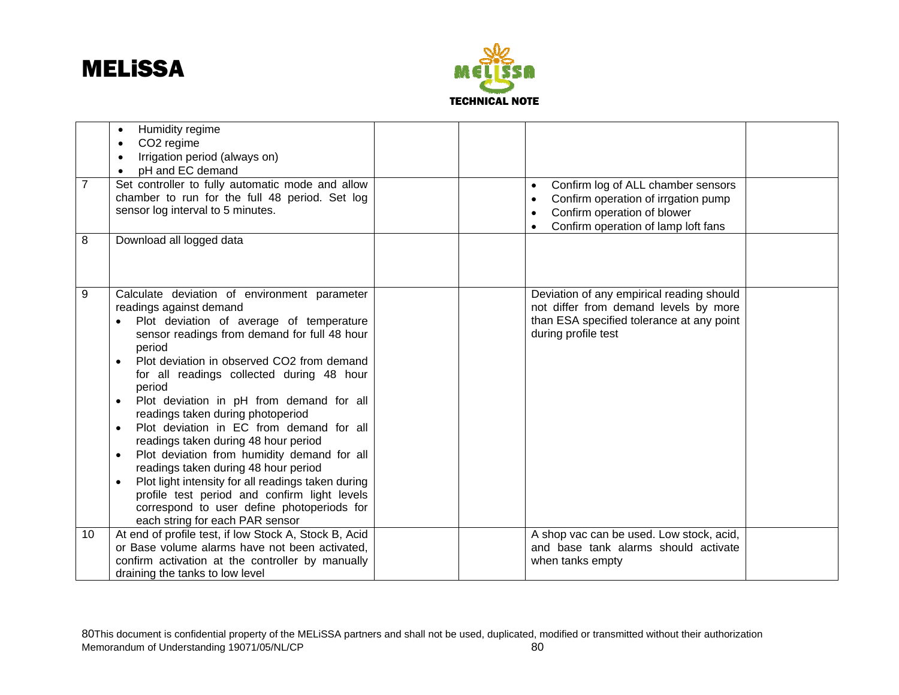| | | | | | |
|---|---|---|---|---|---|
| | • Humidity regime<br>• $CO_2$ regime<br>• Irrigation period (always on)<br>• pH and EC demand | | | | |
| 7 | Set controller to fully automatic mode and allow chamber to run for the full 48 period. Set log sensor log interval to 5 minutes. | | | • Confirm log of ALL chamber sensors<br>• Confirm operation of irrgation pump<br>• Confirm operation of blower<br>• Confirm operation of lamp loft fans | |
| 8 | Download all logged data | | | | |
| 9 | Calculate deviation of environment parameter readings against demand<br>• Plot deviation of average of temperature sensor readings from demand for full 48 hour period<br>• Plot deviation in observed $CO_2$ from demand for all readings collected during 48 hour period<br>• Plot deviation in pH from demand for all readings taken during photoperiod<br>• Plot deviation in EC from demand for all readings taken during 48 hour period<br>• Plot deviation from humidity demand for all readings taken during 48 hour period<br>• Plot light intensity for all readings taken during profile test period and confirm light levels correspond to user define photoperiods for each string for each PAR sensor | | | Deviation of any empirical reading should not differ from demand levels by more than ESA specified tolerance at any point during profile test | |
| 10 | At end of profile test, if low Stock A, Stock B, Acid or Base volume alarms have not been activated, confirm activation at the controller by manually draining the tanks to low level | | | A shop vac can be used. Low stock, acid, and base tank alarms should activate when tanks empty | |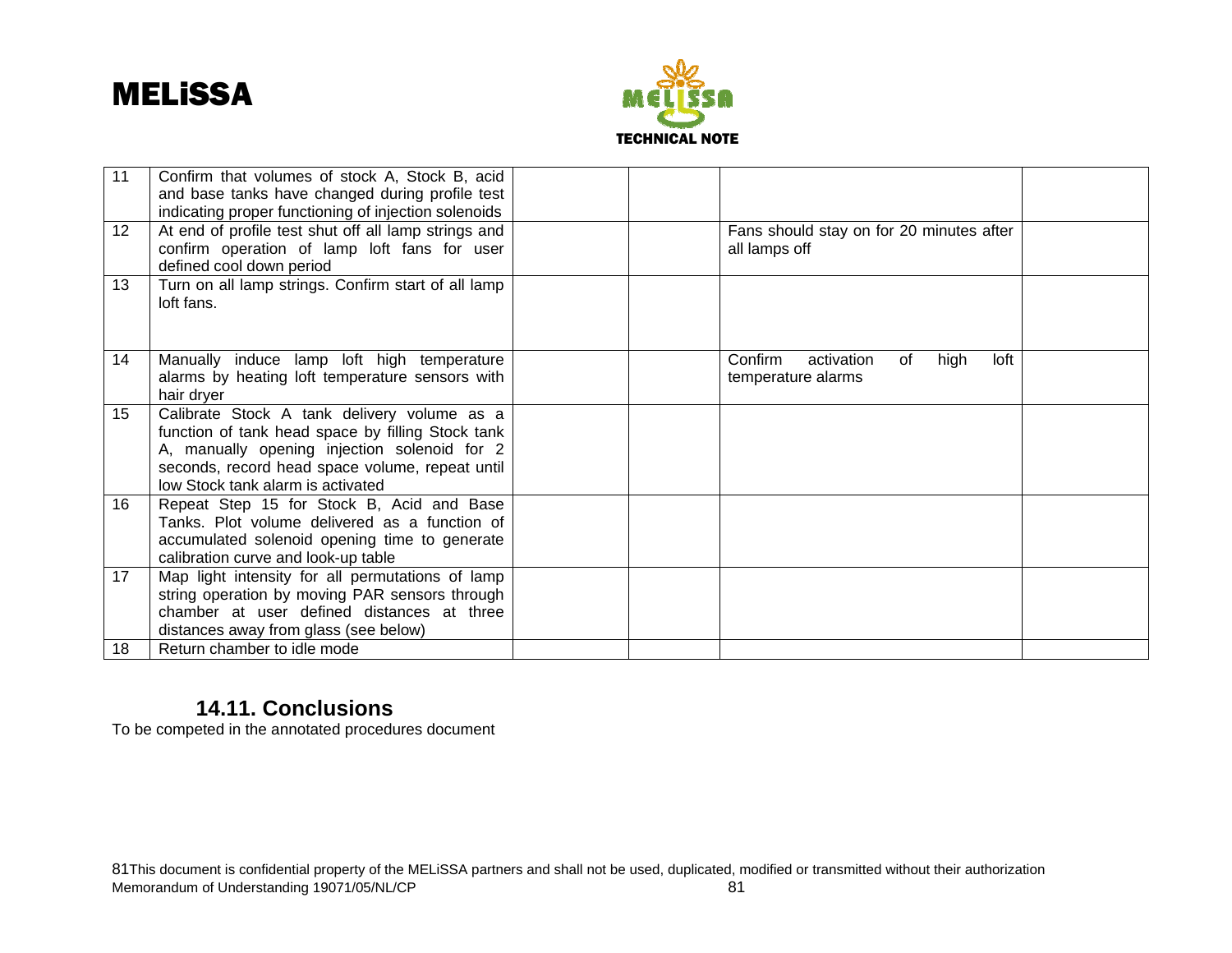| | | | | | |
|---|---|---|---|---|---|
| 11 | Confirm that volumes of stock A, Stock B, acid and base tanks have changed during profile test indicating proper functioning of injection solenoids | | | | |
| 12 | At end of profile test shut off all lamp strings and confirm operation of lamp loft fans for user defined cool down period | | | Fans should stay on for 20 minutes after all lamps off | |
| 13 | Turn on all lamp strings. Confirm start of all lamp loft fans. | | | | |
| 14 | Manually induce lamp loft high temperature alarms by heating loft temperature sensors with hair dryer | | | Confirm activation of high loft temperature alarms | |
| 15 | Calibrate Stock A tank delivery volume as a function of tank head space by filling Stock tank A, manually opening injection solenoid for 2 seconds, record head space volume, repeat until low Stock tank alarm is activated | | | | |
| 16 | Repeat Step 15 for Stock B, Acid and Base Tanks. Plot volume delivered as a function of accumulated solenoid opening time to generate calibration curve and look-up table | | | | |
| 17 | Map light intensity for all permutations of lamp string operation by moving PAR sensors through chamber at user defined distances at three distances away from glass (see below) | | | | |
| 18 | Return chamber to idle mode | | | | |

## 14.11. Conclusions

To be competed in the annotated procedures document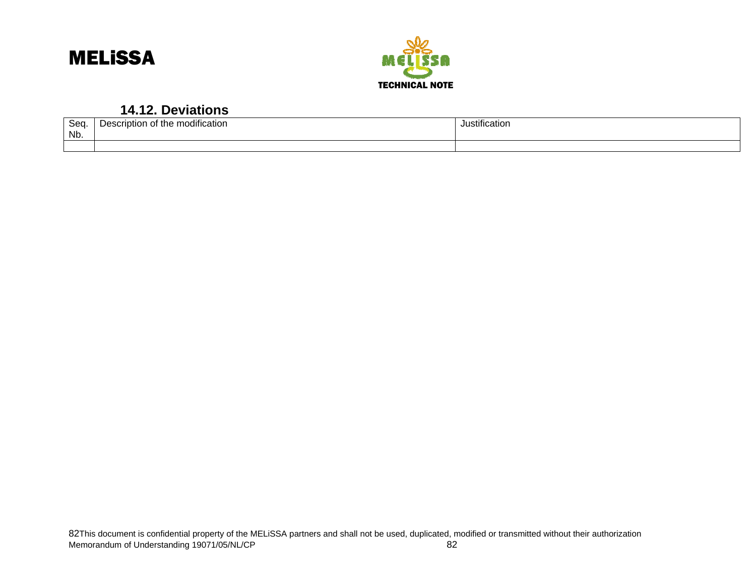### 14.12. Deviations

| Seq. Nb. | Description of the modification | Justification |
|---|---|---|
| | | |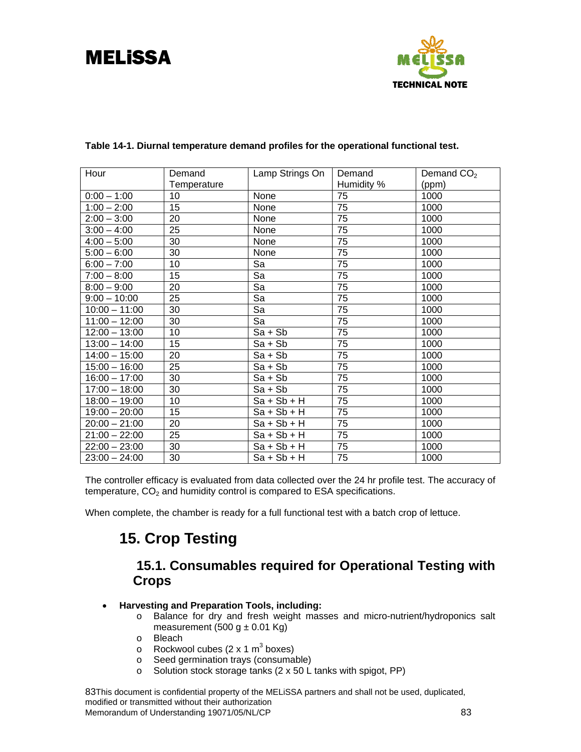**Table 14-1. Diurnal temperature demand profiles for the operational functional test.**

| Hour | Demand Temperature | Lamp Strings On | Demand Humidity % | Demand $CO_2$ (ppm) |
|---|---|---|---|---|
| 0:00 – 1:00 | 10 | None | 75 | 1000 |
| 1:00 – 2:00 | 15 | None | 75 | 1000 |
| 2:00 – 3:00 | 20 | None | 75 | 1000 |
| 3:00 – 4:00 | 25 | None | 75 | 1000 |
| 4:00 – 5:00 | 30 | None | 75 | 1000 |
| 5:00 – 6:00 | 30 | None | 75 | 1000 |
| 6:00 – 7:00 | 10 | Sa | 75 | 1000 |
| 7:00 – 8:00 | 15 | Sa | 75 | 1000 |
| 8:00 – 9:00 | 20 | Sa | 75 | 1000 |
| 9:00 – 10:00 | 25 | Sa | 75 | 1000 |
| 10:00 – 11:00 | 30 | Sa | 75 | 1000 |
| 11:00 – 12:00 | 30 | Sa | 75 | 1000 |
| 12:00 – 13:00 | 10 | Sa + Sb | 75 | 1000 |
| 13:00 – 14:00 | 15 | Sa + Sb | 75 | 1000 |
| 14:00 – 15:00 | 20 | Sa + Sb | 75 | 1000 |
| 15:00 – 16:00 | 25 | Sa + Sb | 75 | 1000 |
| 16:00 – 17:00 | 30 | Sa + Sb | 75 | 1000 |
| 17:00 – 18:00 | 30 | Sa + Sb | 75 | 1000 |
| 18:00 – 19:00 | 10 | Sa + Sb + H | 75 | 1000 |
| 19:00 – 20:00 | 15 | Sa + Sb + H | 75 | 1000 |
| 20:00 – 21:00 | 20 | Sa + Sb + H | 75 | 1000 |
| 21:00 – 22:00 | 25 | Sa + Sb + H | 75 | 1000 |
| 22:00 – 23:00 | 30 | Sa + Sb + H | 75 | 1000 |
| 23:00 – 24:00 | 30 | Sa + Sb + H | 75 | 1000 |

The controller efficacy is evaluated from data collected over the 24 hr profile test. The accuracy of temperature, $CO_2$ and humidity control is compared to ESA specifications.

When complete, the chamber is ready for a full functional test with a batch crop of lettuce.

# 15. Crop Testing

## 15.1. Consumables required for Operational Testing with Crops

- **Harvesting and Preparation Tools, including:**
  - Balance for dry and fresh weight masses and micro-nutrient/hydroponics salt measurement (500 g ± 0.01 Kg)
  - Bleach
  - Rockwool cubes (2 x 1 $m^3$ boxes)
  - Seed germination trays (consumable)
  - Solution stock storage tanks (2 x 50 L tanks with spigot, PP)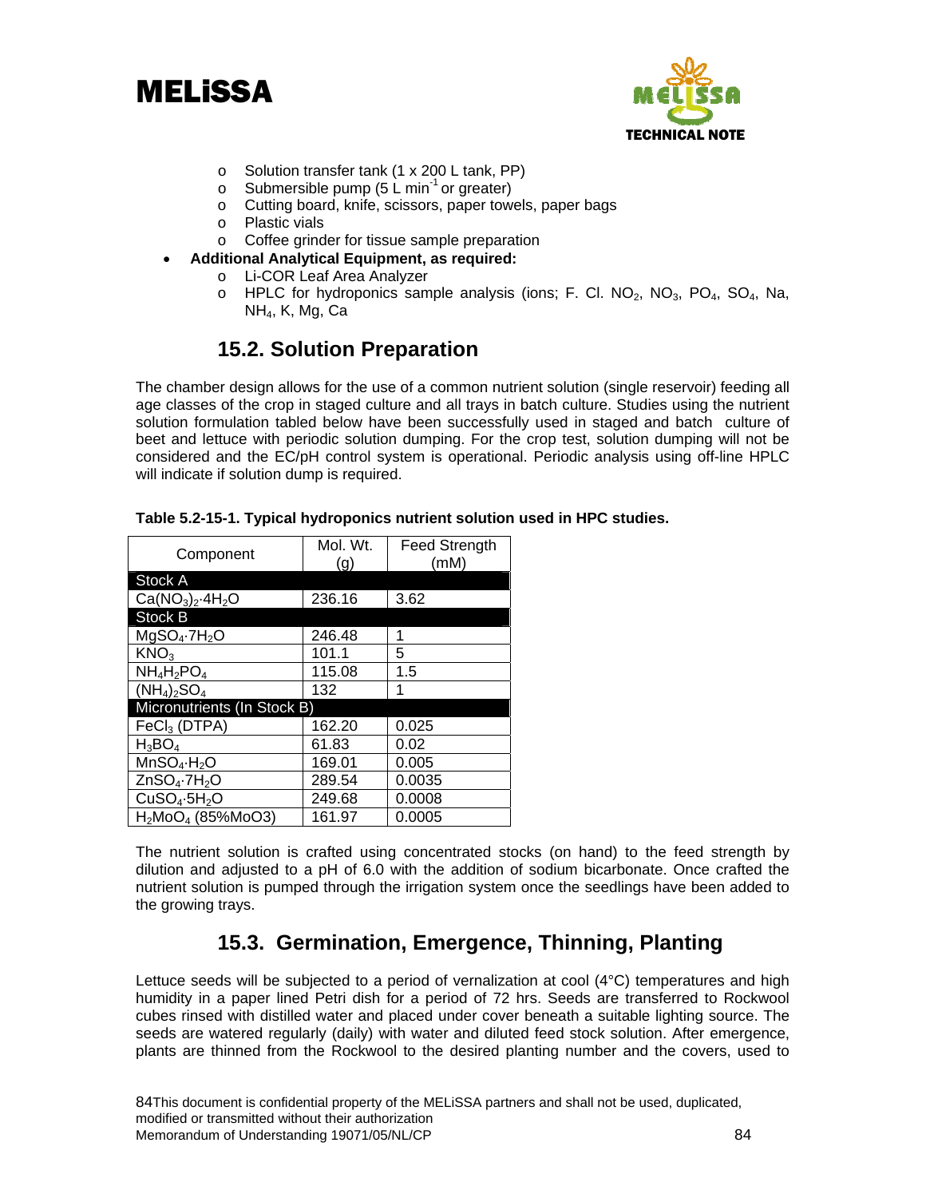- Solution transfer tank (1 x 200 L tank, PP)
  - Submersible pump (5 L $min^{-1}$ or greater)
  - Cutting board, knife, scissors, paper towels, paper bags
  - Plastic vials
  - Coffee grinder for tissue sample preparation
- **Additional Analytical Equipment, as required:**
  - Li-COR Leaf Area Analyzer
  - HPLC for hydroponics sample analysis (ions; F. Cl. $NO_2$, $NO_3$, $PO_4$, $SO_4$, Na, $NH_4$, K, Mg, Ca

## 15.2. Solution Preparation

The chamber design allows for the use of a common nutrient solution (single reservoir) feeding all age classes of the crop in staged culture and all trays in batch culture. Studies using the nutrient solution formulation tabled below have been successfully used in staged and batch culture of beet and lettuce with periodic solution dumping. For the crop test, solution dumping will not be considered and the EC/pH control system is operational. Periodic analysis using off-line HPLC will indicate if solution dump is required.

**Table 5.2-15-1. Typical hydroponics nutrient solution used in HPC studies.**

| Component | Mol. Wt. (g) | Feed Strength (mM) |
|---|---|---|
| **Stock A** | | |
| $Ca(NO_3)_2{\cdot}4H_2O$ | 236.16 | 3.62 |
| **Stock B** | | |
| $MgSO_4{\cdot}7H_2O$ | 246.48 | 1 |
| $KNO_3$ | 101.1 | 5 |
| $NH_4H_2PO_4$ | 115.08 | 1.5 |
| $(NH_4)_2SO_4$ | 132 | 1 |
| **Micronutrients (In Stock B)** | | |
| $FeCl_3$ (DTPA) | 162.20 | 0.025 |
| $H_3BO_4$ | 61.83 | 0.02 |
| $MnSO_4{\cdot}H_2O$ | 169.01 | 0.005 |
| $ZnSO_4{\cdot}7H_2O$ | 289.54 | 0.0035 |
| $CuSO_4{\cdot}5H_2O$ | 249.68 | 0.0008 |
| $H_2MoO_4$ (85%MoO3) | 161.97 | 0.0005 |

The nutrient solution is crafted using concentrated stocks (on hand) to the feed strength by dilution and adjusted to a pH of 6.0 with the addition of sodium bicarbonate. Once crafted the nutrient solution is pumped through the irrigation system once the seedlings have been added to the growing trays.

## 15.3. Germination, Emergence, Thinning, Planting

Lettuce seeds will be subjected to a period of vernalization at cool (4°C) temperatures and high humidity in a paper lined Petri dish for a period of 72 hrs. Seeds are transferred to Rockwool cubes rinsed with distilled water and placed under cover beneath a suitable lighting source. The seeds are watered regularly (daily) with water and diluted feed stock solution. After emergence, plants are thinned from the Rockwool to the desired planting number and the covers, used to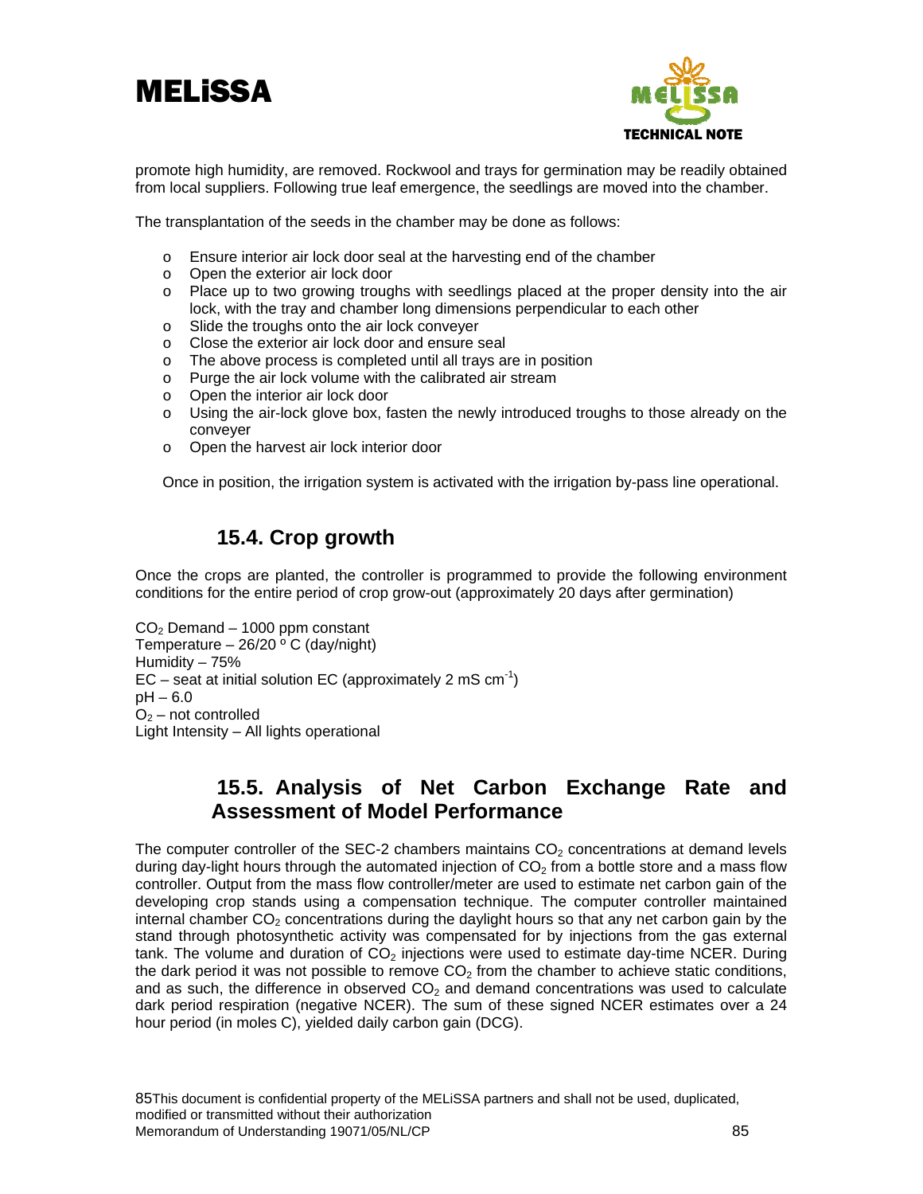promote high humidity, are removed. Rockwool and trays for germination may be readily obtained from local suppliers. Following true leaf emergence, the seedlings are moved into the chamber.

The transplantation of the seeds in the chamber may be done as follows:

- Ensure interior air lock door seal at the harvesting end of the chamber
- Open the exterior air lock door
- Place up to two growing troughs with seedlings placed at the proper density into the air lock, with the tray and chamber long dimensions perpendicular to each other
- Slide the troughs onto the air lock conveyer
- Close the exterior air lock door and ensure seal
- The above process is completed until all trays are in position
- Purge the air lock volume with the calibrated air stream
- Open the interior air lock door
- Using the air-lock glove box, fasten the newly introduced troughs to those already on the conveyer
- Open the harvest air lock interior door

Once in position, the irrigation system is activated with the irrigation by-pass line operational.

## 15.4. Crop growth

Once the crops are planted, the controller is programmed to provide the following environment conditions for the entire period of crop grow-out (approximately 20 days after germination)

$CO_2$ Demand – 1000 ppm constant
Temperature – 26/20 º C (day/night)
Humidity – 75%
EC – seat at initial solution EC (approximately 2 mS $cm^{-1}$)
pH – 6.0
$O_2$ – not controlled
Light Intensity – All lights operational

## 15.5. Analysis of Net Carbon Exchange Rate and Assessment of Model Performance

The computer controller of the SEC-2 chambers maintains $CO_2$ concentrations at demand levels during day-light hours through the automated injection of $CO_2$ from a bottle store and a mass flow controller. Output from the mass flow controller/meter are used to estimate net carbon gain of the developing crop stands using a compensation technique. The computer controller maintained internal chamber $CO_2$ concentrations during the daylight hours so that any net carbon gain by the stand through photosynthetic activity was compensated for by injections from the gas external tank. The volume and duration of $CO_2$ injections were used to estimate day-time NCER. During the dark period it was not possible to remove $CO_2$ from the chamber to achieve static conditions, and as such, the difference in observed $CO_2$ and demand concentrations was used to calculate dark period respiration (negative NCER). The sum of these signed NCER estimates over a 24 hour period (in moles C), yielded daily carbon gain (DCG).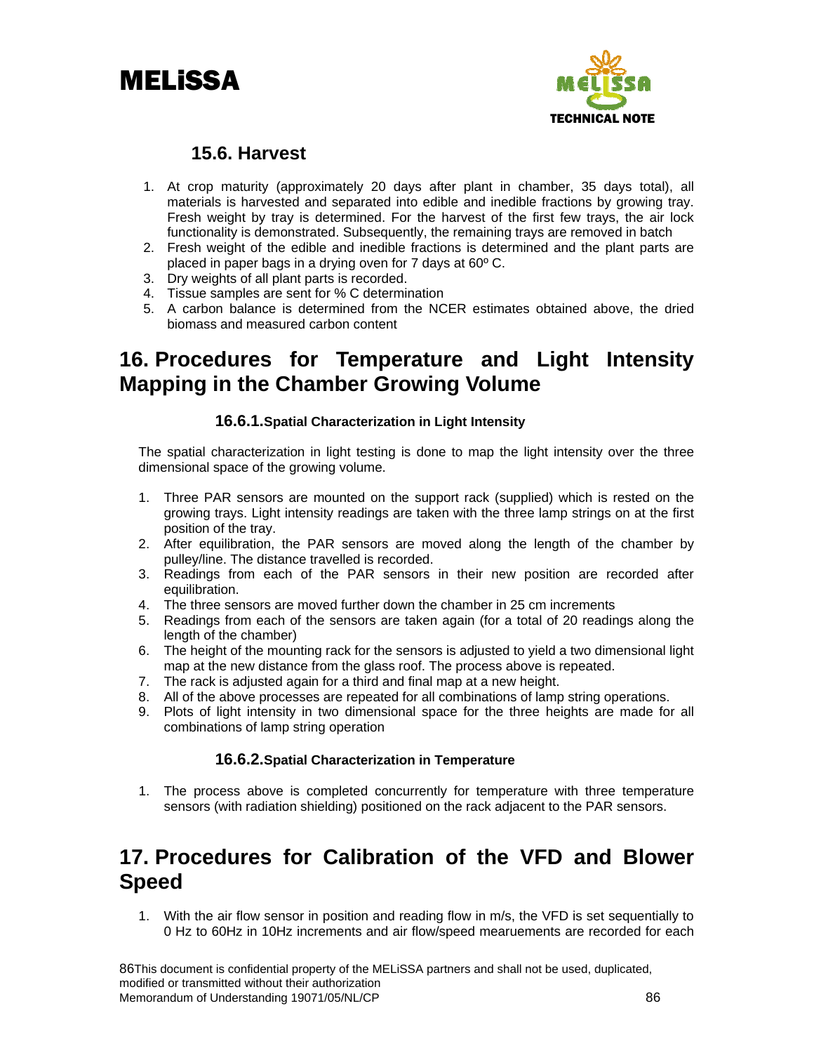### 15.6. Harvest

1. At crop maturity (approximately 20 days after plant in chamber, 35 days total), all materials is harvested and separated into edible and inedible fractions by growing tray. Fresh weight by tray is determined. For the harvest of the first few trays, the air lock functionality is demonstrated. Subsequently, the remaining trays are removed in batch
2. Fresh weight of the edible and inedible fractions is determined and the plant parts are placed in paper bags in a drying oven for 7 days at 60º C.
3. Dry weights of all plant parts is recorded.
4. Tissue samples are sent for % C determination
5. A carbon balance is determined from the NCER estimates obtained above, the dried biomass and measured carbon content

# 16. Procedures for Temperature and Light Intensity Mapping in the Chamber Growing Volume

#### 16.6.1. Spatial Characterization in Light Intensity

The spatial characterization in light testing is done to map the light intensity over the three dimensional space of the growing volume.

1. Three PAR sensors are mounted on the support rack (supplied) which is rested on the growing trays. Light intensity readings are taken with the three lamp strings on at the first position of the tray.
2. After equilibration, the PAR sensors are moved along the length of the chamber by pulley/line. The distance travelled is recorded.
3. Readings from each of the PAR sensors in their new position are recorded after equilibration.
4. The three sensors are moved further down the chamber in 25 cm increments
5. Readings from each of the sensors are taken again (for a total of 20 readings along the length of the chamber)
6. The height of the mounting rack for the sensors is adjusted to yield a two dimensional light map at the new distance from the glass roof. The process above is repeated.
7. The rack is adjusted again for a third and final map at a new height.
8. All of the above processes are repeated for all combinations of lamp string operations.
9. Plots of light intensity in two dimensional space for the three heights are made for all combinations of lamp string operation

#### 16.6.2. Spatial Characterization in Temperature

1. The process above is completed concurrently for temperature with three temperature sensors (with radiation shielding) positioned on the rack adjacent to the PAR sensors.

# 17. Procedures for Calibration of the VFD and Blower Speed

1. With the air flow sensor in position and reading flow in m/s, the VFD is set sequentially to 0 Hz to 60Hz in 10Hz increments and air flow/speed mearuements are recorded for each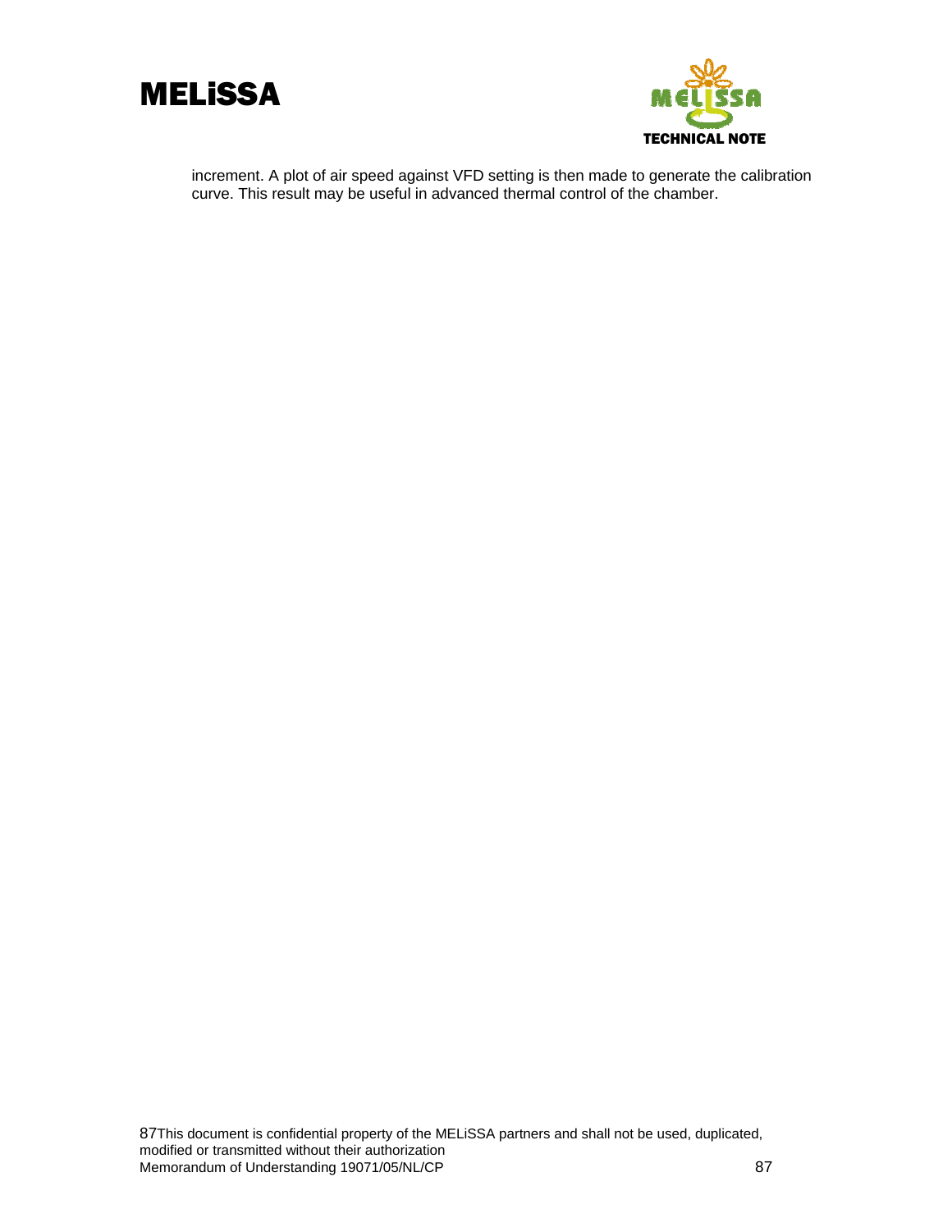increment. A plot of air speed against VFD setting is then made to generate the calibration curve. This result may be useful in advanced thermal control of the chamber.